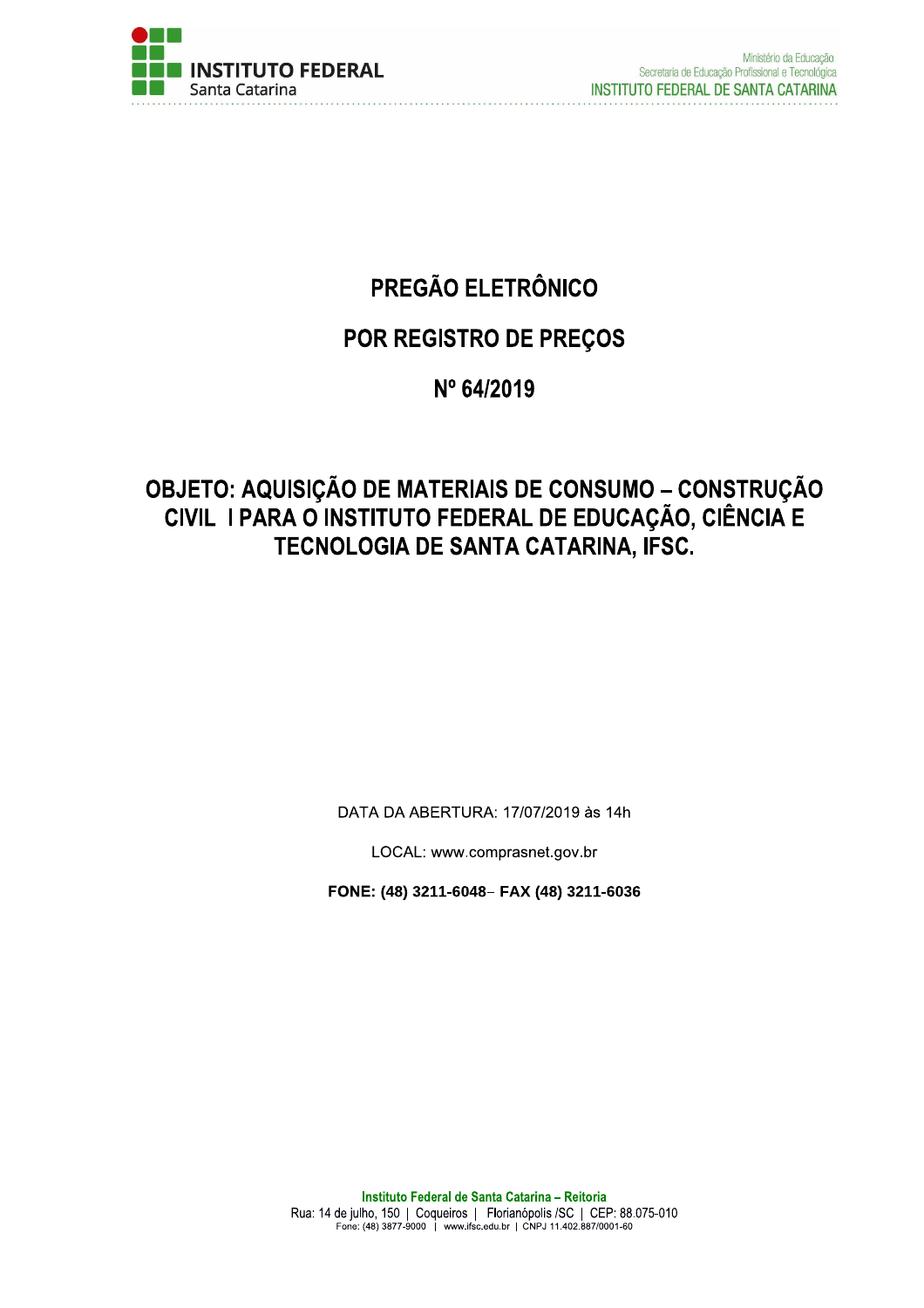# PREGÃO ELETRÔNICO

# POR REGISTRO DE PREÇOS

# Nº 64/2019

## OBJETO: AQUISIÇÃO DE MATERIAIS DE CONSUMO – CONSTRUÇÃO CIVIL I PARA O INSTITUTO FEDERAL DE EDUCAÇÃO, CIÊNCIA E TECNOLOGIA DE SANTA CATARINA, IFSC.

DATA DA ABERTURA: 17/07/2019 às 14h

LOCAL: www.comprasnet.gov.br

**FONE: (48) 3211-6048– FAX (48) 3211-6036**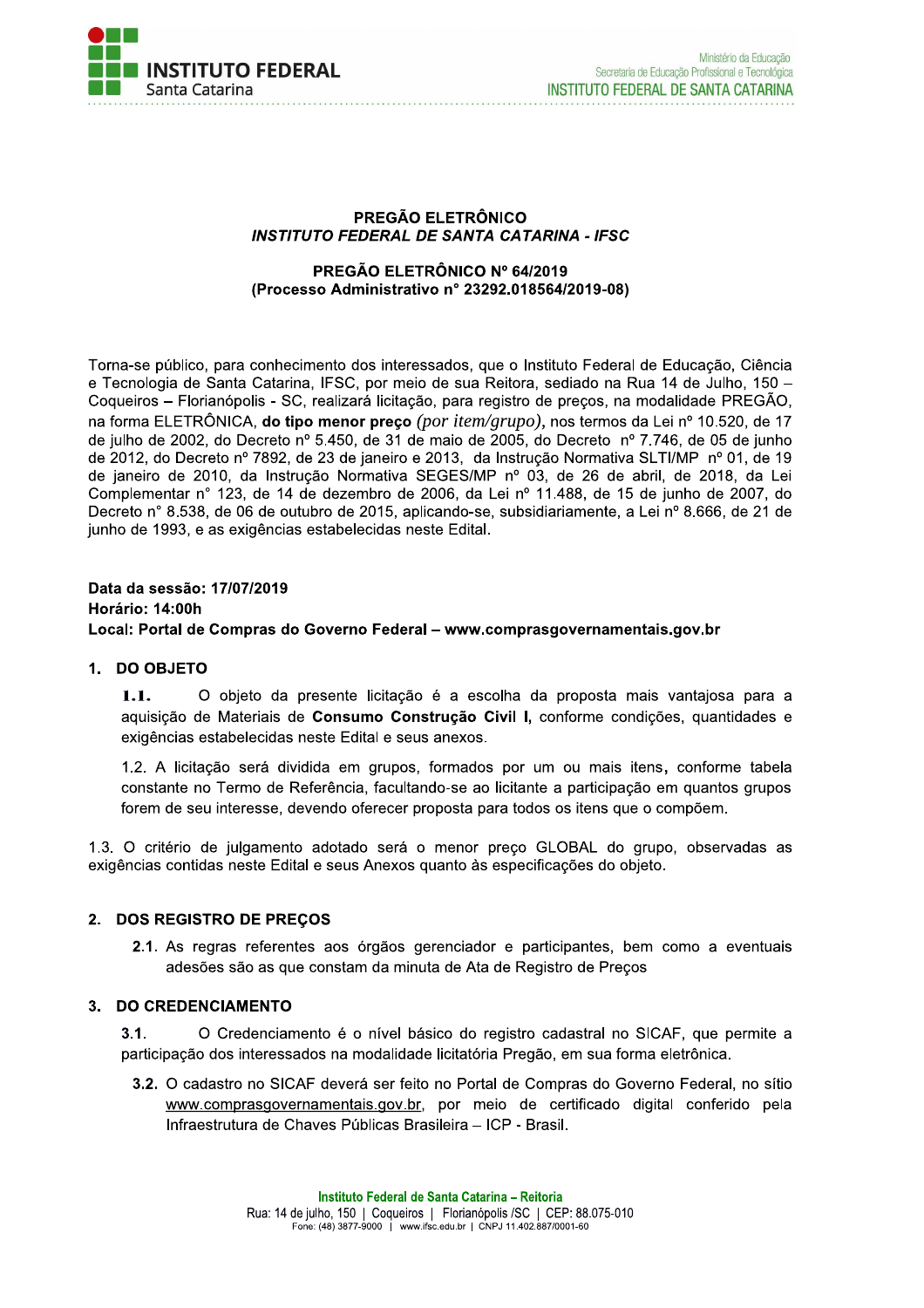**PREGÃO ELETRÔNICO**
***INSTITUTO FEDERAL DE SANTA CATARINA - IFSC***

**PREGÃO ELETRÔNICO Nº 64/2019**
**(Processo Administrativo n° 23292.018564/2019-08)**

Torna-se público, para conhecimento dos interessados, que o Instituto Federal de Educação, Ciência e Tecnologia de Santa Catarina, IFSC, por meio de sua Reitoria, sediado na Rua 14 de Julho, 150 – Coqueiros – Florianópolis - SC, realizará licitação, para registro de preços, na modalidade PREGÃO, na forma ELETRÔNICA, **do tipo menor preço** *(por item/grupo)*, nos termos da Lei nº 10.520, de 17 de julho de 2002, do Decreto nº 5.450, de 31 de maio de 2005, do Decreto nº 7.746, de 05 de junho de 2012, do Decreto nº 7892, de 23 de janeiro e 2013, da Instrução Normativa SLTI/MP nº 01, de 19 de janeiro de 2010, da Instrução Normativa SEGES/MP nº 03, de 26 de abril, de 2018, da Lei Complementar n° 123, de 14 de dezembro de 2006, da Lei nº 11.488, de 15 de junho de 2007, do Decreto n° 8.538, de 06 de outubro de 2015, aplicando-se, subsidiariamente, a Lei nº 8.666, de 21 de junho de 1993, e as exigências estabelecidas neste Edital.

**Data da sessão: 17/07/2019**
**Horário: 14:00h**
**Local: Portal de Compras do Governo Federal – www.comprasgovernamentais.gov.br**

## 1. DO OBJETO

**1.1.** O objeto da presente licitação é a escolha da proposta mais vantajosa para a aquisição de Materiais de **Consumo Construção Civil I,** conforme condições, quantidades e exigências estabelecidas neste Edital e seus anexos.

1.2. A licitação será dividida em grupos, formados por um ou mais itens, conforme tabela constante no Termo de Referência, facultando-se ao licitante a participação em quantos grupos forem de seu interesse, devendo oferecer proposta para todos os itens que o compõem.

1.3. O critério de julgamento adotado será o menor preço GLOBAL do grupo, observadas as exigências contidas neste Edital e seus Anexos quanto às especificações do objeto.

## 2. DOS REGISTRO DE PREÇOS

**2.1.** As regras referentes aos órgãos gerenciador e participantes, bem como a eventuais adesões são as que constam da minuta de Ata de Registro de Preços

## 3. DO CREDENCIAMENTO

**3.1.** O Credenciamento é o nível básico do registro cadastral no SICAF, que permite a participação dos interessados na modalidade licitatória Pregão, em sua forma eletrônica.

**3.2.** O cadastro no SICAF deverá ser feito no Portal de Compras do Governo Federal, no sítio www.comprasgovernamentais.gov.br, por meio de certificado digital conferido pela Infraestrutura de Chaves Públicas Brasileira – ICP - Brasil.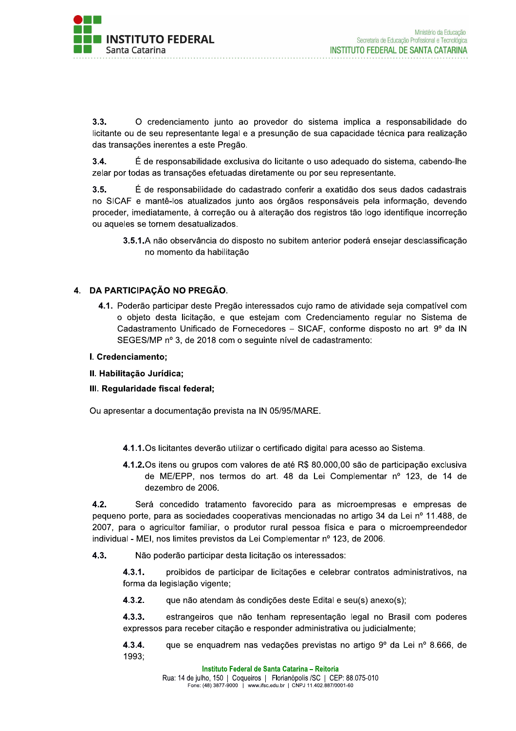**3.3.** O credenciamento junto ao provedor do sistema implica a responsabilidade do licitante ou de seu representante legal e a presunção de sua capacidade técnica para realização das transações inerentes a este Pregão.

**3.4.** É de responsabilidade exclusiva do licitante o uso adequado do sistema, cabendo-lhe zelar por todas as transações efetuadas diretamente ou por seu representante.

**3.5.** É de responsabilidade do cadastrado conferir a exatidão dos seus dados cadastrais no SICAF e mantê-los atualizados junto aos órgãos responsáveis pela informação, devendo proceder, imediatamente, à correção ou à alteração dos registros tão logo identifique incorreção ou aqueles se tornem desatualizados.

> **3.5.1.** A não observância do disposto no subitem anterior poderá ensejar desclassificação no momento da habilitação

## 4. DA PARTICIPAÇÃO NO PREGÃO.

**4.1.** Poderão participar deste Pregão interessados cujo ramo de atividade seja compatível com o objeto desta licitação, e que estejam com Credenciamento regular no Sistema de Cadastramento Unificado de Fornecedores – SICAF, conforme disposto no art. 9º da IN SEGES/MP nº 3, de 2018 com o seguinte nível de cadastramento:

**I. Credenciamento;**

**II. Habilitação Jurídica;**

**III. Regularidade fiscal federal;**

Ou apresentar a documentação prevista na IN 05/95/MARE.

> **4.1.1.** Os licitantes deverão utilizar o certificado digital para acesso ao Sistema.
>
> **4.1.2.** Os itens ou grupos com valores de até R$ 80.000,00 são de participação exclusiva de ME/EPP, nos termos do art. 48 da Lei Complementar nº 123, de 14 de dezembro de 2006.

**4.2.** Será concedido tratamento favorecido para as microempresas e empresas de pequeno porte, para as sociedades cooperativas mencionadas no artigo 34 da Lei nº 11.488, de 2007, para o agricultor familiar, o produtor rural pessoa física e para o microempreendedor individual - MEI, nos limites previstos da Lei Complementar nº 123, de 2006.

**4.3.** Não poderão participar desta licitação os interessados:

> **4.3.1.** proibidos de participar de licitações e celebrar contratos administrativos, na forma da legislação vigente;
>
> **4.3.2.** que não atendam às condições deste Edital e seu(s) anexo(s);
>
> **4.3.3.** estrangeiros que não tenham representação legal no Brasil com poderes expressos para receber citação e responder administrativa ou judicialmente;
>
> **4.3.4.** que se enquadrem nas vedações previstas no artigo 9º da Lei nº 8.666, de 1993;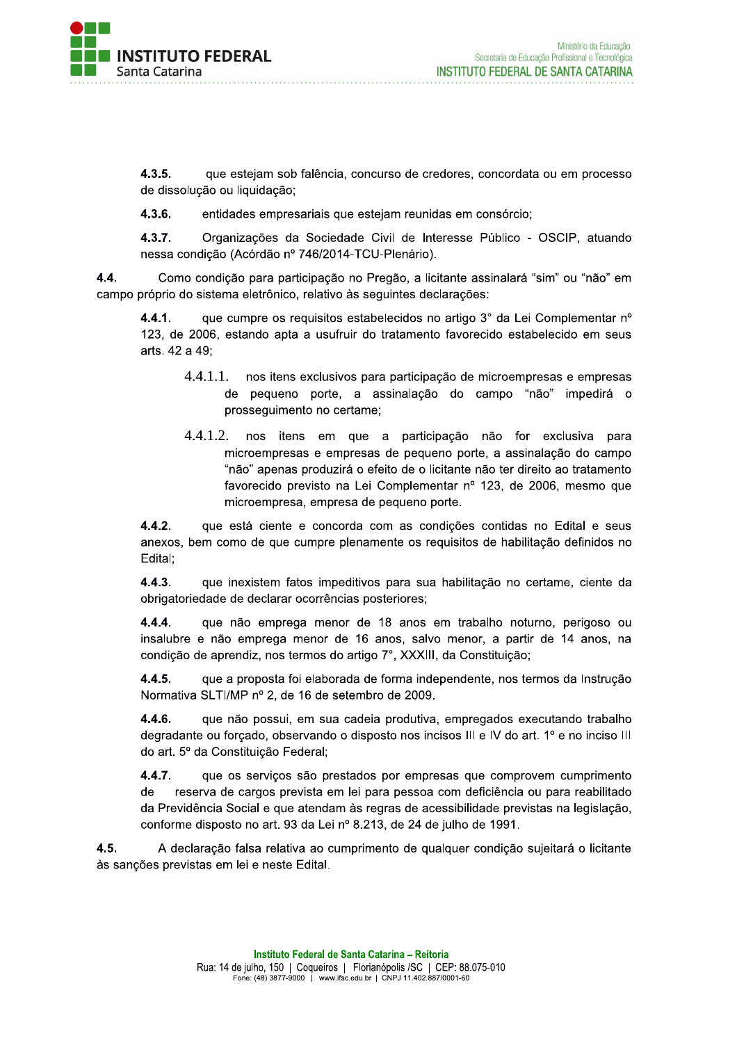**4.3.5.** que estejam sob falência, concurso de credores, concordata ou em processo de dissolução ou liquidação;

**4.3.6.** entidades empresariais que estejam reunidas em consórcio;

**4.3.7.** Organizações da Sociedade Civil de Interesse Público - OSCIP, atuando nessa condição (Acórdão nº 746/2014-TCU-Plenário).

**4.4.** Como condição para participação no Pregão, a licitante assinalará "sim" ou "não" em campo próprio do sistema eletrônico, relativo às seguintes declarações:

**4.4.1.** que cumpre os requisitos estabelecidos no artigo 3° da Lei Complementar nº 123, de 2006, estando apta a usufruir do tratamento favorecido estabelecido em seus arts. 42 a 49;

4.4.1.1. nos itens exclusivos para participação de microempresas e empresas de pequeno porte, a assinalação do campo "não" impedirá o prosseguimento no certame;

4.4.1.2. nos itens em que a participação não for exclusiva para microempresas e empresas de pequeno porte, a assinalação do campo "não" apenas produzirá o efeito de o licitante não ter direito ao tratamento favorecido previsto na Lei Complementar nº 123, de 2006, mesmo que microempresa, empresa de pequeno porte.

**4.4.2.** que está ciente e concorda com as condições contidas no Edital e seus anexos, bem como de que cumpre plenamente os requisitos de habilitação definidos no Edital;

**4.4.3.** que inexistem fatos impeditivos para sua habilitação no certame, ciente da obrigatoriedade de declarar ocorrências posteriores;

**4.4.4.** que não emprega menor de 18 anos em trabalho noturno, perigoso ou insalubre e não emprega menor de 16 anos, salvo menor, a partir de 14 anos, na condição de aprendiz, nos termos do artigo 7°, XXXIII, da Constituição;

**4.4.5.** que a proposta foi elaborada de forma independente, nos termos da Instrução Normativa SLTI/MP nº 2, de 16 de setembro de 2009.

**4.4.6.** que não possui, em sua cadeia produtiva, empregados executando trabalho degradante ou forçado, observando o disposto nos incisos III e IV do art. 1º e no inciso III do art. 5º da Constituição Federal;

**4.4.7.** que os serviços são prestados por empresas que comprovem cumprimento de reserva de cargos prevista em lei para pessoa com deficiência ou para reabilitado da Previdência Social e que atendam às regras de acessibilidade previstas na legislação, conforme disposto no art. 93 da Lei nº 8.213, de 24 de julho de 1991.

**4.5.** A declaração falsa relativa ao cumprimento de qualquer condição sujeitará o licitante às sanções previstas em lei e neste Edital.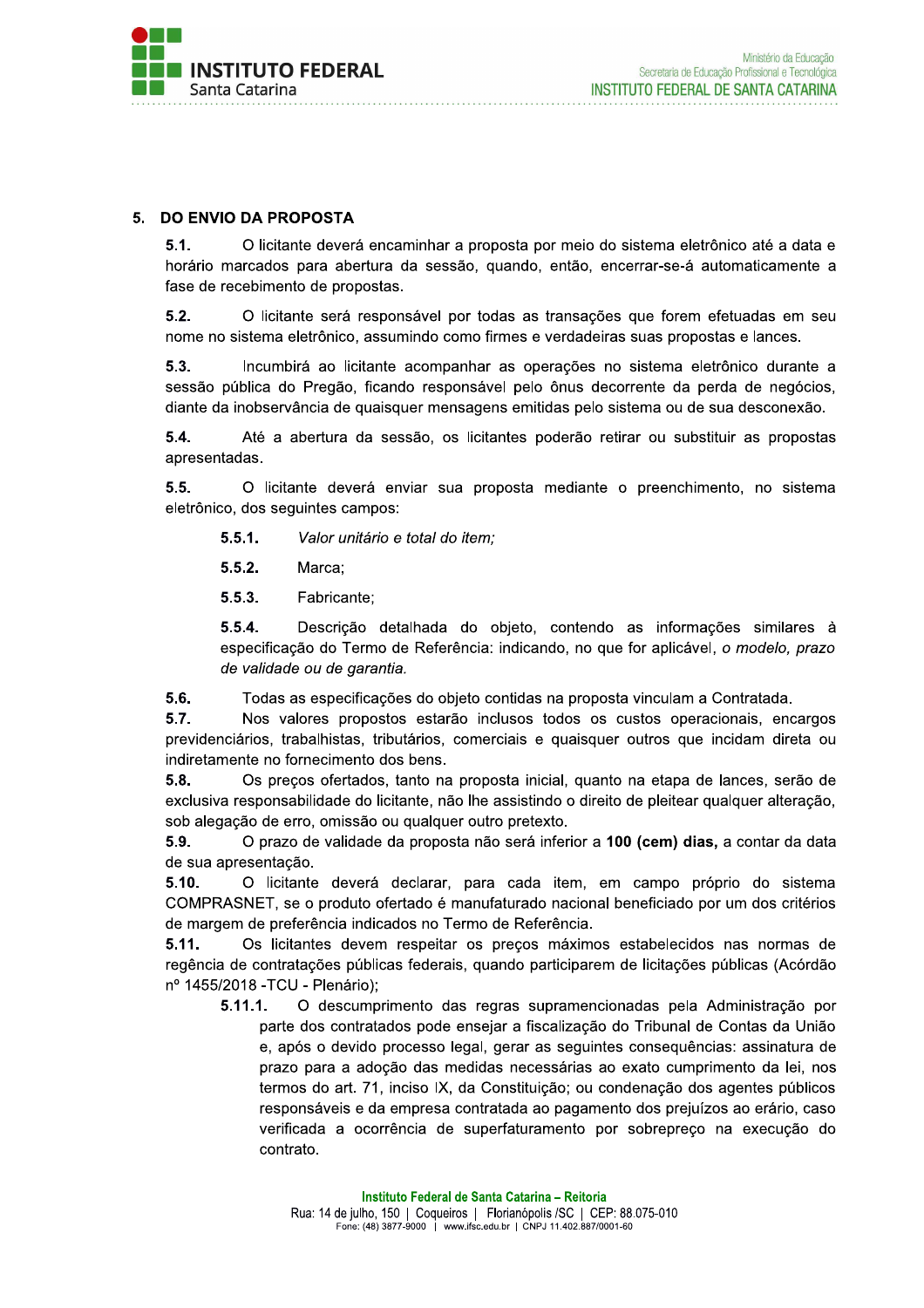## 5. DO ENVIO DA PROPOSTA

**5.1.** O licitante deverá encaminhar a proposta por meio do sistema eletrônico até a data e horário marcados para abertura da sessão, quando, então, encerrar-se-á automaticamente a fase de recebimento de propostas.

**5.2.** O licitante será responsável por todas as transações que forem efetuadas em seu nome no sistema eletrônico, assumindo como firmes e verdadeiras suas propostas e lances.

**5.3.** Incumbirá ao licitante acompanhar as operações no sistema eletrônico durante a sessão pública do Pregão, ficando responsável pelo ônus decorrente da perda de negócios, diante da inobservância de quaisquer mensagens emitidas pelo sistema ou de sua desconexão.

**5.4.** Até a abertura da sessão, os licitantes poderão retirar ou substituir as propostas apresentadas.

**5.5.** O licitante deverá enviar sua proposta mediante o preenchimento, no sistema eletrônico, dos seguintes campos:

**5.5.1.** *Valor unitário e total do item;*

**5.5.2.** Marca;

**5.5.3.** Fabricante;

**5.5.4.** Descrição detalhada do objeto, contendo as informações similares à especificação do Termo de Referência: indicando, no que for aplicável, *o modelo, prazo de validade ou de garantia.*

**5.6.** Todas as especificações do objeto contidas na proposta vinculam a Contratada.

**5.7.** Nos valores propostos estarão inclusos todos os custos operacionais, encargos previdenciários, trabalhistas, tributários, comerciais e quaisquer outros que incidam direta ou indiretamente no fornecimento dos bens.

**5.8.** Os preços ofertados, tanto na proposta inicial, quanto na etapa de lances, serão de exclusiva responsabilidade do licitante, não lhe assistindo o direito de pleitear qualquer alteração, sob alegação de erro, omissão ou qualquer outro pretexto.

**5.9.** O prazo de validade da proposta não será inferior a **100 (cem) dias,** a contar da data de sua apresentação.

**5.10.** O licitante deverá declarar, para cada item, em campo próprio do sistema COMPRASNET, se o produto ofertado é manufaturado nacional beneficiado por um dos critérios de margem de preferência indicados no Termo de Referência.

**5.11.** Os licitantes devem respeitar os preços máximos estabelecidos nas normas de regência de contratações públicas federais, quando participarem de licitações públicas (Acórdão nº 1455/2018 -TCU - Plenário);

**5.11.1.** O descumprimento das regras supramencionadas pela Administração por parte dos contratados pode ensejar a fiscalização do Tribunal de Contas da União e, após o devido processo legal, gerar as seguintes consequências: assinatura de prazo para a adoção das medidas necessárias ao exato cumprimento da lei, nos termos do art. 71, inciso IX, da Constituição; ou condenação dos agentes públicos responsáveis e da empresa contratada ao pagamento dos prejuízos ao erário, caso verificada a ocorrência de superfaturamento por sobrepreço na execução do contrato.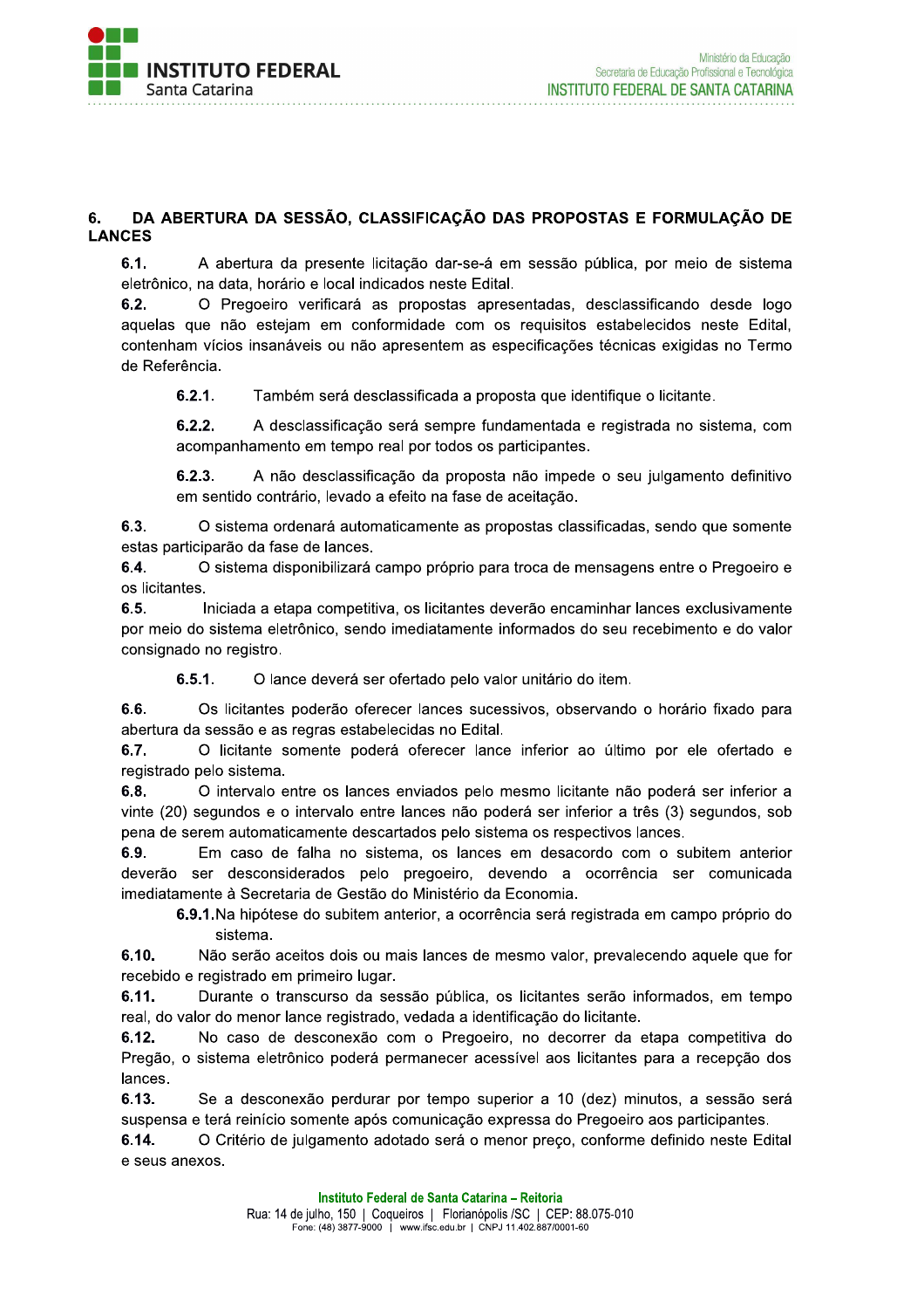## 6. DA ABERTURA DA SESSÃO, CLASSIFICAÇÃO DAS PROPOSTAS E FORMULAÇÃO DE LANCES

**6.1.** A abertura da presente licitação dar-se-á em sessão pública, por meio de sistema eletrônico, na data, horário e local indicados neste Edital.

**6.2.** O Pregoeiro verificará as propostas apresentadas, desclassificando desde logo aquelas que não estejam em conformidade com os requisitos estabelecidos neste Edital, contenham vícios insanáveis ou não apresentem as especificações técnicas exigidas no Termo de Referência.

**6.2.1.** Também será desclassificada a proposta que identifique o licitante.

**6.2.2.** A desclassificação será sempre fundamentada e registrada no sistema, com acompanhamento em tempo real por todos os participantes.

**6.2.3.** A não desclassificação da proposta não impede o seu julgamento definitivo em sentido contrário, levado a efeito na fase de aceitação.

**6.3.** O sistema ordenará automaticamente as propostas classificadas, sendo que somente estas participarão da fase de lances.

**6.4.** O sistema disponibilizará campo próprio para troca de mensagens entre o Pregoeiro e os licitantes.

**6.5.** Iniciada a etapa competitiva, os licitantes deverão encaminhar lances exclusivamente por meio do sistema eletrônico, sendo imediatamente informados do seu recebimento e do valor consignado no registro.

**6.5.1.** O lance deverá ser ofertado pelo valor unitário do item.

**6.6.** Os licitantes poderão oferecer lances sucessivos, observando o horário fixado para abertura da sessão e as regras estabelecidas no Edital.

**6.7.** O licitante somente poderá oferecer lance inferior ao último por ele ofertado e registrado pelo sistema.

**6.8.** O intervalo entre os lances enviados pelo mesmo licitante não poderá ser inferior a vinte (20) segundos e o intervalo entre lances não poderá ser inferior a três (3) segundos, sob pena de serem automaticamente descartados pelo sistema os respectivos lances.

**6.9.** Em caso de falha no sistema, os lances em desacordo com o subitem anterior deverão ser desconsiderados pelo pregoeiro, devendo a ocorrência ser comunicada imediatamente à Secretaria de Gestão do Ministério da Economia.

**6.9.1.** Na hipótese do subitem anterior, a ocorrência será registrada em campo próprio do sistema.

**6.10.** Não serão aceitos dois ou mais lances de mesmo valor, prevalecendo aquele que for recebido e registrado em primeiro lugar.

**6.11.** Durante o transcurso da sessão pública, os licitantes serão informados, em tempo real, do valor do menor lance registrado, vedada a identificação do licitante.

**6.12.** No caso de desconexão com o Pregoeiro, no decorrer da etapa competitiva do Pregão, o sistema eletrônico poderá permanecer acessível aos licitantes para a recepção dos lances.

**6.13.** Se a desconexão perdurar por tempo superior a 10 (dez) minutos, a sessão será suspensa e terá reinício somente após comunicação expressa do Pregoeiro aos participantes.

**6.14.** O Critério de julgamento adotado será o menor preço, conforme definido neste Edital e seus anexos.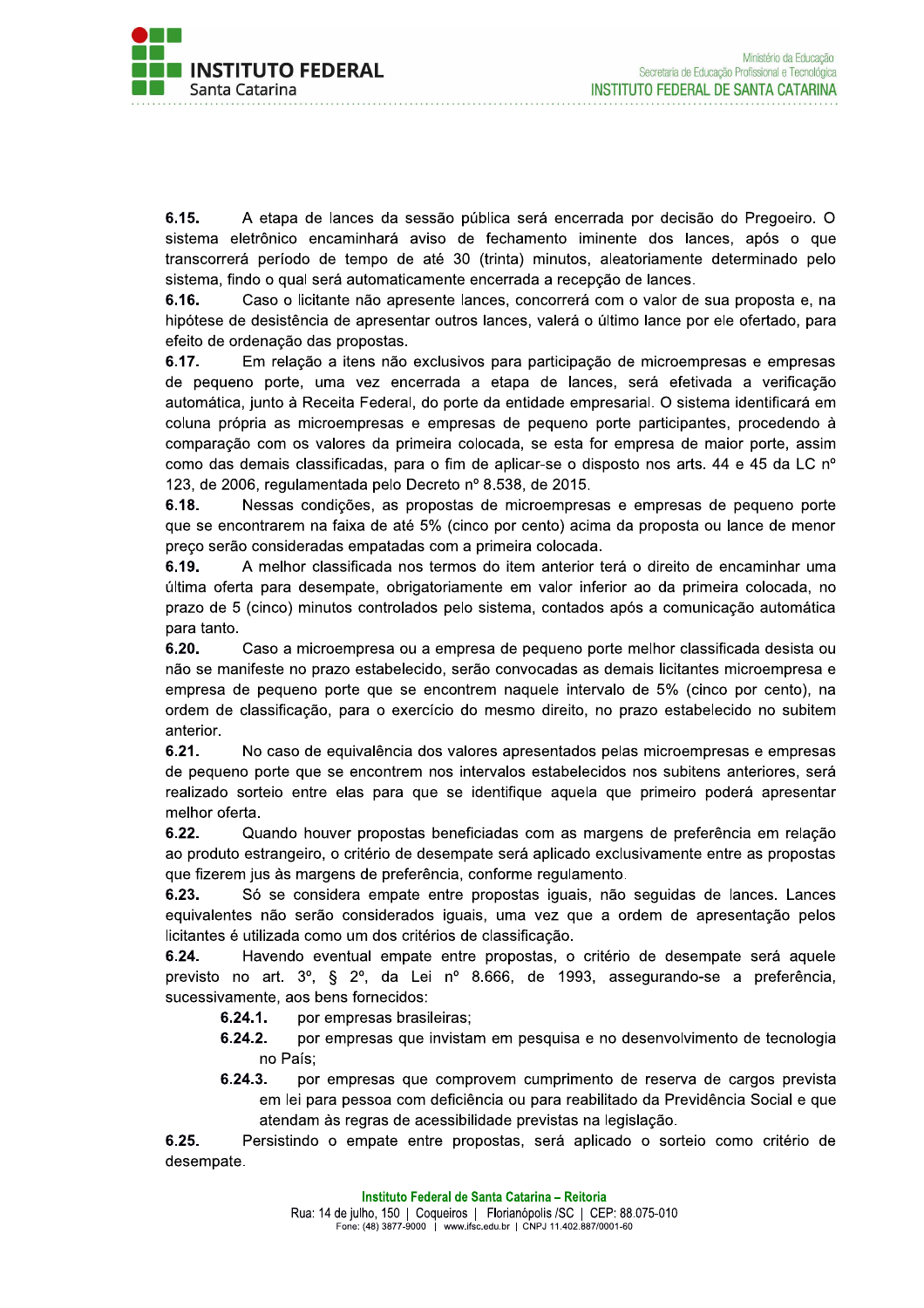**6.15.** A etapa de lances da sessão pública será encerrada por decisão do Pregoeiro. O sistema eletrônico encaminhará aviso de fechamento iminente dos lances, após o que transcorrerá período de tempo de até 30 (trinta) minutos, aleatoriamente determinado pelo sistema, findo o qual será automaticamente encerrada a recepção de lances.

**6.16.** Caso o licitante não apresente lances, concorrerá com o valor de sua proposta e, na hipótese de desistência de apresentar outros lances, valerá o último lance por ele ofertado, para efeito de ordenação das propostas.

**6.17.** Em relação a itens não exclusivos para participação de microempresas e empresas de pequeno porte, uma vez encerrada a etapa de lances, será efetivada a verificação automática, junto à Receita Federal, do porte da entidade empresarial. O sistema identificará em coluna própria as microempresas e empresas de pequeno porte participantes, procedendo à comparação com os valores da primeira colocada, se esta for empresa de maior porte, assim como das demais classificadas, para o fim de aplicar-se o disposto nos arts. 44 e 45 da LC nº 123, de 2006, regulamentada pelo Decreto nº 8.538, de 2015.

**6.18.** Nessas condições, as propostas de microempresas e empresas de pequeno porte que se encontrarem na faixa de até 5% (cinco por cento) acima da proposta ou lance de menor preço serão consideradas empatadas com a primeira colocada.

**6.19.** A melhor classificada nos termos do item anterior terá o direito de encaminhar uma última oferta para desempate, obrigatoriamente em valor inferior ao da primeira colocada, no prazo de 5 (cinco) minutos controlados pelo sistema, contados após a comunicação automática para tanto.

**6.20.** Caso a microempresa ou a empresa de pequeno porte melhor classificada desista ou não se manifeste no prazo estabelecido, serão convocadas as demais licitantes microempresa e empresa de pequeno porte que se encontrem naquele intervalo de 5% (cinco por cento), na ordem de classificação, para o exercício do mesmo direito, no prazo estabelecido no subitem anterior.

**6.21.** No caso de equivalência dos valores apresentados pelas microempresas e empresas de pequeno porte que se encontrem nos intervalos estabelecidos nos subitens anteriores, será realizado sorteio entre elas para que se identifique aquela que primeiro poderá apresentar melhor oferta.

**6.22.** Quando houver propostas beneficiadas com as margens de preferência em relação ao produto estrangeiro, o critério de desempate será aplicado exclusivamente entre as propostas que fizerem jus às margens de preferência, conforme regulamento.

**6.23.** Só se considera empate entre propostas iguais, não seguidas de lances. Lances equivalentes não serão considerados iguais, uma vez que a ordem de apresentação pelos licitantes é utilizada como um dos critérios de classificação.

**6.24.** Havendo eventual empate entre propostas, o critério de desempate será aquele previsto no art. 3º, § 2º, da Lei nº 8.666, de 1993, assegurando-se a preferência, sucessivamente, aos bens fornecidos:

- **6.24.1.** por empresas brasileiras;
- **6.24.2.** por empresas que invistam em pesquisa e no desenvolvimento de tecnologia no País;
- **6.24.3.** por empresas que comprovem cumprimento de reserva de cargos prevista em lei para pessoa com deficiência ou para reabilitado da Previdência Social e que atendam às regras de acessibilidade previstas na legislação.

**6.25.** Persistindo o empate entre propostas, será aplicado o sorteio como critério de desempate.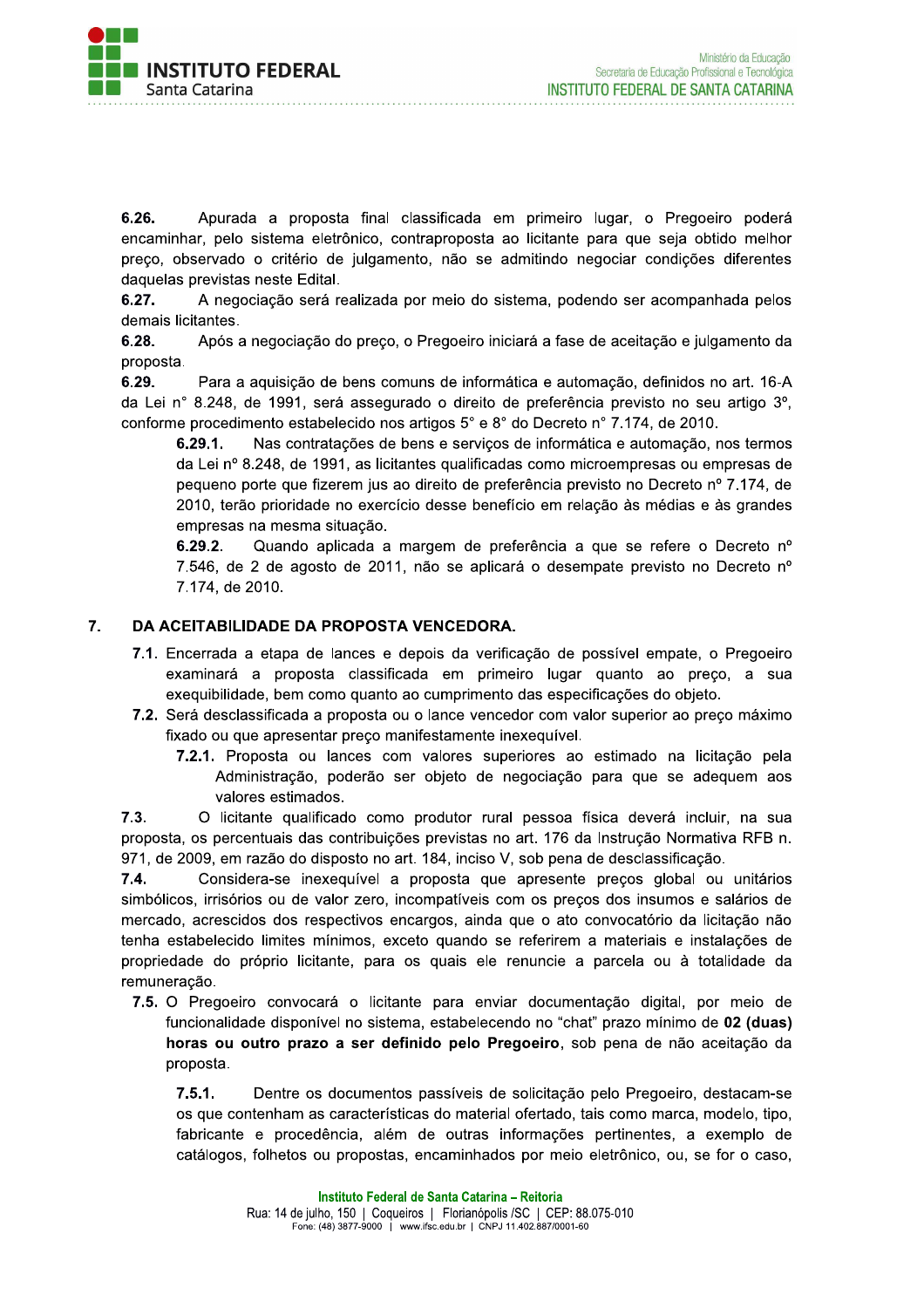**6.26.** Apurada a proposta final classificada em primeiro lugar, o Pregoeiro poderá encaminhar, pelo sistema eletrônico, contraproposta ao licitante para que seja obtido melhor preço, observado o critério de julgamento, não se admitindo negociar condições diferentes daquelas previstas neste Edital.

**6.27.** A negociação será realizada por meio do sistema, podendo ser acompanhada pelos demais licitantes.

**6.28.** Após a negociação do preço, o Pregoeiro iniciará a fase de aceitação e julgamento da proposta.

**6.29.** Para a aquisição de bens comuns de informática e automação, definidos no art. 16-A da Lei n° 8.248, de 1991, será assegurado o direito de preferência previsto no seu artigo 3°, conforme procedimento estabelecido nos artigos 5° e 8° do Decreto n° 7.174, de 2010.

**6.29.1.** Nas contratações de bens e serviços de informática e automação, nos termos da Lei nº 8.248, de 1991, as licitantes qualificadas como microempresas ou empresas de pequeno porte que fizerem jus ao direito de preferência previsto no Decreto nº 7.174, de 2010, terão prioridade no exercício desse benefício em relação às médias e às grandes empresas na mesma situação.

**6.29.2.** Quando aplicada a margem de preferência a que se refere o Decreto nº 7.546, de 2 de agosto de 2011, não se aplicará o desempate previsto no Decreto nº 7.174, de 2010.

## 7. DA ACEITABILIDADE DA PROPOSTA VENCEDORA.

**7.1.** Encerrada a etapa de lances e depois da verificação de possível empate, o Pregoeiro examinará a proposta classificada em primeiro lugar quanto ao preço, a sua exequibilidade, bem como quanto ao cumprimento das especificações do objeto.

**7.2.** Será desclassificada a proposta ou o lance vencedor com valor superior ao preço máximo fixado ou que apresentar preço manifestamente inexequível.

**7.2.1.** Proposta ou lances com valores superiores ao estimado na licitação pela Administração, poderão ser objeto de negociação para que se adequem aos valores estimados.

**7.3.** O licitante qualificado como produtor rural pessoa física deverá incluir, na sua proposta, os percentuais das contribuições previstas no art. 176 da Instrução Normativa RFB n. 971, de 2009, em razão do disposto no art. 184, inciso V, sob pena de desclassificação.

**7.4.** Considera-se inexequível a proposta que apresente preços global ou unitários simbólicos, irrisórios ou de valor zero, incompatíveis com os preços dos insumos e salários de mercado, acrescidos dos respectivos encargos, ainda que o ato convocatório da licitação não tenha estabelecido limites mínimos, exceto quando se referirem a materiais e instalações de propriedade do próprio licitante, para os quais ele renuncie a parcela ou à totalidade da remuneração.

**7.5.** O Pregoeiro convocará o licitante para enviar documentação digital, por meio de funcionalidade disponível no sistema, estabelecendo no "chat" prazo mínimo de **02 (duas) horas ou outro prazo a ser definido pelo Pregoeiro**, sob pena de não aceitação da proposta.

**7.5.1.** Dentre os documentos passíveis de solicitação pelo Pregoeiro, destacam-se os que contenham as características do material ofertado, tais como marca, modelo, tipo, fabricante e procedência, além de outras informações pertinentes, a exemplo de catálogos, folhetos ou propostas, encaminhados por meio eletrônico, ou, se for o caso,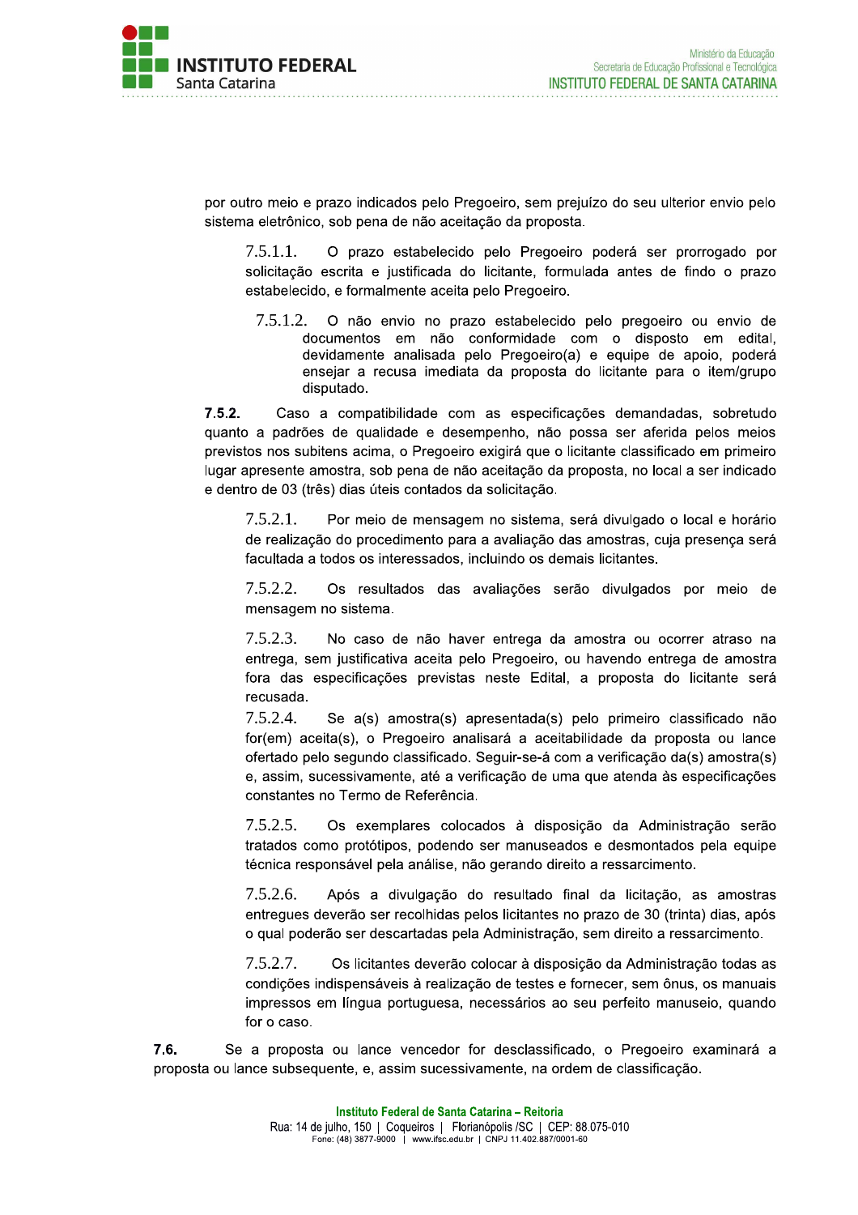por outro meio e prazo indicados pelo Pregoeiro, sem prejuízo do seu ulterior envio pelo sistema eletrônico, sob pena de não aceitação da proposta.

7.5.1.1. O prazo estabelecido pelo Pregoeiro poderá ser prorrogado por solicitação escrita e justificada do licitante, formulada antes de findo o prazo estabelecido, e formalmente aceita pelo Pregoeiro.

7.5.1.2. O não envio no prazo estabelecido pelo pregoeiro ou envio de documentos em não conformidade com o disposto em edital, devidamente analisada pelo Pregoeiro(a) e equipe de apoio, poderá ensejar a recusa imediata da proposta do licitante para o item/grupo disputado.

**7.5.2.** Caso a compatibilidade com as especificações demandadas, sobretudo quanto a padrões de qualidade e desempenho, não possa ser aferida pelos meios previstos nos subitens acima, o Pregoeiro exigirá que o licitante classificado em primeiro lugar apresente amostra, sob pena de não aceitação da proposta, no local a ser indicado e dentro de 03 (três) dias úteis contados da solicitação.

7.5.2.1. Por meio de mensagem no sistema, será divulgado o local e horário de realização do procedimento para a avaliação das amostras, cuja presença será facultada a todos os interessados, incluindo os demais licitantes.

7.5.2.2. Os resultados das avaliações serão divulgados por meio de mensagem no sistema.

7.5.2.3. No caso de não haver entrega da amostra ou ocorrer atraso na entrega, sem justificativa aceita pelo Pregoeiro, ou havendo entrega de amostra fora das especificações previstas neste Edital, a proposta do licitante será recusada.

7.5.2.4. Se a(s) amostra(s) apresentada(s) pelo primeiro classificado não for(em) aceita(s), o Pregoeiro analisará a aceitabilidade da proposta ou lance ofertado pelo segundo classificado. Seguir-se-á com a verificação da(s) amostra(s) e, assim, sucessivamente, até a verificação de uma que atenda às especificações constantes no Termo de Referência.

7.5.2.5. Os exemplares colocados à disposição da Administração serão tratados como protótipos, podendo ser manuseados e desmontados pela equipe técnica responsável pela análise, não gerando direito a ressarcimento.

7.5.2.6. Após a divulgação do resultado final da licitação, as amostras entregues deverão ser recolhidas pelos licitantes no prazo de 30 (trinta) dias, após o qual poderão ser descartadas pela Administração, sem direito a ressarcimento.

7.5.2.7. Os licitantes deverão colocar à disposição da Administração todas as condições indispensáveis à realização de testes e fornecer, sem ônus, os manuais impressos em língua portuguesa, necessários ao seu perfeito manuseio, quando for o caso.

**7.6.** Se a proposta ou lance vencedor for desclassificado, o Pregoeiro examinará a proposta ou lance subsequente, e, assim sucessivamente, na ordem de classificação.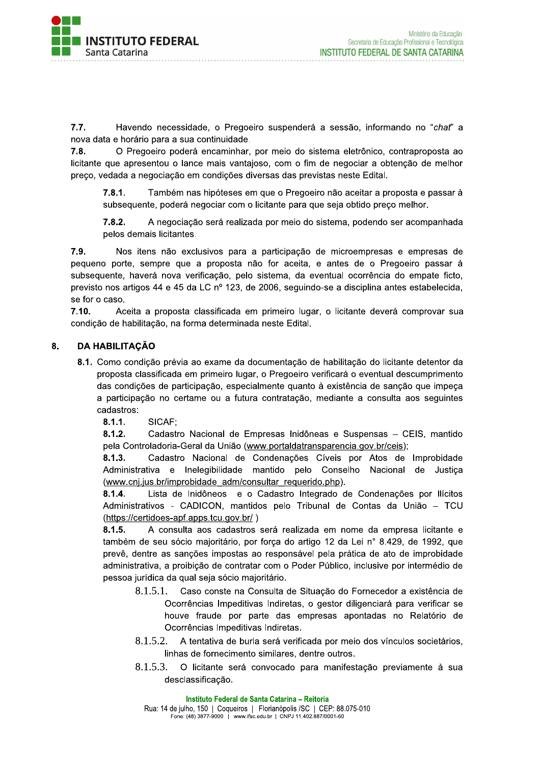**7.7.** Havendo necessidade, o Pregoeiro suspenderá a sessão, informando no "*chat*" a nova data e horário para a sua continuidade.

**7.8.** O Pregoeiro poderá encaminhar, por meio do sistema eletrônico, contraproposta ao licitante que apresentou o lance mais vantajoso, com o fim de negociar a obtenção de melhor preço, vedada a negociação em condições diversas das previstas neste Edital.

> **7.8.1.** Também nas hipóteses em que o Pregoeiro não aceitar a proposta e passar à subsequente, poderá negociar com o licitante para que seja obtido preço melhor.
>
> **7.8.2.** A negociação será realizada por meio do sistema, podendo ser acompanhada pelos demais licitantes.

**7.9.** Nos itens não exclusivos para a participação de microempresas e empresas de pequeno porte, sempre que a proposta não for aceita, e antes de o Pregoeiro passar à subsequente, haverá nova verificação, pelo sistema, da eventual ocorrência do empate ficto, previsto nos artigos 44 e 45 da LC nº 123, de 2006, seguindo-se a disciplina antes estabelecida, se for o caso.

**7.10.** Aceita a proposta classificada em primeiro lugar, o licitante deverá comprovar sua condição de habilitação, na forma determinada neste Edital.

## 8. DA HABILITAÇÃO

**8.1.** Como condição prévia ao exame da documentação de habilitação do licitante detentor da proposta classificada em primeiro lugar, o Pregoeiro verificará o eventual descumprimento das condições de participação, especialmente quanto à existência de sanção que impeça a participação no certame ou a futura contratação, mediante a consulta aos seguintes cadastros:

**8.1.1.** SICAF;

**8.1.2.** Cadastro Nacional de Empresas Inidôneas e Suspensas – CEIS, mantido pela Controladoria-Geral da União (www.portaldatransparencia.gov.br/ceis);

**8.1.3.** Cadastro Nacional de Condenações Cíveis por Atos de Improbidade Administrativa e Inelegibilidade mantido pelo Conselho Nacional de Justiça (www.cnj.jus.br/improbidade_adm/consultar_requerido.php).

**8.1.4.** Lista de Inidôneos e o Cadastro Integrado de Condenações por Ilícitos Administrativos - CADICON, mantidos pelo Tribunal de Contas da União – TCU (https://certidoes-apf.apps.tcu.gov.br/ )

**8.1.5.** A consulta aos cadastros será realizada em nome da empresa licitante e também de seu sócio majoritário, por força do artigo 12 da Lei n° 8.429, de 1992, que prevê, dentre as sanções impostas ao responsável pela prática de ato de improbidade administrativa, a proibição de contratar com o Poder Público, inclusive por intermédio de pessoa jurídica da qual seja sócio majoritário.

> 8.1.5.1. Caso conste na Consulta de Situação do Fornecedor a existência de Ocorrências Impeditivas Indiretas, o gestor diligenciará para verificar se houve fraude por parte das empresas apontadas no Relatório de Ocorrências Impeditivas Indiretas.
>
> 8.1.5.2. A tentativa de burla será verificada por meio dos vínculos societários, linhas de fornecimento similares, dentre outros.
>
> 8.1.5.3. O licitante será convocado para manifestação previamente à sua desclassificação.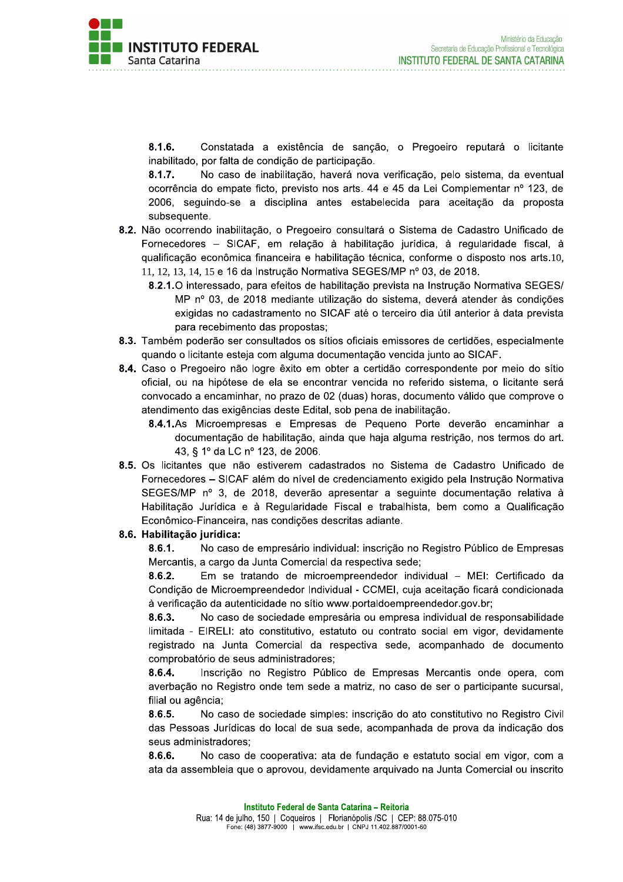**8.1.6.** Constatada a existência de sanção, o Pregoeiro reputará o licitante inabilitado, por falta de condição de participação.

**8.1.7.** No caso de inabilitação, haverá nova verificação, pelo sistema, da eventual ocorrência do empate ficto, previsto nos arts. 44 e 45 da Lei Complementar nº 123, de 2006, seguindo-se a disciplina antes estabelecida para aceitação da proposta subsequente.

**8.2.** Não ocorrendo inabilitação, o Pregoeiro consultará o Sistema de Cadastro Unificado de Fornecedores – SICAF, em relação à habilitação jurídica, à regularidade fiscal, à qualificação econômica financeira e habilitação técnica, conforme o disposto nos arts.10, 11, 12, 13, 14, 15 e 16 da Instrução Normativa SEGES/MP nº 03, de 2018.

**8.2.1.** O interessado, para efeitos de habilitação prevista na Instrução Normativa SEGES/MP nº 03, de 2018 mediante utilização do sistema, deverá atender às condições exigidas no cadastramento no SICAF até o terceiro dia útil anterior à data prevista para recebimento das propostas;

**8.3.** Também poderão ser consultados os sítios oficiais emissores de certidões, especialmente quando o licitante esteja com alguma documentação vencida junto ao SICAF.

**8.4.** Caso o Pregoeiro não logre êxito em obter a certidão correspondente por meio do sítio oficial, ou na hipótese de ela se encontrar vencida no referido sistema, o licitante será convocado a encaminhar, no prazo de 02 (duas) horas, documento válido que comprove o atendimento das exigências deste Edital, sob pena de inabilitação.

**8.4.1.** As Microempresas e Empresas de Pequeno Porte deverão encaminhar a documentação de habilitação, ainda que haja alguma restrição, nos termos do art. 43, § 1º da LC nº 123, de 2006.

**8.5.** Os licitantes que não estiverem cadastrados no Sistema de Cadastro Unificado de Fornecedores **–** SICAF além do nível de credenciamento exigido pela Instrução Normativa SEGES/MP nº 3, de 2018, deverão apresentar a seguinte documentação relativa à Habilitação Jurídica e à Regularidade Fiscal e trabalhista, bem como a Qualificação Econômico-Financeira, nas condições descritas adiante.

**8.6. Habilitação jurídica:**

**8.6.1.** No caso de empresário individual: inscrição no Registro Público de Empresas Mercantis, a cargo da Junta Comercial da respectiva sede;

**8.6.2.** Em se tratando de microempreendedor individual – MEI: Certificado da Condição de Microempreendedor Individual - CCMEI, cuja aceitação ficará condicionada à verificação da autenticidade no sítio www.portaldoempreendedor.gov.br;

**8.6.3.** No caso de sociedade empresária ou empresa individual de responsabilidade limitada - EIRELI: ato constitutivo, estatuto ou contrato social em vigor, devidamente registrado na Junta Comercial da respectiva sede, acompanhado de documento comprobatório de seus administradores;

**8.6.4.** Inscrição no Registro Público de Empresas Mercantis onde opera, com averbação no Registro onde tem sede a matriz, no caso de ser o participante sucursal, filial ou agência;

**8.6.5.** No caso de sociedade simples: inscrição do ato constitutivo no Registro Civil das Pessoas Jurídicas do local de sua sede, acompanhada de prova da indicação dos seus administradores;

**8.6.6.** No caso de cooperativa: ata de fundação e estatuto social em vigor, com a ata da assembleia que o aprovou, devidamente arquivado na Junta Comercial ou inscrito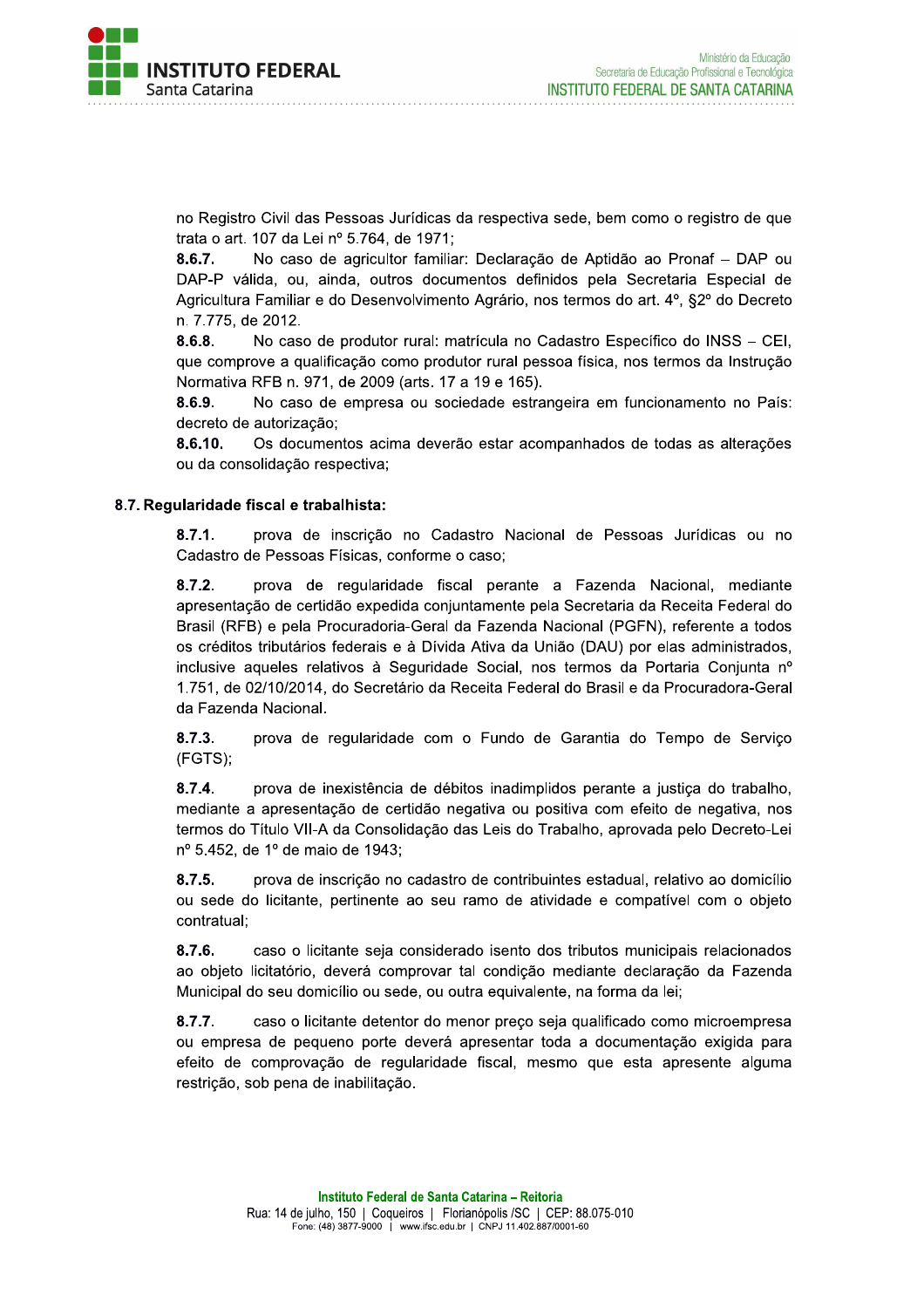no Registro Civil das Pessoas Jurídicas da respectiva sede, bem como o registro de que trata o art. 107 da Lei nº 5.764, de 1971;

**8.6.7.** No caso de agricultor familiar: Declaração de Aptidão ao Pronaf – DAP ou DAP-P válida, ou, ainda, outros documentos definidos pela Secretaria Especial de Agricultura Familiar e do Desenvolvimento Agrário, nos termos do art. 4º, §2º do Decreto n. 7.775, de 2012.

**8.6.8.** No caso de produtor rural: matrícula no Cadastro Específico do INSS – CEI, que comprove a qualificação como produtor rural pessoa física, nos termos da Instrução Normativa RFB n. 971, de 2009 (arts. 17 a 19 e 165).

**8.6.9.** No caso de empresa ou sociedade estrangeira em funcionamento no País: decreto de autorização;

**8.6.10.** Os documentos acima deverão estar acompanhados de todas as alterações ou da consolidação respectiva;

**8.7. Regularidade fiscal e trabalhista:**

**8.7.1.** prova de inscrição no Cadastro Nacional de Pessoas Jurídicas ou no Cadastro de Pessoas Físicas, conforme o caso;

**8.7.2.** prova de regularidade fiscal perante a Fazenda Nacional, mediante apresentação de certidão expedida conjuntamente pela Secretaria da Receita Federal do Brasil (RFB) e pela Procuradoria-Geral da Fazenda Nacional (PGFN), referente a todos os créditos tributários federais e à Dívida Ativa da União (DAU) por elas administrados, inclusive aqueles relativos à Seguridade Social, nos termos da Portaria Conjunta nº 1.751, de 02/10/2014, do Secretário da Receita Federal do Brasil e da Procuradora-Geral da Fazenda Nacional.

**8.7.3.** prova de regularidade com o Fundo de Garantia do Tempo de Serviço (FGTS);

**8.7.4.** prova de inexistência de débitos inadimplidos perante a justiça do trabalho, mediante a apresentação de certidão negativa ou positiva com efeito de negativa, nos termos do Título VII-A da Consolidação das Leis do Trabalho, aprovada pelo Decreto-Lei nº 5.452, de 1º de maio de 1943;

**8.7.5.** prova de inscrição no cadastro de contribuintes estadual, relativo ao domicílio ou sede do licitante, pertinente ao seu ramo de atividade e compatível com o objeto contratual;

**8.7.6.** caso o licitante seja considerado isento dos tributos municipais relacionados ao objeto licitatório, deverá comprovar tal condição mediante declaração da Fazenda Municipal do seu domicílio ou sede, ou outra equivalente, na forma da lei;

**8.7.7.** caso o licitante detentor do menor preço seja qualificado como microempresa ou empresa de pequeno porte deverá apresentar toda a documentação exigida para efeito de comprovação de regularidade fiscal, mesmo que esta apresente alguma restrição, sob pena de inabilitação.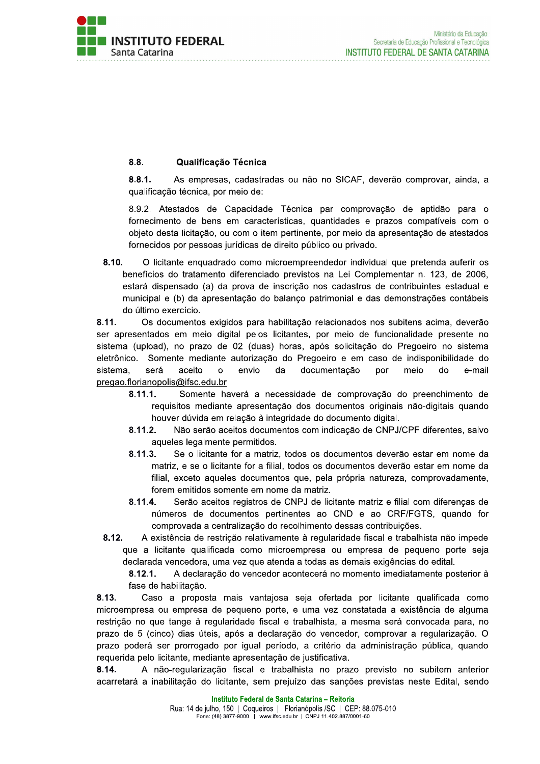**8.8. Qualificação Técnica**

**8.8.1.** As empresas, cadastradas ou não no SICAF, deverão comprovar, ainda, a qualificação técnica, por meio de:

8.9.2. Atestados de Capacidade Técnica par comprovação de aptidão para o fornecimento de bens em características, quantidades e prazos compatíveis com o objeto desta licitação, ou com o item pertinente, por meio da apresentação de atestados fornecidos por pessoas jurídicas de direito público ou privado.

**8.10.** O licitante enquadrado como microempreendedor individual que pretenda auferir os benefícios do tratamento diferenciado previstos na Lei Complementar n. 123, de 2006, estará dispensado (a) da prova de inscrição nos cadastros de contribuintes estadual e municipal e (b) da apresentação do balanço patrimonial e das demonstrações contábeis do último exercício.

**8.11.** Os documentos exigidos para habilitação relacionados nos subitens acima, deverão ser apresentados em meio digital pelos licitantes, por meio de funcionalidade presente no sistema (upload), no prazo de 02 (duas) horas, após solicitação do Pregoeiro no sistema eletrônico. Somente mediante autorização do Pregoeiro e em caso de indisponibilidade do sistema, será aceito o envio da documentação por meio do e-mail pregao.florianopolis@ifsc.edu.br

**8.11.1.** Somente haverá a necessidade de comprovação do preenchimento de requisitos mediante apresentação dos documentos originais não-digitais quando houver dúvida em relação à integridade do documento digital.

**8.11.2.** Não serão aceitos documentos com indicação de CNPJ/CPF diferentes, salvo aqueles legalmente permitidos.

**8.11.3.** Se o licitante for a matriz, todos os documentos deverão estar em nome da matriz, e se o licitante for a filial, todos os documentos deverão estar em nome da filial, exceto aqueles documentos que, pela própria natureza, comprovadamente, forem emitidos somente em nome da matriz.

**8.11.4.** Serão aceitos registros de CNPJ de licitante matriz e filial com diferenças de números de documentos pertinentes ao CND e ao CRF/FGTS, quando for comprovada a centralização do recolhimento dessas contribuições.

**8.12.** A existência de restrição relativamente à regularidade fiscal e trabalhista não impede que a licitante qualificada como microempresa ou empresa de pequeno porte seja declarada vencedora, uma vez que atenda a todas as demais exigências do edital.

**8.12.1.** A declaração do vencedor acontecerá no momento imediatamente posterior à fase de habilitação.

**8.13.** Caso a proposta mais vantajosa seja ofertada por licitante qualificada como microempresa ou empresa de pequeno porte, e uma vez constatada a existência de alguma restrição no que tange à regularidade fiscal e trabalhista, a mesma será convocada para, no prazo de 5 (cinco) dias úteis, após a declaração do vencedor, comprovar a regularização. O prazo poderá ser prorrogado por igual período, a critério da administração pública, quando requerida pelo licitante, mediante apresentação de justificativa.

**8.14.** A não-regularização fiscal e trabalhista no prazo previsto no subitem anterior acarretará a inabilitação do licitante, sem prejuízo das sanções previstas neste Edital, sendo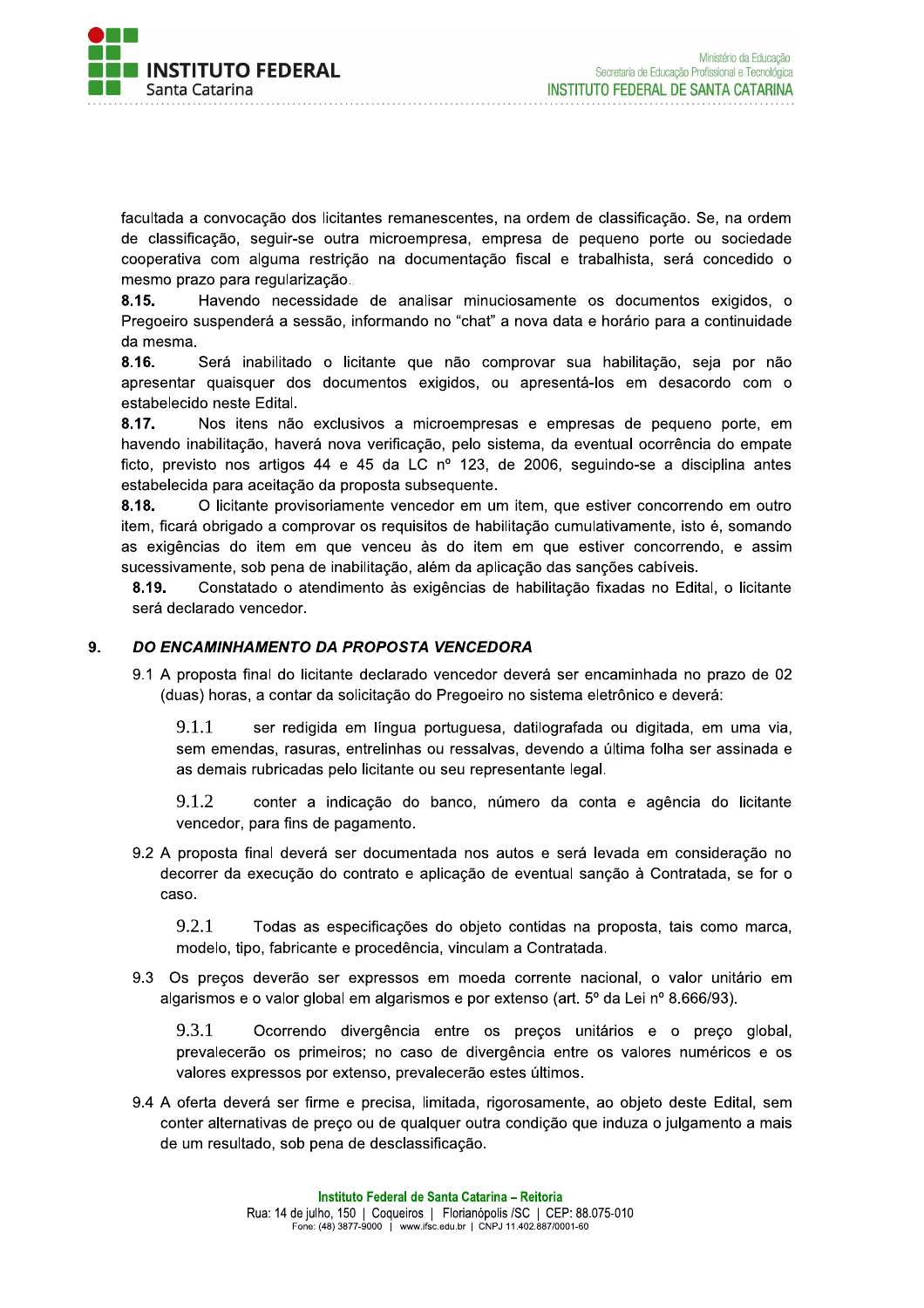facultada a convocação dos licitantes remanescentes, na ordem de classificação. Se, na ordem de classificação, seguir-se outra microempresa, empresa de pequeno porte ou sociedade cooperativa com alguma restrição na documentação fiscal e trabalhista, será concedido o mesmo prazo para regularização.

**8.15.** Havendo necessidade de analisar minuciosamente os documentos exigidos, o Pregoeiro suspenderá a sessão, informando no "chat" a nova data e horário para a continuidade da mesma.

**8.16.** Será inabilitado o licitante que não comprovar sua habilitação, seja por não apresentar quaisquer dos documentos exigidos, ou apresentá-los em desacordo com o estabelecido neste Edital.

**8.17.** Nos itens não exclusivos a microempresas e empresas de pequeno porte, em havendo inabilitação, haverá nova verificação, pelo sistema, da eventual ocorrência do empate ficto, previsto nos artigos 44 e 45 da LC nº 123, de 2006, seguindo-se a disciplina antes estabelecida para aceitação da proposta subsequente.

**8.18.** O licitante provisoriamente vencedor em um item, que estiver concorrendo em outro item, ficará obrigado a comprovar os requisitos de habilitação cumulativamente, isto é, somando as exigências do item em que venceu às do item em que estiver concorrendo, e assim sucessivamente, sob pena de inabilitação, além da aplicação das sanções cabíveis.

**8.19.** Constatado o atendimento às exigências de habilitação fixadas no Edital, o licitante será declarado vencedor.

## 9. *DO ENCAMINHAMENTO DA PROPOSTA VENCEDORA*

9.1 A proposta final do licitante declarado vencedor deverá ser encaminhada no prazo de 02 (duas) horas, a contar da solicitação do Pregoeiro no sistema eletrônico e deverá:

9.1.1 ser redigida em língua portuguesa, datilografada ou digitada, em uma via, sem emendas, rasuras, entrelinhas ou ressalvas, devendo a última folha ser assinada e as demais rubricadas pelo licitante ou seu representante legal.

9.1.2 conter a indicação do banco, número da conta e agência do licitante vencedor, para fins de pagamento.

9.2 A proposta final deverá ser documentada nos autos e será levada em consideração no decorrer da execução do contrato e aplicação de eventual sanção à Contratada, se for o caso.

9.2.1 Todas as especificações do objeto contidas na proposta, tais como marca, modelo, tipo, fabricante e procedência, vinculam a Contratada.

9.3 Os preços deverão ser expressos em moeda corrente nacional, o valor unitário em algarismos e o valor global em algarismos e por extenso (art. 5º da Lei nº 8.666/93).

9.3.1 Ocorrendo divergência entre os preços unitários e o preço global, prevalecerão os primeiros; no caso de divergência entre os valores numéricos e os valores expressos por extenso, prevalecerão estes últimos.

9.4 A oferta deverá ser firme e precisa, limitada, rigorosamente, ao objeto deste Edital, sem conter alternativas de preço ou de qualquer outra condição que induza o julgamento a mais de um resultado, sob pena de desclassificação.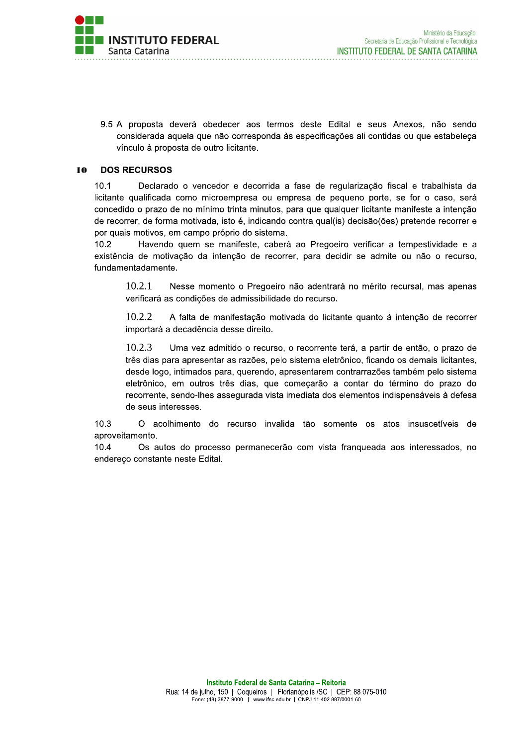9.5 A proposta deverá obedecer aos termos deste Edital e seus Anexos, não sendo considerada aquela que não corresponda às especificações ali contidas ou que estabeleça vínculo à proposta de outro licitante.

## 10 DOS RECURSOS

10.1 Declarado o vencedor e decorrida a fase de regularização fiscal e trabalhista da licitante qualificada como microempresa ou empresa de pequeno porte, se for o caso, será concedido o prazo de no mínimo trinta minutos, para que qualquer licitante manifeste a intenção de recorrer, de forma motivada, isto é, indicando contra qual(is) decisão(ões) pretende recorrer e por quais motivos, em campo próprio do sistema.

10.2 Havendo quem se manifeste, caberá ao Pregoeiro verificar a tempestividade e a existência de motivação da intenção de recorrer, para decidir se admite ou não o recurso, fundamentadamente.

10.2.1 Nesse momento o Pregoeiro não adentrará no mérito recursal, mas apenas verificará as condições de admissibilidade do recurso.

10.2.2 A falta de manifestação motivada do licitante quanto à intenção de recorrer importará a decadência desse direito.

10.2.3 Uma vez admitido o recurso, o recorrente terá, a partir de então, o prazo de três dias para apresentar as razões, pelo sistema eletrônico, ficando os demais licitantes, desde logo, intimados para, querendo, apresentarem contrarrazões também pelo sistema eletrônico, em outros três dias, que começarão a contar do término do prazo do recorrente, sendo-lhes assegurada vista imediata dos elementos indispensáveis à defesa de seus interesses.

10.3 O acolhimento do recurso invalida tão somente os atos insuscetíveis de aproveitamento.

10.4 Os autos do processo permanecerão com vista franqueada aos interessados, no endereço constante neste Edital.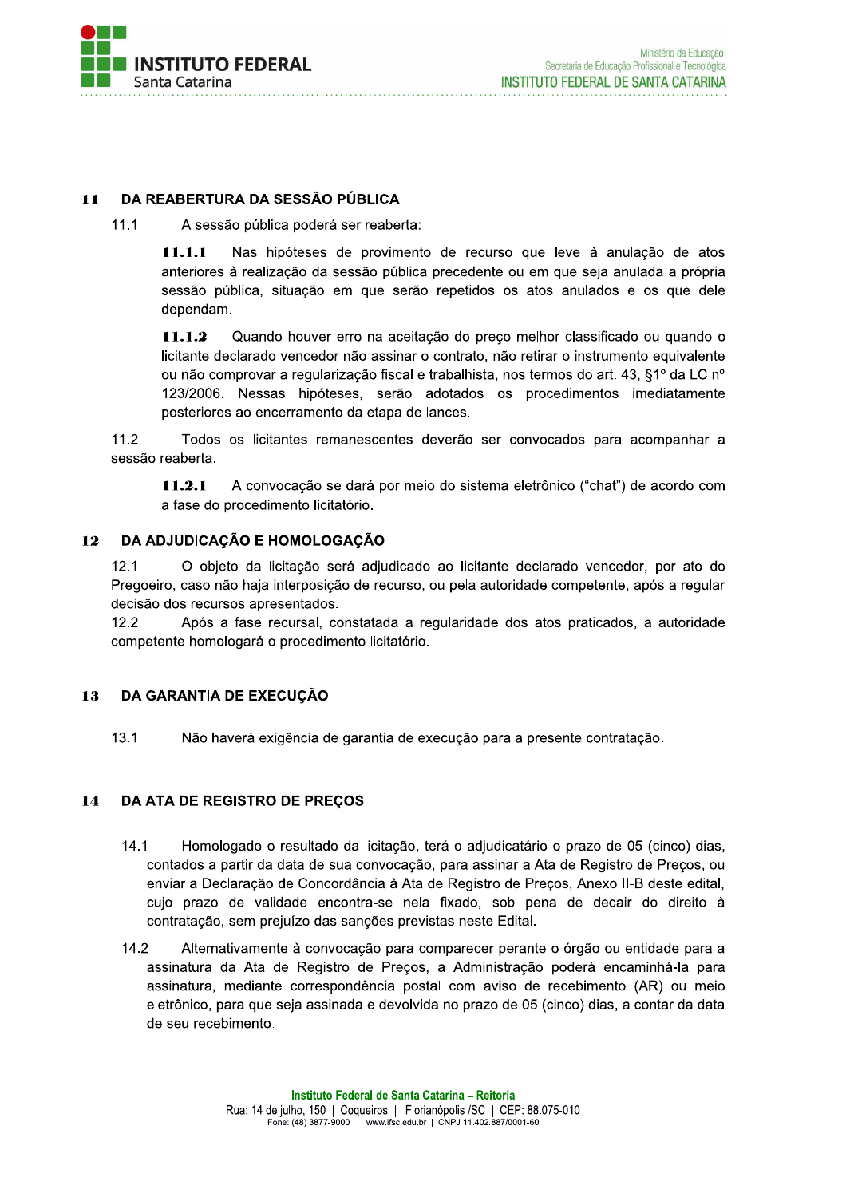## 11 DA REABERTURA DA SESSÃO PÚBLICA

11.1 A sessão pública poderá ser reaberta:

**11.1.1** Nas hipóteses de provimento de recurso que leve à anulação de atos anteriores à realização da sessão pública precedente ou em que seja anulada a própria sessão pública, situação em que serão repetidos os atos anulados e os que dele dependam.

**11.1.2** Quando houver erro na aceitação do preço melhor classificado ou quando o licitante declarado vencedor não assinar o contrato, não retirar o instrumento equivalente ou não comprovar a regularização fiscal e trabalhista, nos termos do art. 43, §1º da LC nº 123/2006. Nessas hipóteses, serão adotados os procedimentos imediatamente posteriores ao encerramento da etapa de lances.

11.2 Todos os licitantes remanescentes deverão ser convocados para acompanhar a sessão reaberta.

**11.2.1** A convocação se dará por meio do sistema eletrônico ("chat") de acordo com a fase do procedimento licitatório.

## 12 DA ADJUDICAÇÃO E HOMOLOGAÇÃO

12.1 O objeto da licitação será adjudicado ao licitante declarado vencedor, por ato do Pregoeiro, caso não haja interposição de recurso, ou pela autoridade competente, após a regular decisão dos recursos apresentados.

12.2 Após a fase recursal, constatada a regularidade dos atos praticados, a autoridade competente homologará o procedimento licitatório.

## 13 DA GARANTIA DE EXECUÇÃO

13.1 Não haverá exigência de garantia de execução para a presente contratação.

## 14 DA ATA DE REGISTRO DE PREÇOS

14.1 Homologado o resultado da licitação, terá o adjudicatário o prazo de 05 (cinco) dias, contados a partir da data de sua convocação, para assinar a Ata de Registro de Preços, ou enviar a Declaração de Concordância à Ata de Registro de Preços, Anexo II-B deste edital, cujo prazo de validade encontra-se nela fixado, sob pena de decair do direito à contratação, sem prejuízo das sanções previstas neste Edital.

14.2 Alternativamente à convocação para comparecer perante o órgão ou entidade para a assinatura da Ata de Registro de Preços, a Administração poderá encaminhá-la para assinatura, mediante correspondência postal com aviso de recebimento (AR) ou meio eletrônico, para que seja assinada e devolvida no prazo de 05 (cinco) dias, a contar da data de seu recebimento.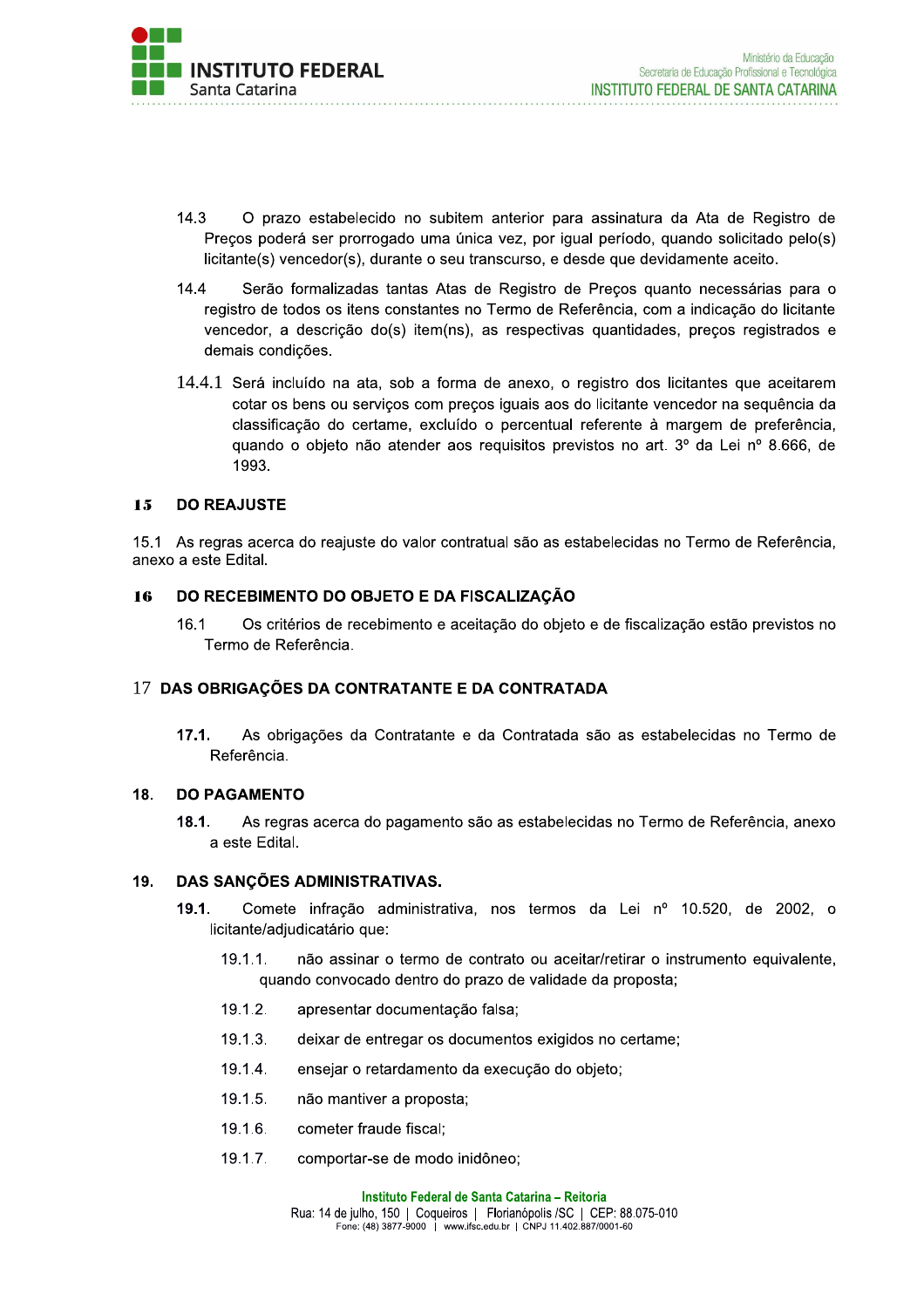14.3 O prazo estabelecido no subitem anterior para assinatura da Ata de Registro de Preços poderá ser prorrogado uma única vez, por igual período, quando solicitado pelo(s) licitante(s) vencedor(s), durante o seu transcurso, e desde que devidamente aceito.

14.4 Serão formalizadas tantas Atas de Registro de Preços quanto necessárias para o registro de todos os itens constantes no Termo de Referência, com a indicação do licitante vencedor, a descrição do(s) item(ns), as respectivas quantidades, preços registrados e demais condições.

14.4.1 Será incluído na ata, sob a forma de anexo, o registro dos licitantes que aceitarem cotar os bens ou serviços com preços iguais aos do licitante vencedor na sequência da classificação do certame, excluído o percentual referente à margem de preferência, quando o objeto não atender aos requisitos previstos no art. 3º da Lei nº 8.666, de 1993.

## 15 DO REAJUSTE

15.1 As regras acerca do reajuste do valor contratual são as estabelecidas no Termo de Referência, anexo a este Edital.

## 16 DO RECEBIMENTO DO OBJETO E DA FISCALIZAÇÃO

16.1 Os critérios de recebimento e aceitação do objeto e de fiscalização estão previstos no Termo de Referência.

## 17 DAS OBRIGAÇÕES DA CONTRATANTE E DA CONTRATADA

**17.1.** As obrigações da Contratante e da Contratada são as estabelecidas no Termo de Referência.

## 18. DO PAGAMENTO

**18.1.** As regras acerca do pagamento são as estabelecidas no Termo de Referência, anexo a este Edital.

## 19. DAS SANÇÕES ADMINISTRATIVAS.

**19.1.** Comete infração administrativa, nos termos da Lei nº 10.520, de 2002, o licitante/adjudicatário que:

19.1.1. não assinar o termo de contrato ou aceitar/retirar o instrumento equivalente, quando convocado dentro do prazo de validade da proposta;

19.1.2. apresentar documentação falsa;

19.1.3. deixar de entregar os documentos exigidos no certame;

19.1.4. ensejar o retardamento da execução do objeto;

19.1.5. não mantiver a proposta;

19.1.6. cometer fraude fiscal;

19.1.7. comportar-se de modo inidôneo;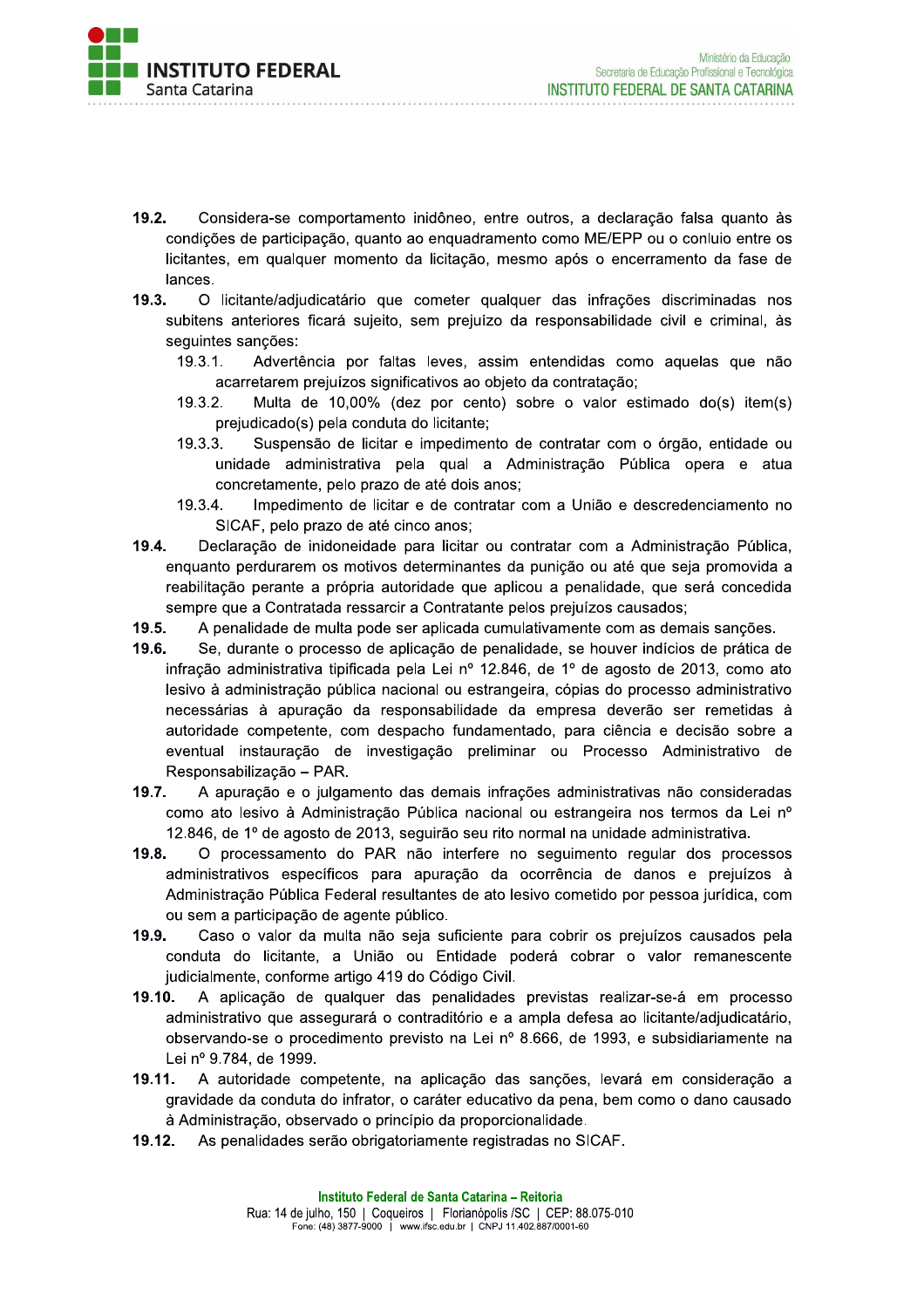**19.2.** Considera-se comportamento inidôneo, entre outros, a declaração falsa quanto às condições de participação, quanto ao enquadramento como ME/EPP ou o conluio entre os licitantes, em qualquer momento da licitação, mesmo após o encerramento da fase de lances.

**19.3.** O licitante/adjudicatário que cometer qualquer das infrações discriminadas nos subitens anteriores ficará sujeito, sem prejuízo da responsabilidade civil e criminal, às seguintes sanções:

19.3.1. Advertência por faltas leves, assim entendidas como aquelas que não acarretarem prejuízos significativos ao objeto da contratação;

19.3.2. Multa de 10,00% (dez por cento) sobre o valor estimado do(s) item(s) prejudicado(s) pela conduta do licitante;

19.3.3. Suspensão de licitar e impedimento de contratar com o órgão, entidade ou unidade administrativa pela qual a Administração Pública opera e atua concretamente, pelo prazo de até dois anos;

19.3.4. Impedimento de licitar e de contratar com a União e descredenciamento no SICAF, pelo prazo de até cinco anos;

**19.4.** Declaração de inidoneidade para licitar ou contratar com a Administração Pública, enquanto perdurarem os motivos determinantes da punição ou até que seja promovida a reabilitação perante a própria autoridade que aplicou a penalidade, que será concedida sempre que a Contratada ressarcir a Contratante pelos prejuízos causados;

**19.5.** A penalidade de multa pode ser aplicada cumulativamente com as demais sanções.

**19.6.** Se, durante o processo de aplicação de penalidade, se houver indícios de prática de infração administrativa tipificada pela Lei nº 12.846, de 1º de agosto de 2013, como ato lesivo à administração pública nacional ou estrangeira, cópias do processo administrativo necessárias à apuração da responsabilidade da empresa deverão ser remetidas à autoridade competente, com despacho fundamentado, para ciência e decisão sobre a eventual instauração de investigação preliminar ou Processo Administrativo de Responsabilização – PAR.

**19.7.** A apuração e o julgamento das demais infrações administrativas não consideradas como ato lesivo à Administração Pública nacional ou estrangeira nos termos da Lei nº 12.846, de 1º de agosto de 2013, seguirão seu rito normal na unidade administrativa.

**19.8.** O processamento do PAR não interfere no seguimento regular dos processos administrativos específicos para apuração da ocorrência de danos e prejuízos à Administração Pública Federal resultantes de ato lesivo cometido por pessoa jurídica, com ou sem a participação de agente público.

**19.9.** Caso o valor da multa não seja suficiente para cobrir os prejuízos causados pela conduta do licitante, a União ou Entidade poderá cobrar o valor remanescente judicialmente, conforme artigo 419 do Código Civil.

**19.10.** A aplicação de qualquer das penalidades previstas realizar-se-á em processo administrativo que assegurará o contraditório e a ampla defesa ao licitante/adjudicatário, observando-se o procedimento previsto na Lei nº 8.666, de 1993, e subsidiariamente na Lei nº 9.784, de 1999.

**19.11.** A autoridade competente, na aplicação das sanções, levará em consideração a gravidade da conduta do infrator, o caráter educativo da pena, bem como o dano causado à Administração, observado o princípio da proporcionalidade.

**19.12.** As penalidades serão obrigatoriamente registradas no SICAF.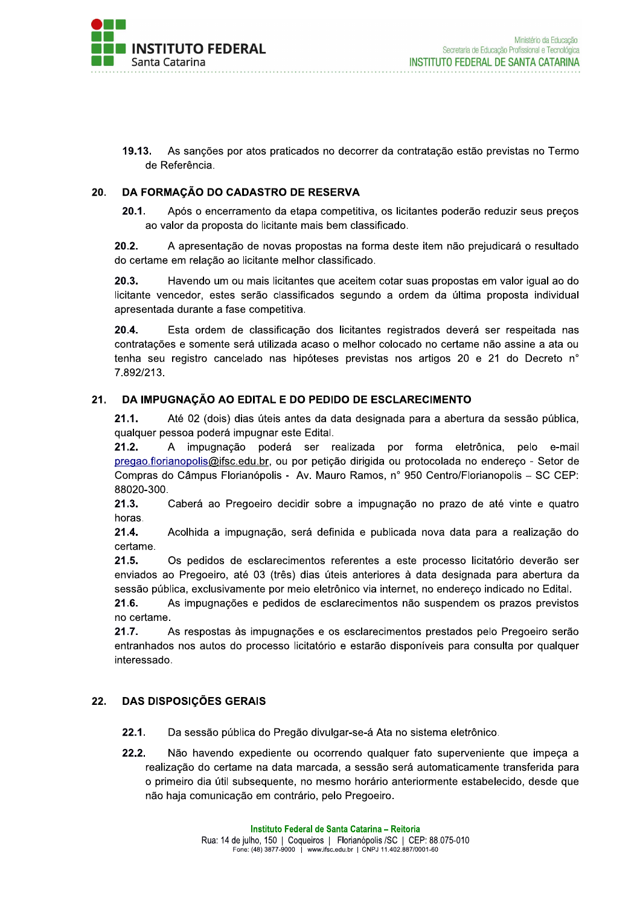**19.13.** As sanções por atos praticados no decorrer da contratação estão previstas no Termo de Referência.

## 20. DA FORMAÇÃO DO CADASTRO DE RESERVA

**20.1.** Após o encerramento da etapa competitiva, os licitantes poderão reduzir seus preços ao valor da proposta do licitante mais bem classificado.

**20.2.** A apresentação de novas propostas na forma deste item não prejudicará o resultado do certame em relação ao licitante melhor classificado.

**20.3.** Havendo um ou mais licitantes que aceitem cotar suas propostas em valor igual ao do licitante vencedor, estes serão classificados segundo a ordem da última proposta individual apresentada durante a fase competitiva.

**20.4.** Esta ordem de classificação dos licitantes registrados deverá ser respeitada nas contratações e somente será utilizada acaso o melhor colocado no certame não assine a ata ou tenha seu registro cancelado nas hipóteses previstas nos artigos 20 e 21 do Decreto n° 7.892/213.

## 21. DA IMPUGNAÇÃO AO EDITAL E DO PEDIDO DE ESCLARECIMENTO

**21.1.** Até 02 (dois) dias úteis antes da data designada para a abertura da sessão pública, qualquer pessoa poderá impugnar este Edital.

**21.2.** A impugnação poderá ser realizada por forma eletrônica, pelo e-mail pregao.florianopolis@ifsc.edu.br, ou por petição dirigida ou protocolada no endereço - Setor de Compras do Câmpus Florianópolis - Av. Mauro Ramos, n° 950 Centro/Florianopolis – SC CEP: 88020-300.

**21.3.** Caberá ao Pregoeiro decidir sobre a impugnação no prazo de até vinte e quatro horas.

**21.4.** Acolhida a impugnação, será definida e publicada nova data para a realização do certame.

**21.5.** Os pedidos de esclarecimentos referentes a este processo licitatório deverão ser enviados ao Pregoeiro, até 03 (três) dias úteis anteriores à data designada para abertura da sessão pública, exclusivamente por meio eletrônico via internet, no endereço indicado no Edital.

**21.6.** As impugnações e pedidos de esclarecimentos não suspendem os prazos previstos no certame.

**21.7.** As respostas às impugnações e os esclarecimentos prestados pelo Pregoeiro serão entranhados nos autos do processo licitatório e estarão disponíveis para consulta por qualquer interessado.

## 22. DAS DISPOSIÇÕES GERAIS

**22.1.** Da sessão pública do Pregão divulgar-se-á Ata no sistema eletrônico.

**22.2.** Não havendo expediente ou ocorrendo qualquer fato superveniente que impeça a realização do certame na data marcada, a sessão será automaticamente transferida para o primeiro dia útil subsequente, no mesmo horário anteriormente estabelecido, desde que não haja comunicação em contrário, pelo Pregoeiro.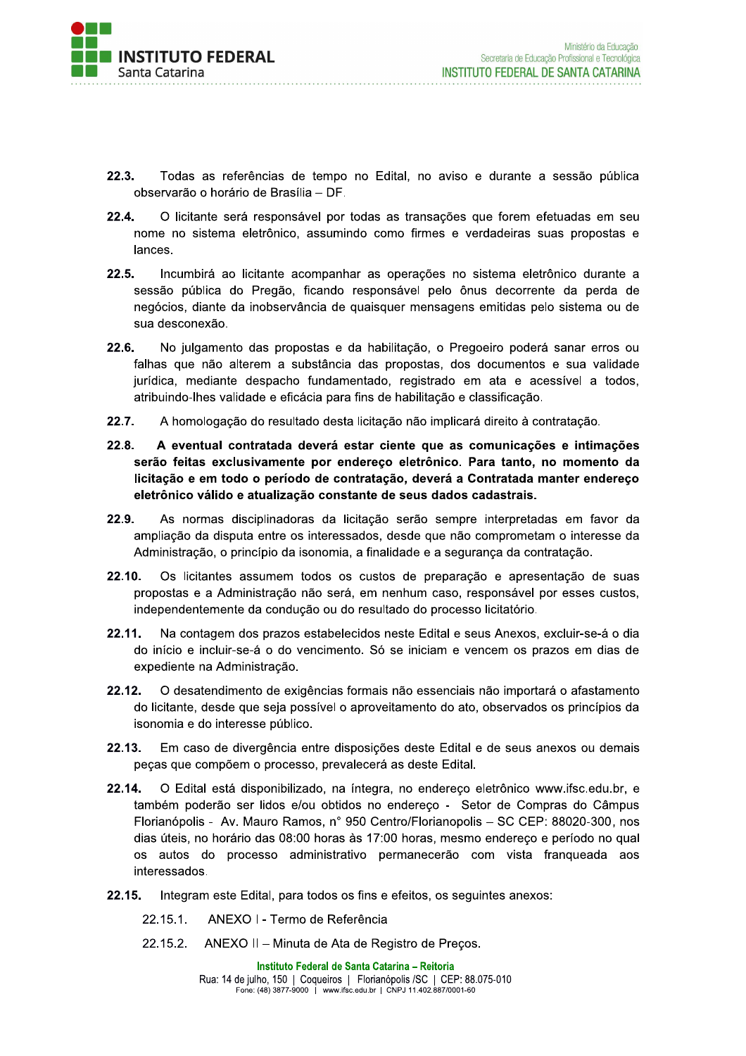**22.3.** Todas as referências de tempo no Edital, no aviso e durante a sessão pública observarão o horário de Brasília – DF.

**22.4.** O licitante será responsável por todas as transações que forem efetuadas em seu nome no sistema eletrônico, assumindo como firmes e verdadeiras suas propostas e lances.

**22.5.** Incumbirá ao licitante acompanhar as operações no sistema eletrônico durante a sessão pública do Pregão, ficando responsável pelo ônus decorrente da perda de negócios, diante da inobservância de quaisquer mensagens emitidas pelo sistema ou de sua desconexão.

**22.6.** No julgamento das propostas e da habilitação, o Pregoeiro poderá sanar erros ou falhas que não alterem a substância das propostas, dos documentos e sua validade jurídica, mediante despacho fundamentado, registrado em ata e acessível a todos, atribuindo-lhes validade e eficácia para fins de habilitação e classificação.

**22.7.** A homologação do resultado desta licitação não implicará direito à contratação.

**22.8. A eventual contratada deverá estar ciente que as comunicações e intimações serão feitas exclusivamente por endereço eletrônico. Para tanto, no momento da licitação e em todo o período de contratação, deverá a Contratada manter endereço eletrônico válido e atualização constante de seus dados cadastrais.**

**22.9.** As normas disciplinadoras da licitação serão sempre interpretadas em favor da ampliação da disputa entre os interessados, desde que não comprometam o interesse da Administração, o princípio da isonomia, a finalidade e a segurança da contratação.

**22.10.** Os licitantes assumem todos os custos de preparação e apresentação de suas propostas e a Administração não será, em nenhum caso, responsável por esses custos, independentemente da condução ou do resultado do processo licitatório.

**22.11.** Na contagem dos prazos estabelecidos neste Edital e seus Anexos, excluir-se-á o dia do início e incluir-se-á o do vencimento. Só se iniciam e vencem os prazos em dias de expediente na Administração.

**22.12.** O desatendimento de exigências formais não essenciais não importará o afastamento do licitante, desde que seja possível o aproveitamento do ato, observados os princípios da isonomia e do interesse público.

**22.13.** Em caso de divergência entre disposições deste Edital e de seus anexos ou demais peças que compõem o processo, prevalecerá as deste Edital.

**22.14.** O Edital está disponibilizado, na íntegra, no endereço eletrônico www.ifsc.edu.br, e também poderão ser lidos e/ou obtidos no endereço - Setor de Compras do Câmpus Florianópolis - Av. Mauro Ramos, n° 950 Centro/Florianopolis – SC CEP: 88020-300, nos dias úteis, no horário das 08:00 horas às 17:00 horas, mesmo endereço e período no qual os autos do processo administrativo permanecerão com vista franqueada aos interessados.

**22.15.** Integram este Edital, para todos os fins e efeitos, os seguintes anexos:

22.15.1. ANEXO I - Termo de Referência

22.15.2. ANEXO II – Minuta de Ata de Registro de Preços.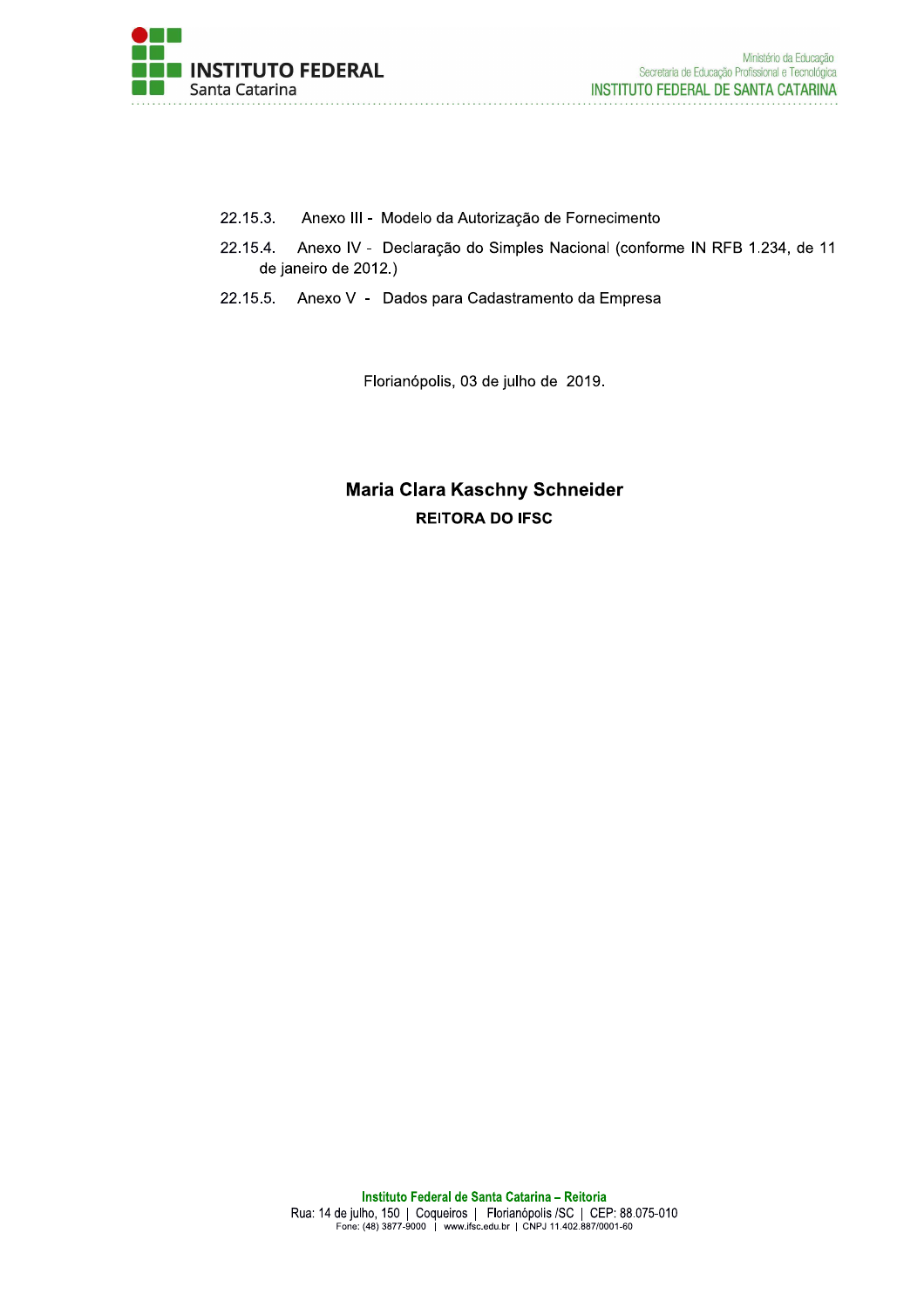22.15.3. Anexo III - Modelo da Autorização de Fornecimento

22.15.4. Anexo IV - Declaração do Simples Nacional (conforme IN RFB 1.234, de 11 de janeiro de 2012.)

22.15.5. Anexo V - Dados para Cadastramento da Empresa

Florianópolis, 03 de julho de 2019.

**Maria Clara Kaschny Schneider**

**REITORA DO IFSC**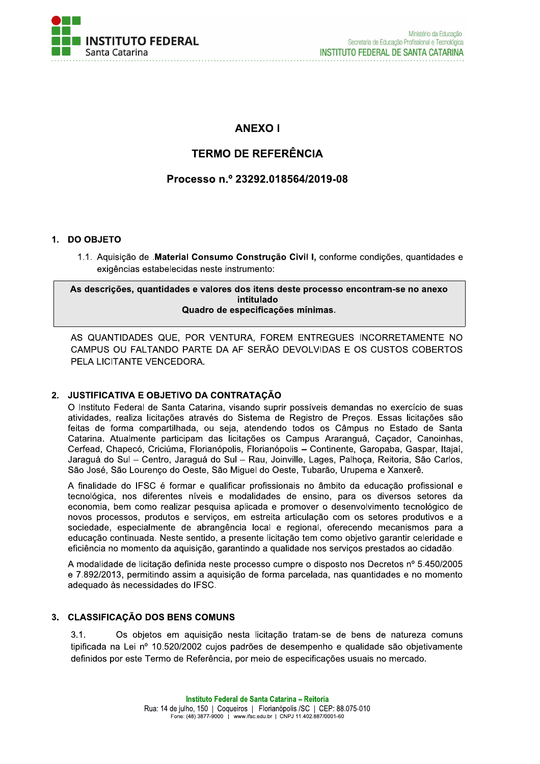# ANEXO I

## TERMO DE REFERÊNCIA

## Processo n.º 23292.018564/2019-08

### 1. DO OBJETO

1.1. Aquisição de .**Material Consumo Construção Civil I,** conforme condições, quantidades e exigências estabelecidas neste instrumento:

**As descrições, quantidades e valores dos itens deste processo encontram-se no anexo intitulado**
**Quadro de especificações mínimas.**

AS QUANTIDADES QUE, POR VENTURA, FOREM ENTREGUES INCORRETAMENTE NO CAMPUS OU FALTANDO PARTE DA AF SERÃO DEVOLVIDAS E OS CUSTOS COBERTOS PELA LICITANTE VENCEDORA.

### 2. JUSTIFICATIVA E OBJETIVO DA CONTRATAÇÃO

O Instituto Federal de Santa Catarina, visando suprir possíveis demandas no exercício de suas atividades, realiza licitações através do Sistema de Registro de Preços. Essas licitações são feitas de forma compartilhada, ou seja, atendendo todos os Câmpus no Estado de Santa Catarina. Atualmente participam das licitações os Campus Araranguá, Caçador, Canoinhas, Cerfead, Chapecó, Criciúma, Florianópolis, Florianópolis – Continente, Garopaba, Gaspar, Itajaí, Jaraguá do Sul – Centro, Jaraguá do Sul – Rau, Joinville, Lages, Palhoça, Reitoria, São Carlos, São José, São Lourenço do Oeste, São Miguel do Oeste, Tubarão, Urupema e Xanxerê.

A finalidade do IFSC é formar e qualificar profissionais no âmbito da educação profissional e tecnológica, nos diferentes níveis e modalidades de ensino, para os diversos setores da economia, bem como realizar pesquisa aplicada e promover o desenvolvimento tecnológico de novos processos, produtos e serviços, em estreita articulação com os setores produtivos e a sociedade, especialmente de abrangência local e regional, oferecendo mecanismos para a educação continuada. Neste sentido, a presente licitação tem como objetivo garantir celeridade e eficiência no momento da aquisição, garantindo a qualidade nos serviços prestados ao cidadão.

A modalidade de licitação definida neste processo cumpre o disposto nos Decretos nº 5.450/2005 e 7.892/2013, permitindo assim a aquisição de forma parcelada, nas quantidades e no momento adequado às necessidades do IFSC.

### 3. CLASSIFICAÇÃO DOS BENS COMUNS

3.1. Os objetos em aquisição nesta licitação tratam-se de bens de natureza comuns tipificada na Lei nº 10.520/2002 cujos padrões de desempenho e qualidade são objetivamente definidos por este Termo de Referência, por meio de especificações usuais no mercado.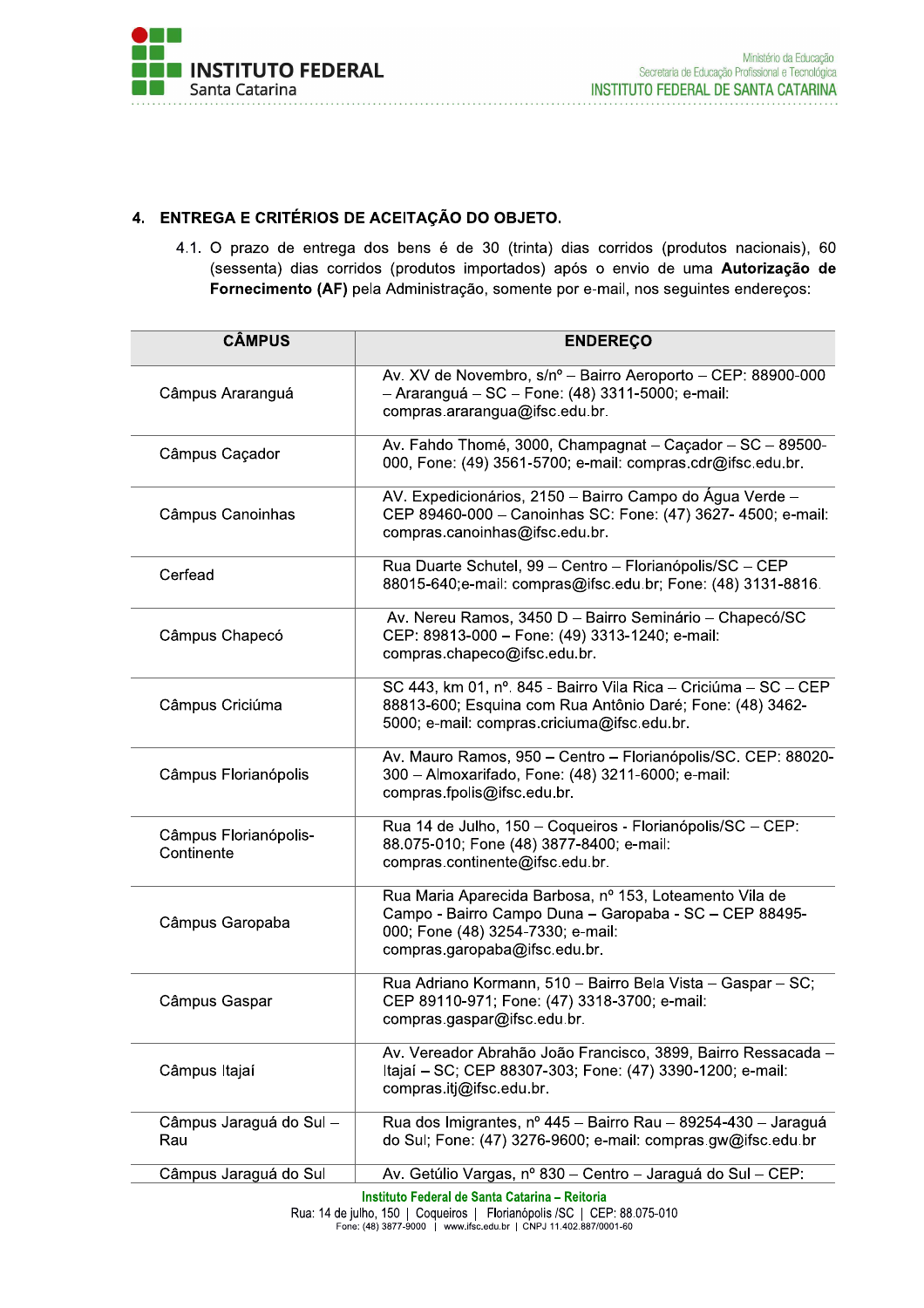## 4. ENTREGA E CRITÉRIOS DE ACEITAÇÃO DO OBJETO.

4.1. O prazo de entrega dos bens é de 30 (trinta) dias corridos (produtos nacionais), 60 (sessenta) dias corridos (produtos importados) após o envio de uma **Autorização de Fornecimento (AF)** pela Administração, somente por e-mail, nos seguintes endereços:

| CÂMPUS | ENDEREÇO |
|---|---|
| Câmpus Araranguá | Av. XV de Novembro, s/nº – Bairro Aeroporto – CEP: 88900-000 – Araranguá – SC – Fone: (48) 3311-5000; e-mail: compras.ararangua@ifsc.edu.br. |
| Câmpus Caçador | Av. Fahdo Thomé, 3000, Champagnat – Caçador – SC – 89500-000, Fone: (49) 3561-5700; e-mail: compras.cdr@ifsc.edu.br. |
| Câmpus Canoinhas | AV. Expedicionários, 2150 – Bairro Campo do Água Verde – CEP 89460-000 – Canoinhas SC: Fone: (47) 3627- 4500; e-mail: compras.canoinhas@ifsc.edu.br. |
| Cerfead | Rua Duarte Schutel, 99 – Centro – Florianópolis/SC – CEP 88015-640;e-mail: compras@ifsc.edu.br; Fone: (48) 3131-8816. |
| Câmpus Chapecó | Av. Nereu Ramos, 3450 D – Bairro Seminário – Chapecó/SC CEP: 89813-000 – Fone: (49) 3313-1240; e-mail: compras.chapeco@ifsc.edu.br. |
| Câmpus Criciúma | SC 443, km 01, nº. 845 - Bairro Vila Rica – Criciúma – SC – CEP 88813-600; Esquina com Rua Antônio Daré; Fone: (48) 3462-5000; e-mail: compras.criciuma@ifsc.edu.br. |
| Câmpus Florianópolis | Av. Mauro Ramos, 950 – Centro – Florianópolis/SC. CEP: 88020-300 – Almoxarifado, Fone: (48) 3211-6000; e-mail: compras.fpolis@ifsc.edu.br. |
| Câmpus Florianópolis-Continente | Rua 14 de Julho, 150 – Coqueiros - Florianópolis/SC – CEP: 88.075-010; Fone (48) 3877-8400; e-mail: compras.continente@ifsc.edu.br. |
| Câmpus Garopaba | Rua Maria Aparecida Barbosa, nº 153, Loteamento Vila de Campo - Bairro Campo Duna – Garopaba - SC – CEP 88495-000; Fone (48) 3254-7330; e-mail: compras.garopaba@ifsc.edu.br. |
| Câmpus Gaspar | Rua Adriano Kormann, 510 – Bairro Bela Vista – Gaspar – SC; CEP 89110-971; Fone: (47) 3318-3700; e-mail: compras.gaspar@ifsc.edu.br. |
| Câmpus Itajaí | Av. Vereador Abrahão João Francisco, 3899, Bairro Ressacada – Itajaí – SC; CEP 88307-303; Fone: (47) 3390-1200; e-mail: compras.itj@ifsc.edu.br. |
| Câmpus Jaraguá do Sul – Rau | Rua dos Imigrantes, nº 445 – Bairro Rau – 89254-430 – Jaraguá do Sul; Fone: (47) 3276-9600; e-mail: compras.gw@ifsc.edu.br |
| Câmpus Jaraguá do Sul | Av. Getúlio Vargas, nº 830 – Centro – Jaraguá do Sul – CEP: |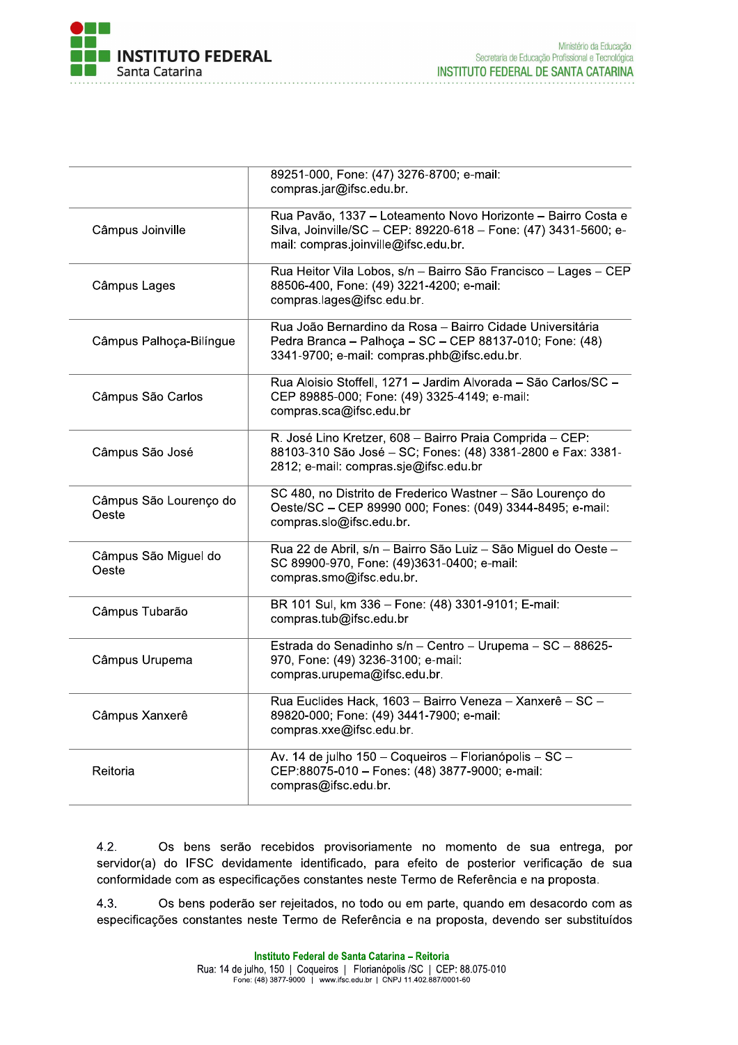| | |
|---|---|
| | 89251-000, Fone: (47) 3276-8700; e-mail: compras.jar@ifsc.edu.br. |
| Câmpus Joinville | Rua Pavão, 1337 – Loteamento Novo Horizonte – Bairro Costa e Silva, Joinville/SC – CEP: 89220-618 – Fone: (47) 3431-5600; e-mail: compras.joinville@ifsc.edu.br. |
| Câmpus Lages | Rua Heitor Vila Lobos, s/n – Bairro São Francisco – Lages – CEP 88506-400, Fone: (49) 3221-4200; e-mail: compras.lages@ifsc.edu.br. |
| Câmpus Palhoça-Bilíngue | Rua João Bernardino da Rosa – Bairro Cidade Universitária Pedra Branca – Palhoça – SC – CEP 88137-010; Fone: (48) 3341-9700; e-mail: compras.phb@ifsc.edu.br. |
| Câmpus São Carlos | Rua Aloisio Stoffell, 1271 – Jardim Alvorada – São Carlos/SC – CEP 89885-000; Fone: (49) 3325-4149; e-mail: compras.sca@ifsc.edu.br |
| Câmpus São José | R. José Lino Kretzer, 608 – Bairro Praia Comprida – CEP: 88103-310 São José – SC; Fones: (48) 3381-2800 e Fax: 3381-2812; e-mail: compras.sje@ifsc.edu.br |
| Câmpus São Lourenço do Oeste | SC 480, no Distrito de Frederico Wastner – São Lourenço do Oeste/SC – CEP 89990 000; Fones: (049) 3344-8495; e-mail: compras.slo@ifsc.edu.br. |
| Câmpus São Miguel do Oeste | Rua 22 de Abril, s/n – Bairro São Luiz – São Miguel do Oeste – SC 89900-970, Fone: (49)3631-0400; e-mail: compras.smo@ifsc.edu.br. |
| Câmpus Tubarão | BR 101 Sul, km 336 – Fone: (48) 3301-9101; E-mail: compras.tub@ifsc.edu.br |
| Câmpus Urupema | Estrada do Senadinho s/n – Centro – Urupema – SC – 88625-970, Fone: (49) 3236-3100; e-mail: compras.urupema@ifsc.edu.br. |
| Câmpus Xanxerê | Rua Euclides Hack, 1603 – Bairro Veneza – Xanxerê – SC – 89820-000; Fone: (49) 3441-7900; e-mail: compras.xxe@ifsc.edu.br. |
| Reitoria | Av. 14 de julho 150 – Coqueiros – Florianópolis – SC – CEP:88075-010 – Fones: (48) 3877-9000; e-mail: compras@ifsc.edu.br. |

4.2. Os bens serão recebidos provisoriamente no momento de sua entrega, por servidor(a) do IFSC devidamente identificado, para efeito de posterior verificação de sua conformidade com as especificações constantes neste Termo de Referência e na proposta.

4.3. Os bens poderão ser rejeitados, no todo ou em parte, quando em desacordo com as especificações constantes neste Termo de Referência e na proposta, devendo ser substituídos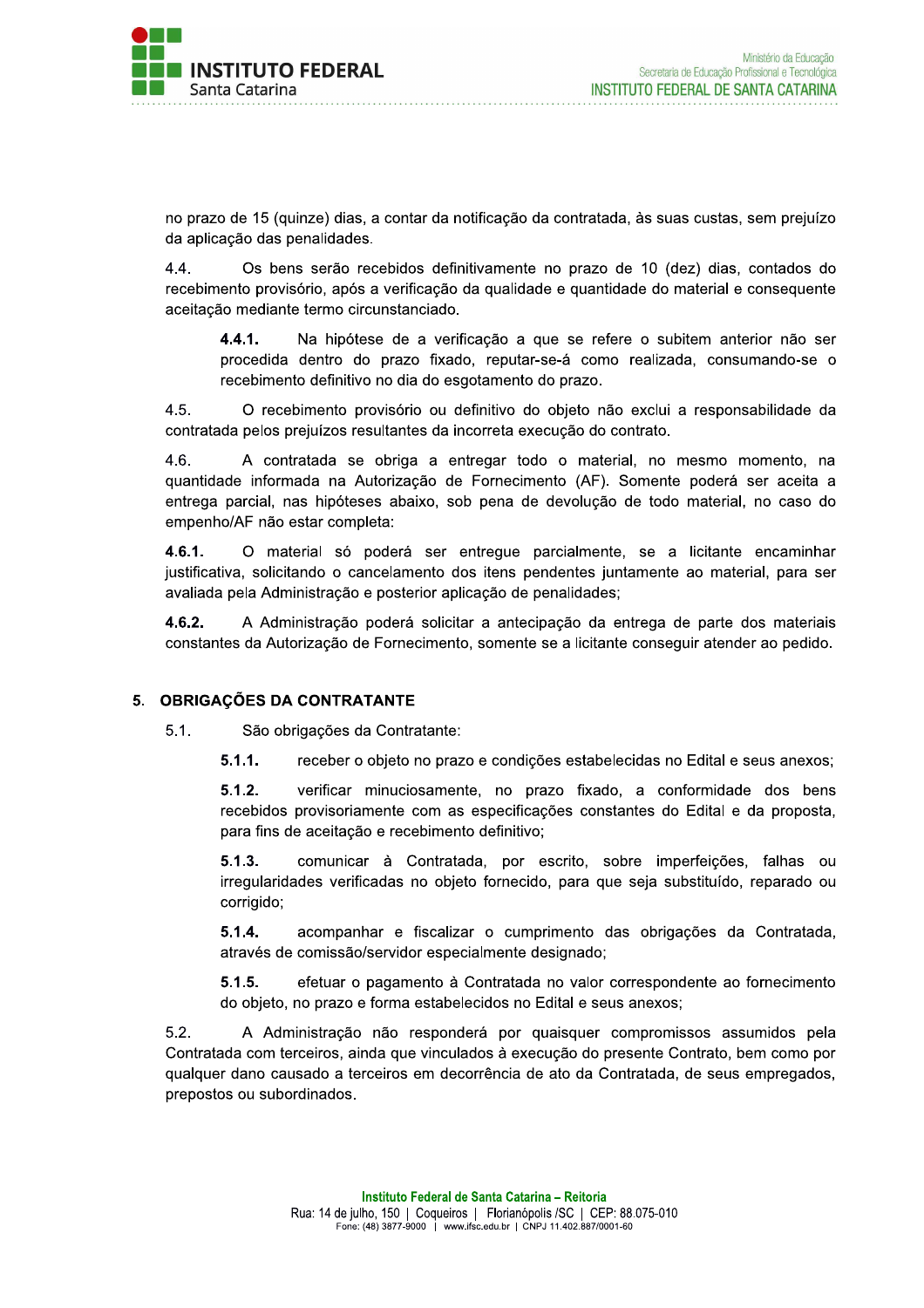no prazo de 15 (quinze) dias, a contar da notificação da contratada, às suas custas, sem prejuízo da aplicação das penalidades.

4.4. Os bens serão recebidos definitivamente no prazo de 10 (dez) dias, contados do recebimento provisório, após a verificação da qualidade e quantidade do material e consequente aceitação mediante termo circunstanciado.

> **4.4.1.** Na hipótese de a verificação a que se refere o subitem anterior não ser procedida dentro do prazo fixado, reputar-se-á como realizada, consumando-se o recebimento definitivo no dia do esgotamento do prazo.

4.5. O recebimento provisório ou definitivo do objeto não exclui a responsabilidade da contratada pelos prejuízos resultantes da incorreta execução do contrato.

4.6. A contratada se obriga a entregar todo o material, no mesmo momento, na quantidade informada na Autorização de Fornecimento (AF). Somente poderá ser aceita a entrega parcial, nas hipóteses abaixo, sob pena de devolução de todo material, no caso do empenho/AF não estar completa:

**4.6.1.** O material só poderá ser entregue parcialmente, se a licitante encaminhar justificativa, solicitando o cancelamento dos itens pendentes juntamente ao material, para ser avaliada pela Administração e posterior aplicação de penalidades;

**4.6.2.** A Administração poderá solicitar a antecipação da entrega de parte dos materiais constantes da Autorização de Fornecimento, somente se a licitante conseguir atender ao pedido.

## 5. OBRIGAÇÕES DA CONTRATANTE

5.1. São obrigações da Contratante:

> **5.1.1.** receber o objeto no prazo e condições estabelecidas no Edital e seus anexos;
>
> **5.1.2.** verificar minuciosamente, no prazo fixado, a conformidade dos bens recebidos provisoriamente com as especificações constantes do Edital e da proposta, para fins de aceitação e recebimento definitivo;
>
> **5.1.3.** comunicar à Contratada, por escrito, sobre imperfeições, falhas ou irregularidades verificadas no objeto fornecido, para que seja substituído, reparado ou corrigido;
>
> **5.1.4.** acompanhar e fiscalizar o cumprimento das obrigações da Contratada, através de comissão/servidor especialmente designado;
>
> **5.1.5.** efetuar o pagamento à Contratada no valor correspondente ao fornecimento do objeto, no prazo e forma estabelecidos no Edital e seus anexos;

5.2. A Administração não responderá por quaisquer compromissos assumidos pela Contratada com terceiros, ainda que vinculados à execução do presente Contrato, bem como por qualquer dano causado a terceiros em decorrência de ato da Contratada, de seus empregados, prepostos ou subordinados.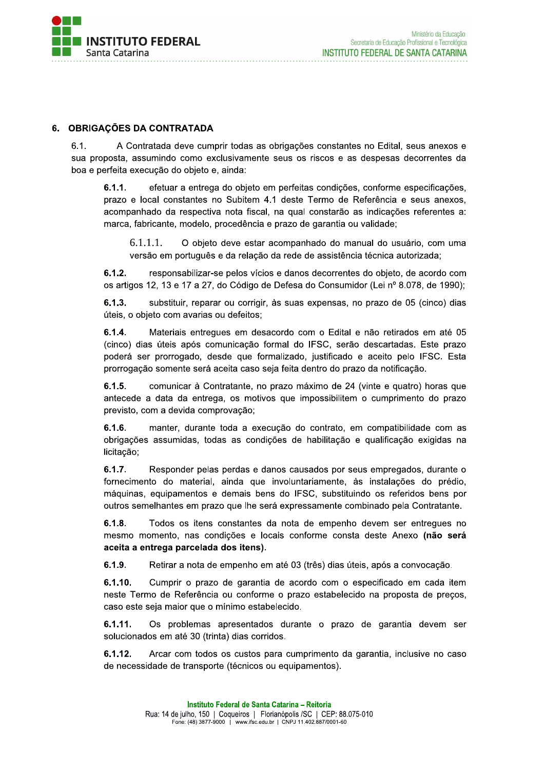## 6. OBRIGAÇÕES DA CONTRATADA

6.1. A Contratada deve cumprir todas as obrigações constantes no Edital, seus anexos e sua proposta, assumindo como exclusivamente seus os riscos e as despesas decorrentes da boa e perfeita execução do objeto e, ainda:

**6.1.1.** efetuar a entrega do objeto em perfeitas condições, conforme especificações, prazo e local constantes no Subitem 4.1 deste Termo de Referência e seus anexos, acompanhado da respectiva nota fiscal, na qual constarão as indicações referentes a: marca, fabricante, modelo, procedência e prazo de garantia ou validade;

6.1.1.1. O objeto deve estar acompanhado do manual do usuário, com uma versão em português e da relação da rede de assistência técnica autorizada;

**6.1.2.** responsabilizar-se pelos vícios e danos decorrentes do objeto, de acordo com os artigos 12, 13 e 17 a 27, do Código de Defesa do Consumidor (Lei nº 8.078, de 1990);

**6.1.3.** substituir, reparar ou corrigir, às suas expensas, no prazo de 05 (cinco) dias úteis, o objeto com avarias ou defeitos;

**6.1.4.** Materiais entregues em desacordo com o Edital e não retirados em até 05 (cinco) dias úteis após comunicação formal do IFSC, serão descartadas. Este prazo poderá ser prorrogado, desde que formalizado, justificado e aceito pelo IFSC. Esta prorrogação somente será aceita caso seja feita dentro do prazo da notificação.

**6.1.5.** comunicar à Contratante, no prazo máximo de 24 (vinte e quatro) horas que antecede a data da entrega, os motivos que impossibilitem o cumprimento do prazo previsto, com a devida comprovação;

**6.1.6.** manter, durante toda a execução do contrato, em compatibilidade com as obrigações assumidas, todas as condições de habilitação e qualificação exigidas na licitação;

**6.1.7.** Responder pelas perdas e danos causados por seus empregados, durante o fornecimento do material, ainda que involuntariamente, às instalações do prédio, máquinas, equipamentos e demais bens do IFSC, substituindo os referidos bens por outros semelhantes em prazo que lhe será expressamente combinado pela Contratante.

**6.1.8.** Todos os itens constantes da nota de empenho devem ser entregues no mesmo momento, nas condições e locais conforme consta deste Anexo **(não será aceita a entrega parcelada dos itens)**.

**6.1.9.** Retirar a nota de empenho em até 03 (três) dias úteis, após a convocação.

**6.1.10.** Cumprir o prazo de garantia de acordo com o especificado em cada item neste Termo de Referência ou conforme o prazo estabelecido na proposta de preços, caso este seja maior que o mínimo estabelecido.

**6.1.11.** Os problemas apresentados durante o prazo de garantia devem ser solucionados em até 30 (trinta) dias corridos.

**6.1.12.** Arcar com todos os custos para cumprimento da garantia, inclusive no caso de necessidade de transporte (técnicos ou equipamentos).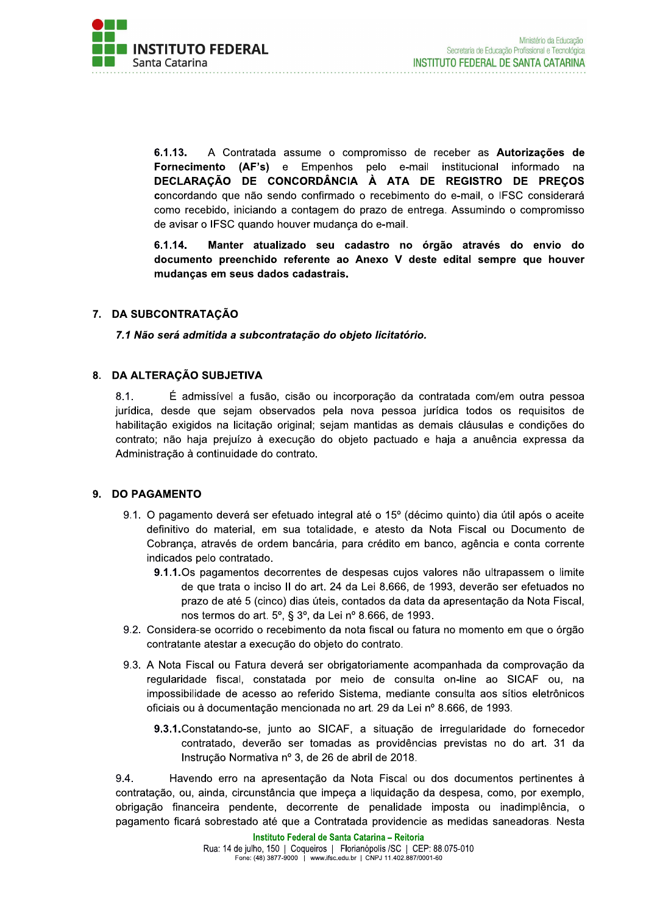**6.1.13.** A Contratada assume o compromisso de receber as **Autorizações de Fornecimento (AF's)** e Empenhos pelo e-mail institucional informado na **DECLARAÇÃO DE CONCORDÂNCIA À ATA DE REGISTRO DE PREÇOS** concordando que não sendo confirmado o recebimento do e-mail, o IFSC considerará como recebido, iniciando a contagem do prazo de entrega. Assumindo o compromisso de avisar o IFSC quando houver mudança do e-mail.

**6.1.14. Manter atualizado seu cadastro no órgão através do envio do documento preenchido referente ao Anexo V deste edital sempre que houver mudanças em seus dados cadastrais.**

## 7. DA SUBCONTRATAÇÃO

***7.1 Não será admitida a subcontratação do objeto licitatório.***

## 8. DA ALTERAÇÃO SUBJETIVA

8.1. É admissível a fusão, cisão ou incorporação da contratada com/em outra pessoa jurídica, desde que sejam observados pela nova pessoa jurídica todos os requisitos de habilitação exigidos na licitação original; sejam mantidas as demais cláusulas e condições do contrato; não haja prejuízo à execução do objeto pactuado e haja a anuência expressa da Administração à continuidade do contrato.

## 9. DO PAGAMENTO

9.1. O pagamento deverá ser efetuado integral até o 15º (décimo quinto) dia útil após o aceite definitivo do material, em sua totalidade, e atesto da Nota Fiscal ou Documento de Cobrança, através de ordem bancária, para crédito em banco, agência e conta corrente indicados pelo contratado.

**9.1.1.** Os pagamentos decorrentes de despesas cujos valores não ultrapassem o limite de que trata o inciso II do art. 24 da Lei 8.666, de 1993, deverão ser efetuados no prazo de até 5 (cinco) dias úteis, contados da data da apresentação da Nota Fiscal, nos termos do art. 5º, § 3º, da Lei nº 8.666, de 1993.

9.2. Considera-se ocorrido o recebimento da nota fiscal ou fatura no momento em que o órgão contratante atestar a execução do objeto do contrato.

9.3. A Nota Fiscal ou Fatura deverá ser obrigatoriamente acompanhada da comprovação da regularidade fiscal, constatada por meio de consulta on-line ao SICAF ou, na impossibilidade de acesso ao referido Sistema, mediante consulta aos sítios eletrônicos oficiais ou à documentação mencionada no art. 29 da Lei nº 8.666, de 1993.

**9.3.1.** Constatando-se, junto ao SICAF, a situação de irregularidade do fornecedor contratado, deverão ser tomadas as providências previstas no do art. 31 da Instrução Normativa nº 3, de 26 de abril de 2018.

9.4. Havendo erro na apresentação da Nota Fiscal ou dos documentos pertinentes à contratação, ou, ainda, circunstância que impeça a liquidação da despesa, como, por exemplo, obrigação financeira pendente, decorrente de penalidade imposta ou inadimplência, o pagamento ficará sobrestado até que a Contratada providencie as medidas saneadoras. Nesta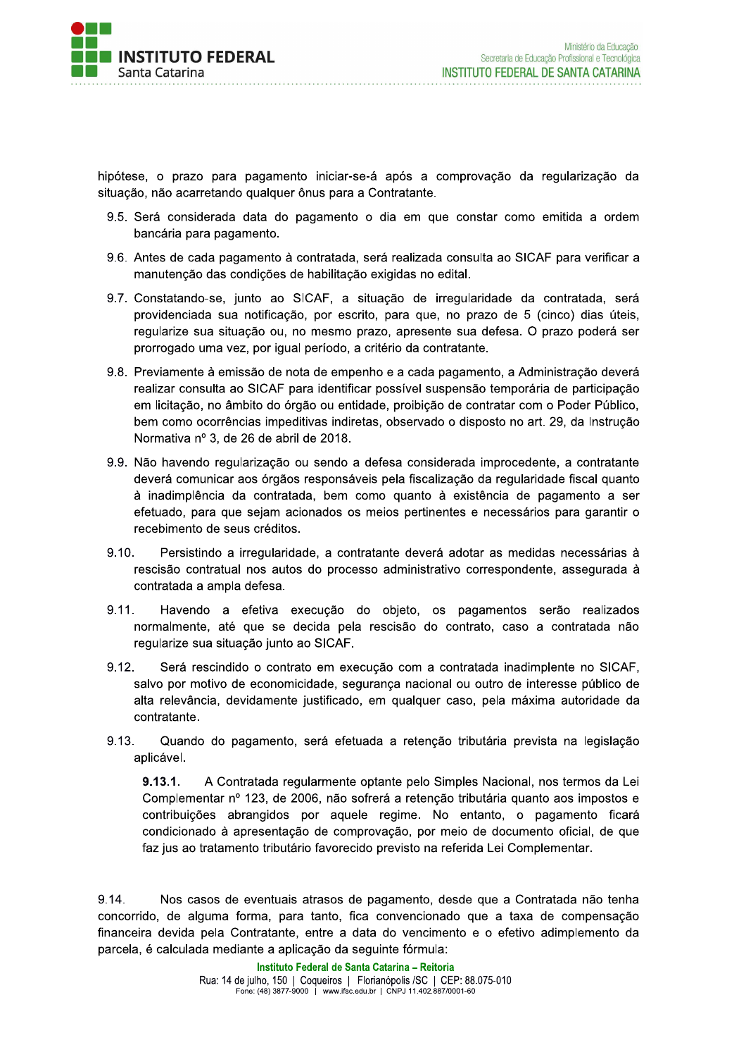hipótese, o prazo para pagamento iniciar-se-á após a comprovação da regularização da situação, não acarretando qualquer ônus para a Contratante.

9.5. Será considerada data do pagamento o dia em que constar como emitida a ordem bancária para pagamento.

9.6. Antes de cada pagamento à contratada, será realizada consulta ao SICAF para verificar a manutenção das condições de habilitação exigidas no edital.

9.7. Constatando-se, junto ao SICAF, a situação de irregularidade da contratada, será providenciada sua notificação, por escrito, para que, no prazo de 5 (cinco) dias úteis, regularize sua situação ou, no mesmo prazo, apresente sua defesa. O prazo poderá ser prorrogado uma vez, por igual período, a critério da contratante.

9.8. Previamente à emissão de nota de empenho e a cada pagamento, a Administração deverá realizar consulta ao SICAF para identificar possível suspensão temporária de participação em licitação, no âmbito do órgão ou entidade, proibição de contratar com o Poder Público, bem como ocorrências impeditivas indiretas, observado o disposto no art. 29, da Instrução Normativa nº 3, de 26 de abril de 2018.

9.9. Não havendo regularização ou sendo a defesa considerada improcedente, a contratante deverá comunicar aos órgãos responsáveis pela fiscalização da regularidade fiscal quanto à inadimplência da contratada, bem como quanto à existência de pagamento a ser efetuado, para que sejam acionados os meios pertinentes e necessários para garantir o recebimento de seus créditos.

9.10. Persistindo a irregularidade, a contratante deverá adotar as medidas necessárias à rescisão contratual nos autos do processo administrativo correspondente, assegurada à contratada a ampla defesa.

9.11. Havendo a efetiva execução do objeto, os pagamentos serão realizados normalmente, até que se decida pela rescisão do contrato, caso a contratada não regularize sua situação junto ao SICAF.

9.12. Será rescindido o contrato em execução com a contratada inadimplente no SICAF, salvo por motivo de economicidade, segurança nacional ou outro de interesse público de alta relevância, devidamente justificado, em qualquer caso, pela máxima autoridade da contratante.

9.13. Quando do pagamento, será efetuada a retenção tributária prevista na legislação aplicável.

**9.13.1.** A Contratada regularmente optante pelo Simples Nacional, nos termos da Lei Complementar nº 123, de 2006, não sofrerá a retenção tributária quanto aos impostos e contribuições abrangidos por aquele regime. No entanto, o pagamento ficará condicionado à apresentação de comprovação, por meio de documento oficial, de que faz jus ao tratamento tributário favorecido previsto na referida Lei Complementar.

9.14. Nos casos de eventuais atrasos de pagamento, desde que a Contratada não tenha concorrido, de alguma forma, para tanto, fica convencionado que a taxa de compensação financeira devida pela Contratante, entre a data do vencimento e o efetivo adimplemento da parcela, é calculada mediante a aplicação da seguinte fórmula: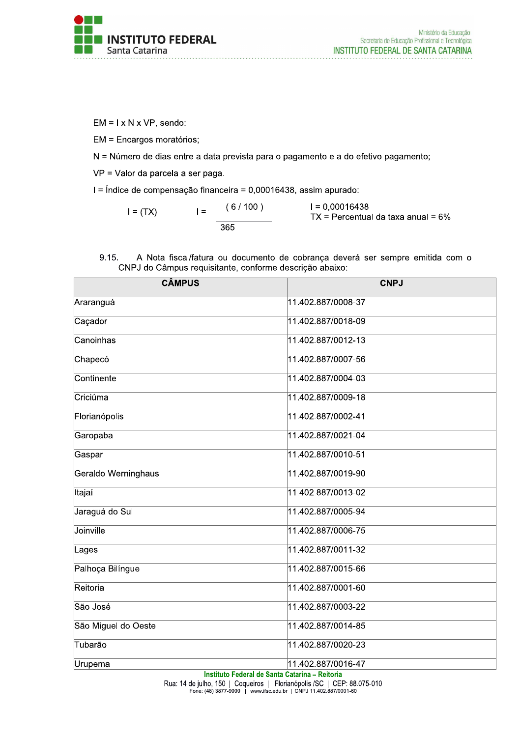EM = I x N x VP, sendo:

EM = Encargos moratórios;

N = Número de dias entre a data prevista para o pagamento e a do efetivo pagamento;

VP = Valor da parcela a ser paga.

I = Índice de compensação financeira = 0,00016438, assim apurado:

$$I = (TX) \qquad I = \frac{(6 / 100)}{365}$$

I = 0,00016438
TX = Percentual da taxa anual = 6%

9.15. A Nota fiscal/fatura ou documento de cobrança deverá ser sempre emitida com o CNPJ do Câmpus requisitante, conforme descrição abaixo:

| CÂMPUS | CNPJ |
|---|---|
| Araranguá | 11.402.887/0008-37 |
| Caçador | 11.402.887/0018-09 |
| Canoinhas | 11.402.887/0012-13 |
| Chapecó | 11.402.887/0007-56 |
| Continente | 11.402.887/0004-03 |
| Criciúma | 11.402.887/0009-18 |
| Florianópolis | 11.402.887/0002-41 |
| Garopaba | 11.402.887/0021-04 |
| Gaspar | 11.402.887/0010-51 |
| Geraldo Werninghaus | 11.402.887/0019-90 |
| Itajaí | 11.402.887/0013-02 |
| Jaraguá do Sul | 11.402.887/0005-94 |
| Joinville | 11.402.887/0006-75 |
| Lages | 11.402.887/0011-32 |
| Palhoça Bilíngue | 11.402.887/0015-66 |
| Reitoria | 11.402.887/0001-60 |
| São José | 11.402.887/0003-22 |
| São Miguel do Oeste | 11.402.887/0014-85 |
| Tubarão | 11.402.887/0020-23 |
| Urupema | 11.402.887/0016-47 |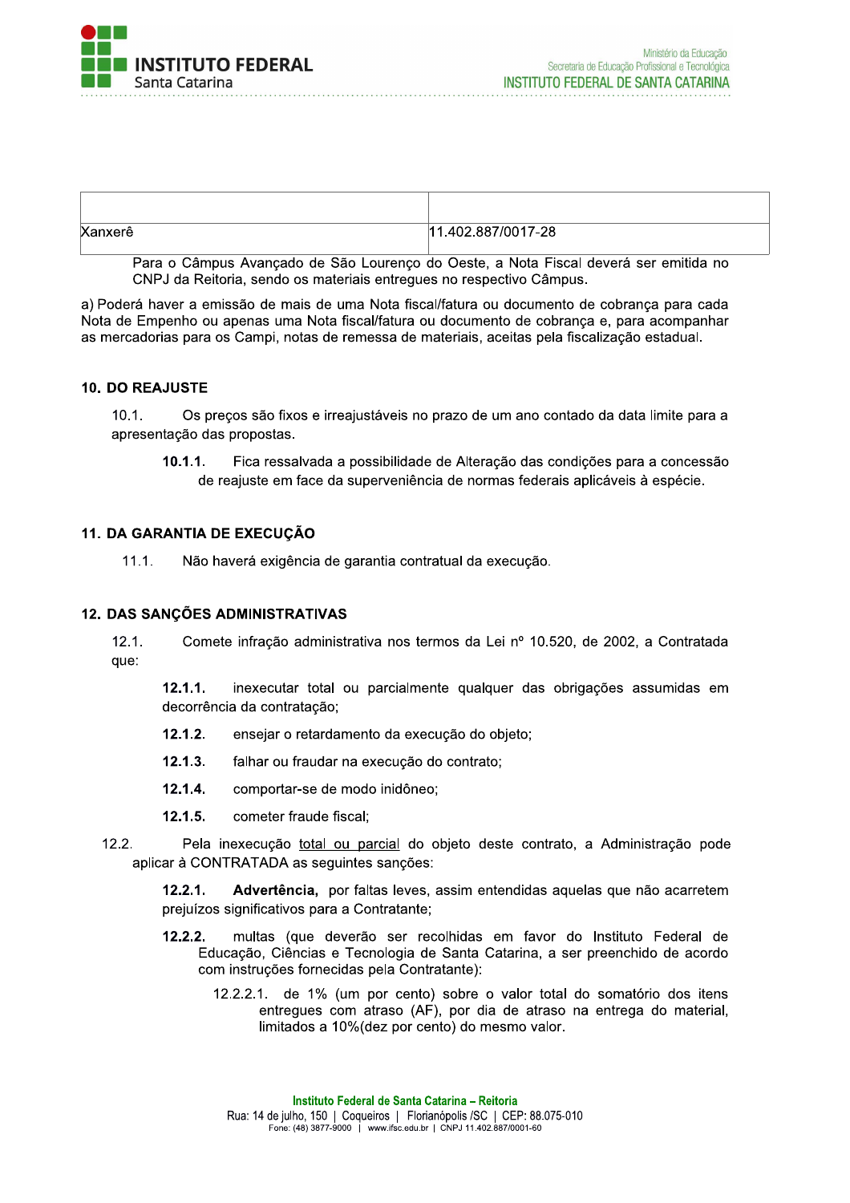| | |
|---|---|
| Xanxerê | 11.402.887/0017-28 |

Para o Câmpus Avançado de São Lourenço do Oeste, a Nota Fiscal deverá ser emitida no CNPJ da Reitoria, sendo os materiais entregues no respectivo Câmpus.

a) Poderá haver a emissão de mais de uma Nota fiscal/fatura ou documento de cobrança para cada Nota de Empenho ou apenas uma Nota fiscal/fatura ou documento de cobrança e, para acompanhar as mercadorias para os Campi, notas de remessa de materiais, aceitas pela fiscalização estadual.

## 10. DO REAJUSTE

10.1. Os preços são fixos e irreajustáveis no prazo de um ano contado da data limite para a apresentação das propostas.

**10.1.1.** Fica ressalvada a possibilidade de Alteração das condições para a concessão de reajuste em face da superveniência de normas federais aplicáveis à espécie.

## 11. DA GARANTIA DE EXECUÇÃO

11.1. Não haverá exigência de garantia contratual da execução.

## 12. DAS SANÇÕES ADMINISTRATIVAS

12.1. Comete infração administrativa nos termos da Lei nº 10.520, de 2002, a Contratada que:

**12.1.1.** inexecutar total ou parcialmente qualquer das obrigações assumidas em decorrência da contratação;

**12.1.2.** ensejar o retardamento da execução do objeto;

**12.1.3.** falhar ou fraudar na execução do contrato;

**12.1.4.** comportar-se de modo inidôneo;

**12.1.5.** cometer fraude fiscal;

12.2. Pela inexecução total ou parcial do objeto deste contrato, a Administração pode aplicar à CONTRATADA as seguintes sanções:

**12.2.1.** **Advertência,** por faltas leves, assim entendidas aquelas que não acarretem prejuízos significativos para a Contratante;

**12.2.2.** multas (que deverão ser recolhidas em favor do Instituto Federal de Educação, Ciências e Tecnologia de Santa Catarina, a ser preenchido de acordo com instruções fornecidas pela Contratante):

12.2.2.1. de 1% (um por cento) sobre o valor total do somatório dos itens entregues com atraso (AF), por dia de atraso na entrega do material, limitados a 10%(dez por cento) do mesmo valor.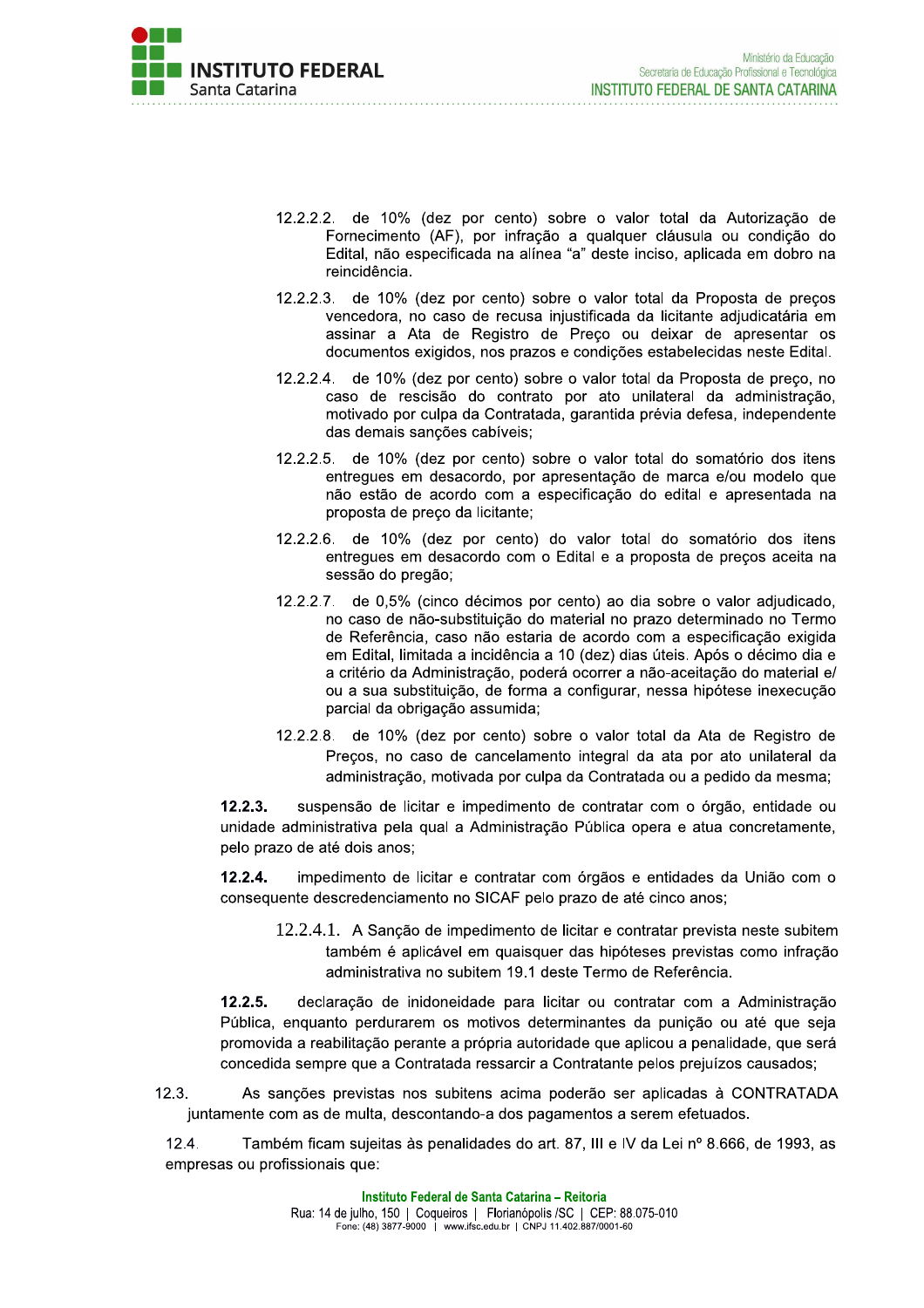12.2.2.2. de 10% (dez por cento) sobre o valor total da Autorização de Fornecimento (AF), por infração a qualquer cláusula ou condição do Edital, não especificada na alínea “a” deste inciso, aplicada em dobro na reincidência.

12.2.2.3. de 10% (dez por cento) sobre o valor total da Proposta de preços vencedora, no caso de recusa injustificada da licitante adjudicatária em assinar a Ata de Registro de Preço ou deixar de apresentar os documentos exigidos, nos prazos e condições estabelecidas neste Edital.

12.2.2.4. de 10% (dez por cento) sobre o valor total da Proposta de preço, no caso de rescisão do contrato por ato unilateral da administração, motivado por culpa da Contratada, garantida prévia defesa, independente das demais sanções cabíveis;

12.2.2.5. de 10% (dez por cento) sobre o valor total do somatório dos itens entregues em desacordo, por apresentação de marca e/ou modelo que não estão de acordo com a especificação do edital e apresentada na proposta de preço da licitante;

12.2.2.6. de 10% (dez por cento) do valor total do somatório dos itens entregues em desacordo com o Edital e a proposta de preços aceita na sessão do pregão;

12.2.2.7. de 0,5% (cinco décimos por cento) ao dia sobre o valor adjudicado, no caso de não-substituição do material no prazo determinado no Termo de Referência, caso não estaria de acordo com a especificação exigida em Edital, limitada a incidência a 10 (dez) dias úteis. Após o décimo dia e a critério da Administração, poderá ocorrer a não-aceitação do material e/ ou a sua substituição, de forma a configurar, nessa hipótese inexecução parcial da obrigação assumida;

12.2.2.8. de 10% (dez por cento) sobre o valor total da Ata de Registro de Preços, no caso de cancelamento integral da ata por ato unilateral da administração, motivada por culpa da Contratada ou a pedido da mesma;

**12.2.3.** suspensão de licitar e impedimento de contratar com o órgão, entidade ou unidade administrativa pela qual a Administração Pública opera e atua concretamente, pelo prazo de até dois anos;

**12.2.4.** impedimento de licitar e contratar com órgãos e entidades da União com o consequente descredenciamento no SICAF pelo prazo de até cinco anos;

12.2.4.1. A Sanção de impedimento de licitar e contratar prevista neste subitem também é aplicável em quaisquer das hipóteses previstas como infração administrativa no subitem 19.1 deste Termo de Referência.

**12.2.5.** declaração de inidoneidade para licitar ou contratar com a Administração Pública, enquanto perdurarem os motivos determinantes da punição ou até que seja promovida a reabilitação perante a própria autoridade que aplicou a penalidade, que será concedida sempre que a Contratada ressarcir a Contratante pelos prejuízos causados;

12.3. As sanções previstas nos subitens acima poderão ser aplicadas à CONTRATADA juntamente com as de multa, descontando-a dos pagamentos a serem efetuados.

12.4. Também ficam sujeitas às penalidades do art. 87, III e IV da Lei nº 8.666, de 1993, as empresas ou profissionais que: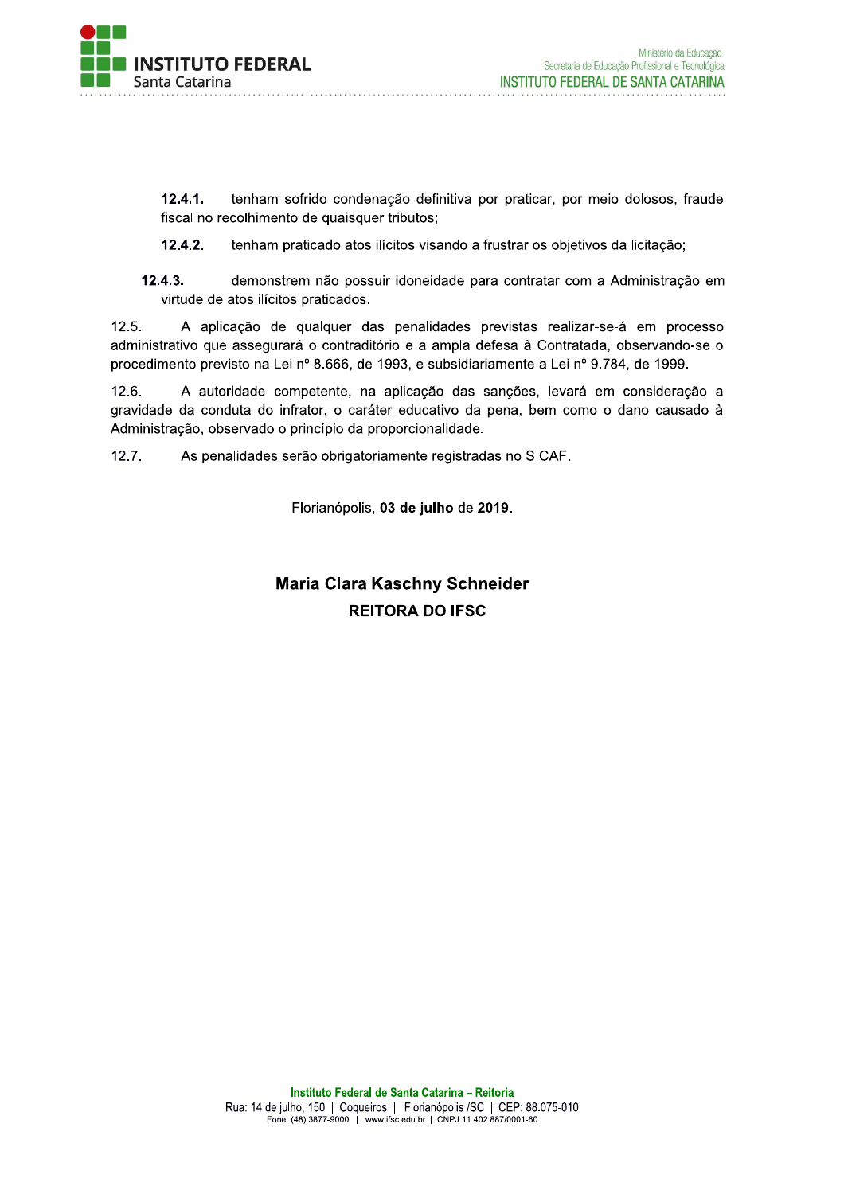**12.4.1.** tenham sofrido condenação definitiva por praticar, por meio dolosos, fraude fiscal no recolhimento de quaisquer tributos;

**12.4.2.** tenham praticado atos ilícitos visando a frustrar os objetivos da licitação;

**12.4.3.** demonstrem não possuir idoneidade para contratar com a Administração em virtude de atos ilícitos praticados.

12.5. A aplicação de qualquer das penalidades previstas realizar-se-á em processo administrativo que assegurará o contraditório e a ampla defesa à Contratada, observando-se o procedimento previsto na Lei nº 8.666, de 1993, e subsidiariamente a Lei nº 9.784, de 1999.

12.6. A autoridade competente, na aplicação das sanções, levará em consideração a gravidade da conduta do infrator, o caráter educativo da pena, bem como o dano causado à Administração, observado o princípio da proporcionalidade.

12.7. As penalidades serão obrigatoriamente registradas no SICAF.

Florianópolis, **03 de julho** de **2019**.

**Maria Clara Kaschny Schneider**
**REITORA DO IFSC**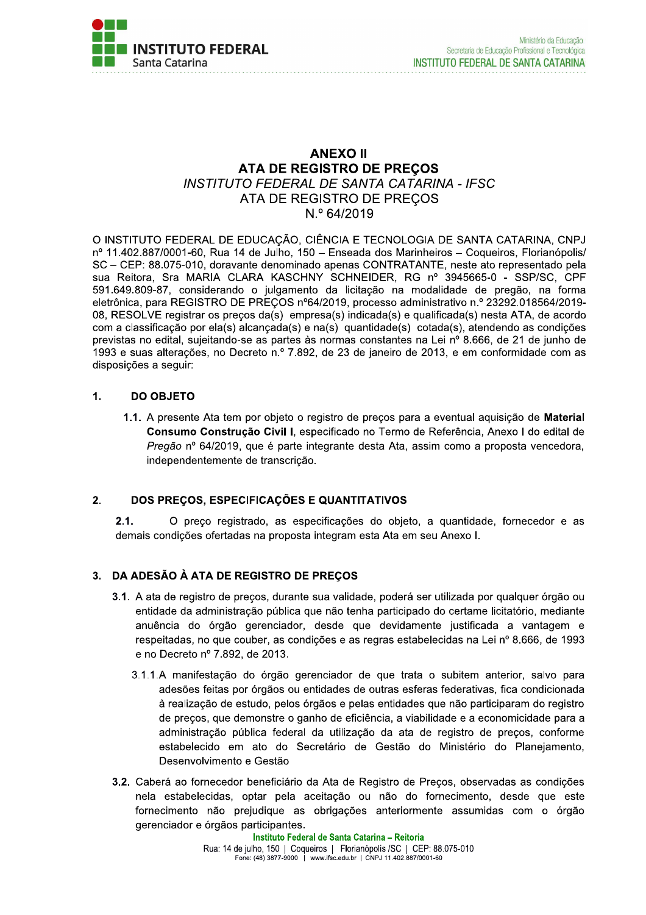# ANEXO II
## ATA DE REGISTRO DE PREÇOS
*INSTITUTO FEDERAL DE SANTA CATARINA - IFSC*
ATA DE REGISTRO DE PREÇOS
N.º 64/2019

O INSTITUTO FEDERAL DE EDUCAÇÃO, CIÊNCIA E TECNOLOGIA DE SANTA CATARINA, CNPJ nº 11.402.887/0001-60, Rua 14 de Julho, 150 – Enseada dos Marinheiros – Coqueiros, Florianópolis/ SC – CEP: 88.075-010, doravante denominado apenas CONTRATANTE, neste ato representado pela sua Reitora, Sra MARIA CLARA KASCHNY SCHNEIDER, RG nº 3945665-0 - SSP/SC, CPF 591.649.809-87, considerando o julgamento da licitação na modalidade de pregão, na forma eletrônica, para REGISTRO DE PREÇOS nº64/2019, processo administrativo n.º 23292.018564/2019-08, RESOLVE registrar os preços da(s) empresa(s) indicada(s) e qualificada(s) nesta ATA, de acordo com a classificação por ela(s) alcançada(s) e na(s) quantidade(s) cotada(s), atendendo as condições previstas no edital, sujeitando-se as partes às normas constantes na Lei nº 8.666, de 21 de junho de 1993 e suas alterações, no Decreto n.º 7.892, de 23 de janeiro de 2013, e em conformidade com as disposições a seguir:

## 1. DO OBJETO

**1.1.** A presente Ata tem por objeto o registro de preços para a eventual aquisição de **Material Consumo Construção Civil I**, especificado no Termo de Referência, Anexo I do edital de *Pregão* nº 64/2019, que é parte integrante desta Ata, assim como a proposta vencedora, independentemente de transcrição.

## 2. DOS PREÇOS, ESPECIFICAÇÕES E QUANTITATIVOS

**2.1.** O preço registrado, as especificações do objeto, a quantidade, fornecedor e as demais condições ofertadas na proposta integram esta Ata em seu Anexo I.

## 3. DA ADESÃO À ATA DE REGISTRO DE PREÇOS

**3.1.** A ata de registro de preços, durante sua validade, poderá ser utilizada por qualquer órgão ou entidade da administração pública que não tenha participado do certame licitatório, mediante anuência do órgão gerenciador, desde que devidamente justificada a vantagem e respeitadas, no que couber, as condições e as regras estabelecidas na Lei nº 8.666, de 1993 e no Decreto nº 7.892, de 2013.

3.1.1. A manifestação do órgão gerenciador de que trata o subitem anterior, salvo para adesões feitas por órgãos ou entidades de outras esferas federativas, fica condicionada à realização de estudo, pelos órgãos e pelas entidades que não participaram do registro de preços, que demonstre o ganho de eficiência, a viabilidade e a economicidade para a administração pública federal da utilização da ata de registro de preços, conforme estabelecido em ato do Secretário de Gestão do Ministério do Planejamento, Desenvolvimento e Gestão

**3.2.** Caberá ao fornecedor beneficiário da Ata de Registro de Preços, observadas as condições nela estabelecidas, optar pela aceitação ou não do fornecimento, desde que este fornecimento não prejudique as obrigações anteriormente assumidas com o órgão gerenciador e órgãos participantes.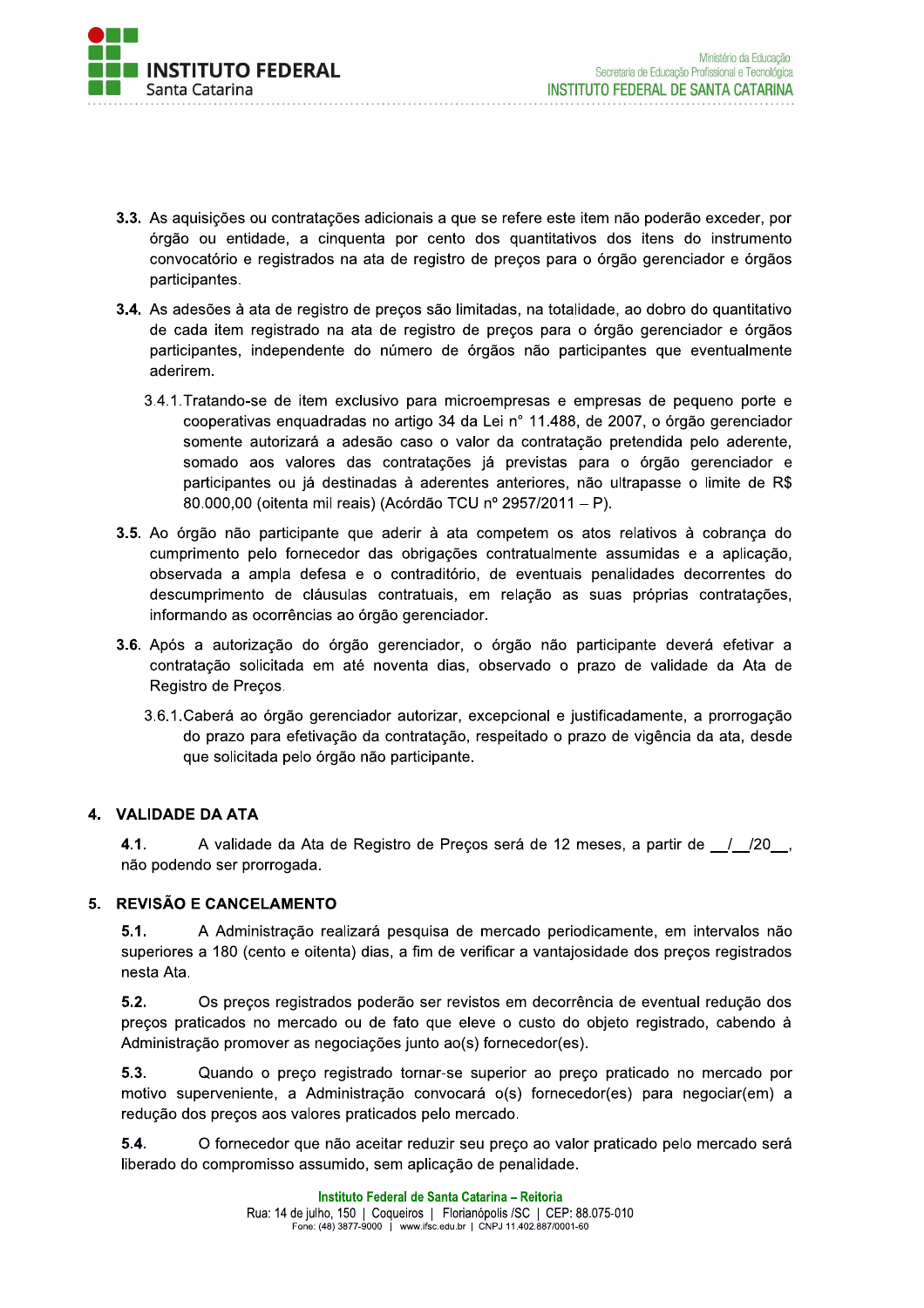**3.3.** As aquisições ou contratações adicionais a que se refere este item não poderão exceder, por órgão ou entidade, a cinquenta por cento dos quantitativos dos itens do instrumento convocatório e registrados na ata de registro de preços para o órgão gerenciador e órgãos participantes.

**3.4.** As adesões à ata de registro de preços são limitadas, na totalidade, ao dobro do quantitativo de cada item registrado na ata de registro de preços para o órgão gerenciador e órgãos participantes, independente do número de órgãos não participantes que eventualmente aderirem.

3.4.1. Tratando-se de item exclusivo para microempresas e empresas de pequeno porte e cooperativas enquadradas no artigo 34 da Lei n° 11.488, de 2007, o órgão gerenciador somente autorizará a adesão caso o valor da contratação pretendida pelo aderente, somado aos valores das contratações já previstas para o órgão gerenciador e participantes ou já destinadas à aderentes anteriores, não ultrapasse o limite de R$ 80.000,00 (oitenta mil reais) (Acórdão TCU nº 2957/2011 – P).

**3.5.** Ao órgão não participante que aderir à ata competem os atos relativos à cobrança do cumprimento pelo fornecedor das obrigações contratualmente assumidas e a aplicação, observada a ampla defesa e o contraditório, de eventuais penalidades decorrentes do descumprimento de cláusulas contratuais, em relação as suas próprias contratações, informando as ocorrências ao órgão gerenciador.

**3.6.** Após a autorização do órgão gerenciador, o órgão não participante deverá efetivar a contratação solicitada em até noventa dias, observado o prazo de validade da Ata de Registro de Preços.

3.6.1. Caberá ao órgão gerenciador autorizar, excepcional e justificadamente, a prorrogação do prazo para efetivação da contratação, respeitado o prazo de vigência da ata, desde que solicitada pelo órgão não participante.

## 4. VALIDADE DA ATA

**4.1.** A validade da Ata de Registro de Preços será de 12 meses, a partir de __/__/20__, não podendo ser prorrogada.

## 5. REVISÃO E CANCELAMENTO

**5.1.** A Administração realizará pesquisa de mercado periodicamente, em intervalos não superiores a 180 (cento e oitenta) dias, a fim de verificar a vantajosidade dos preços registrados nesta Ata.

**5.2.** Os preços registrados poderão ser revistos em decorrência de eventual redução dos preços praticados no mercado ou de fato que eleve o custo do objeto registrado, cabendo à Administração promover as negociações junto ao(s) fornecedor(es).

**5.3.** Quando o preço registrado tornar-se superior ao preço praticado no mercado por motivo superveniente, a Administração convocará o(s) fornecedor(es) para negociar(em) a redução dos preços aos valores praticados pelo mercado.

**5.4.** O fornecedor que não aceitar reduzir seu preço ao valor praticado pelo mercado será liberado do compromisso assumido, sem aplicação de penalidade.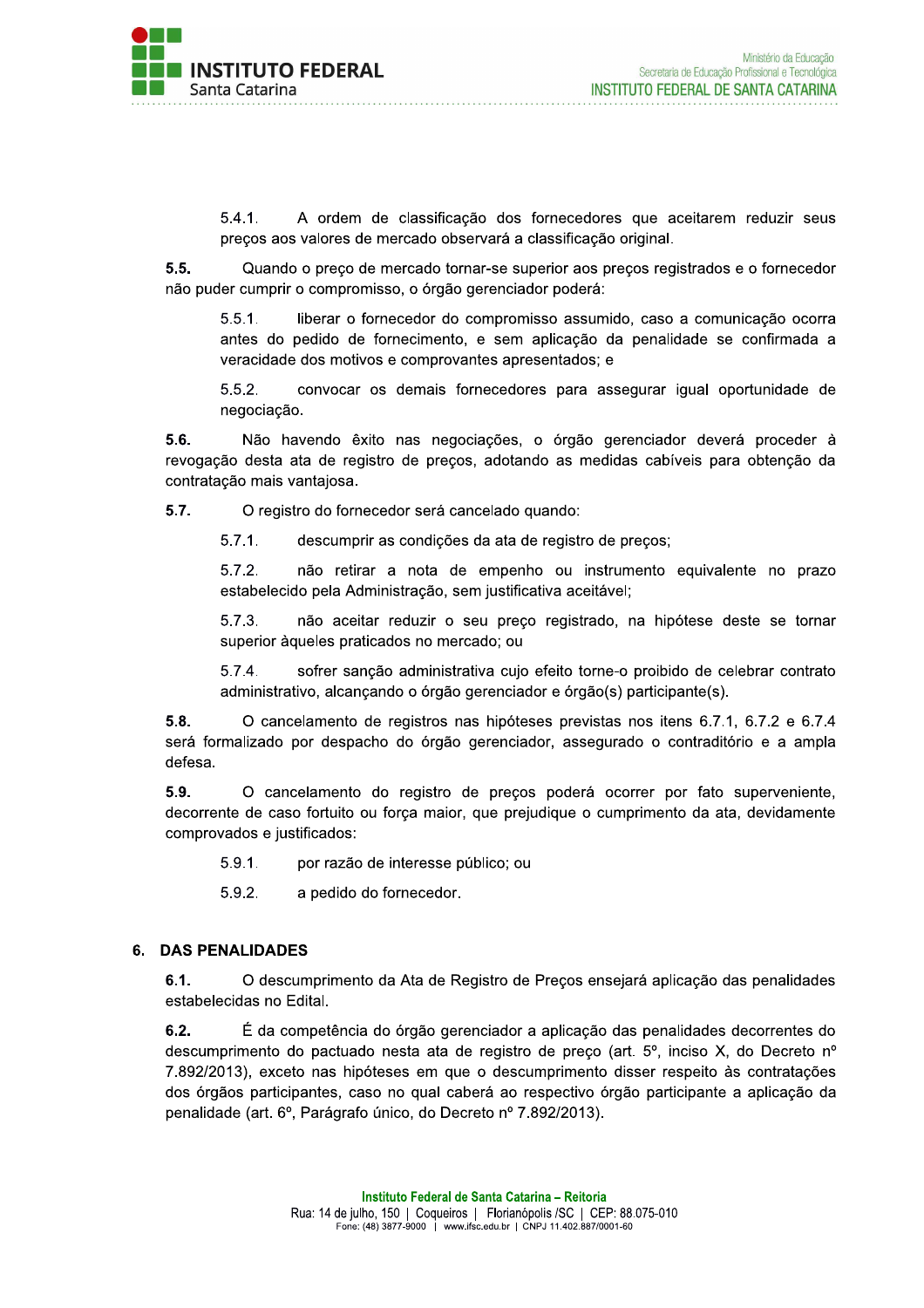5.4.1. A ordem de classificação dos fornecedores que aceitarem reduzir seus preços aos valores de mercado observará a classificação original.

**5.5.** Quando o preço de mercado tornar-se superior aos preços registrados e o fornecedor não puder cumprir o compromisso, o órgão gerenciador poderá:

5.5.1. liberar o fornecedor do compromisso assumido, caso a comunicação ocorra antes do pedido de fornecimento, e sem aplicação da penalidade se confirmada a veracidade dos motivos e comprovantes apresentados; e

5.5.2. convocar os demais fornecedores para assegurar igual oportunidade de negociação.

**5.6.** Não havendo êxito nas negociações, o órgão gerenciador deverá proceder à revogação desta ata de registro de preços, adotando as medidas cabíveis para obtenção da contratação mais vantajosa.

**5.7.** O registro do fornecedor será cancelado quando:

5.7.1. descumprir as condições da ata de registro de preços;

5.7.2. não retirar a nota de empenho ou instrumento equivalente no prazo estabelecido pela Administração, sem justificativa aceitável;

5.7.3. não aceitar reduzir o seu preço registrado, na hipótese deste se tornar superior àqueles praticados no mercado; ou

5.7.4. sofrer sanção administrativa cujo efeito torne-o proibido de celebrar contrato administrativo, alcançando o órgão gerenciador e órgão(s) participante(s).

**5.8.** O cancelamento de registros nas hipóteses previstas nos itens 6.7.1, 6.7.2 e 6.7.4 será formalizado por despacho do órgão gerenciador, assegurado o contraditório e a ampla defesa.

**5.9.** O cancelamento do registro de preços poderá ocorrer por fato superveniente, decorrente de caso fortuito ou força maior, que prejudique o cumprimento da ata, devidamente comprovados e justificados:

5.9.1. por razão de interesse público; ou

5.9.2. a pedido do fornecedor.

## 6. DAS PENALIDADES

**6.1.** O descumprimento da Ata de Registro de Preços ensejará aplicação das penalidades estabelecidas no Edital.

**6.2.** É da competência do órgão gerenciador a aplicação das penalidades decorrentes do descumprimento do pactuado nesta ata de registro de preço (art. 5º, inciso X, do Decreto nº 7.892/2013), exceto nas hipóteses em que o descumprimento disser respeito às contratações dos órgãos participantes, caso no qual caberá ao respectivo órgão participante a aplicação da penalidade (art. 6º, Parágrafo único, do Decreto nº 7.892/2013).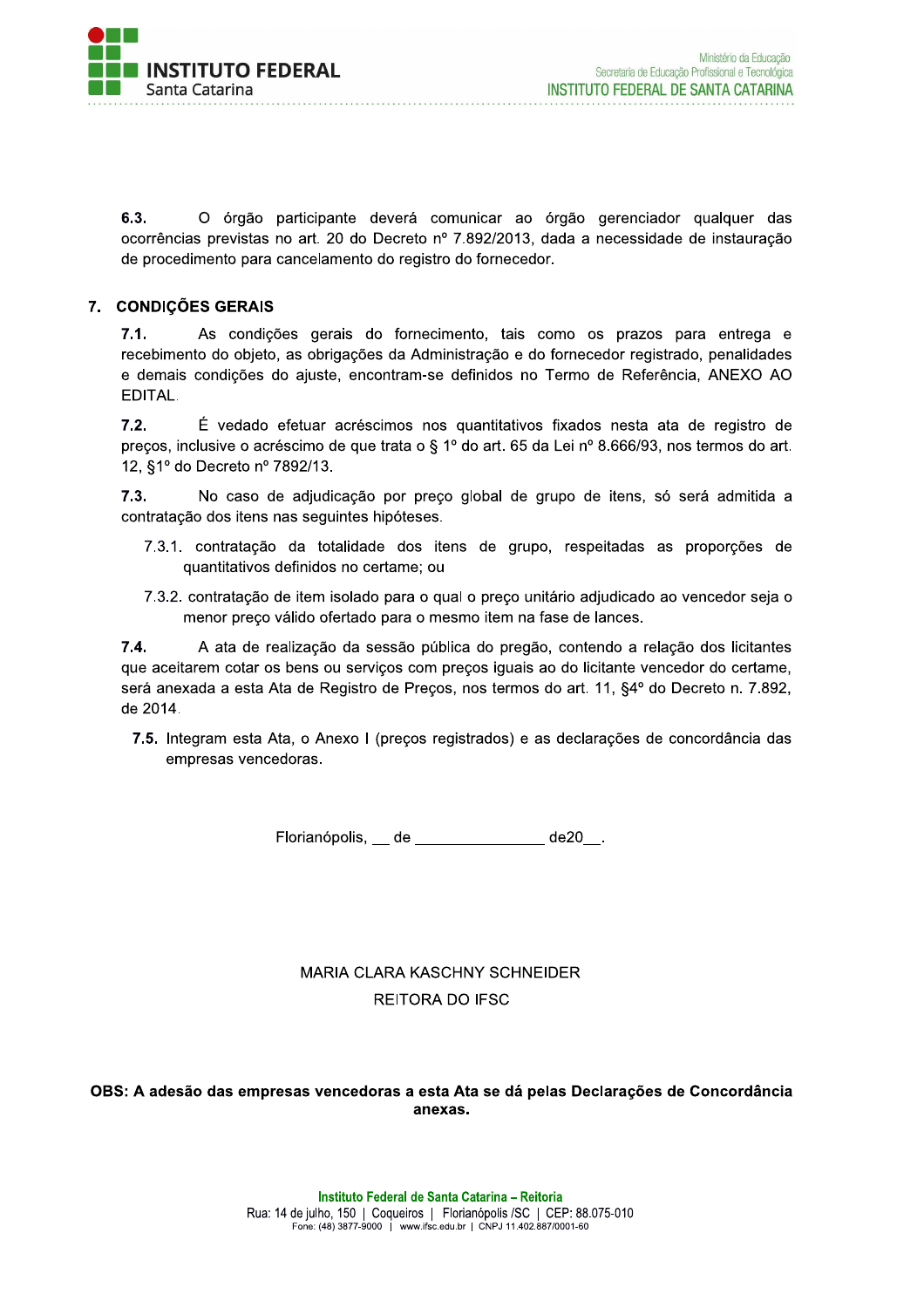**6.3.** O órgão participante deverá comunicar ao órgão gerenciador qualquer das ocorrências previstas no art. 20 do Decreto nº 7.892/2013, dada a necessidade de instauração de procedimento para cancelamento do registro do fornecedor.

## 7. CONDIÇÕES GERAIS

**7.1.** As condições gerais do fornecimento, tais como os prazos para entrega e recebimento do objeto, as obrigações da Administração e do fornecedor registrado, penalidades e demais condições do ajuste, encontram-se definidos no Termo de Referência, ANEXO AO EDITAL.

**7.2.** É vedado efetuar acréscimos nos quantitativos fixados nesta ata de registro de preços, inclusive o acréscimo de que trata o § 1º do art. 65 da Lei nº 8.666/93, nos termos do art. 12, §1º do Decreto nº 7892/13.

**7.3.** No caso de adjudicação por preço global de grupo de itens, só será admitida a contratação dos itens nas seguintes hipóteses.

7.3.1. contratação da totalidade dos itens de grupo, respeitadas as proporções de quantitativos definidos no certame; ou

7.3.2. contratação de item isolado para o qual o preço unitário adjudicado ao vencedor seja o menor preço válido ofertado para o mesmo item na fase de lances.

**7.4.** A ata de realização da sessão pública do pregão, contendo a relação dos licitantes que aceitarem cotar os bens ou serviços com preços iguais ao do licitante vencedor do certame, será anexada a esta Ata de Registro de Preços, nos termos do art. 11, §4º do Decreto n. 7.892, de 2014.

**7.5.** Integram esta Ata, o Anexo I (preços registrados) e as declarações de concordância das empresas vencedoras.

Florianópolis, __ de _______________ de20__.

MARIA CLARA KASCHNY SCHNEIDER

REITORA DO IFSC

**OBS: A adesão das empresas vencedoras a esta Ata se dá pelas Declarações de Concordância anexas.**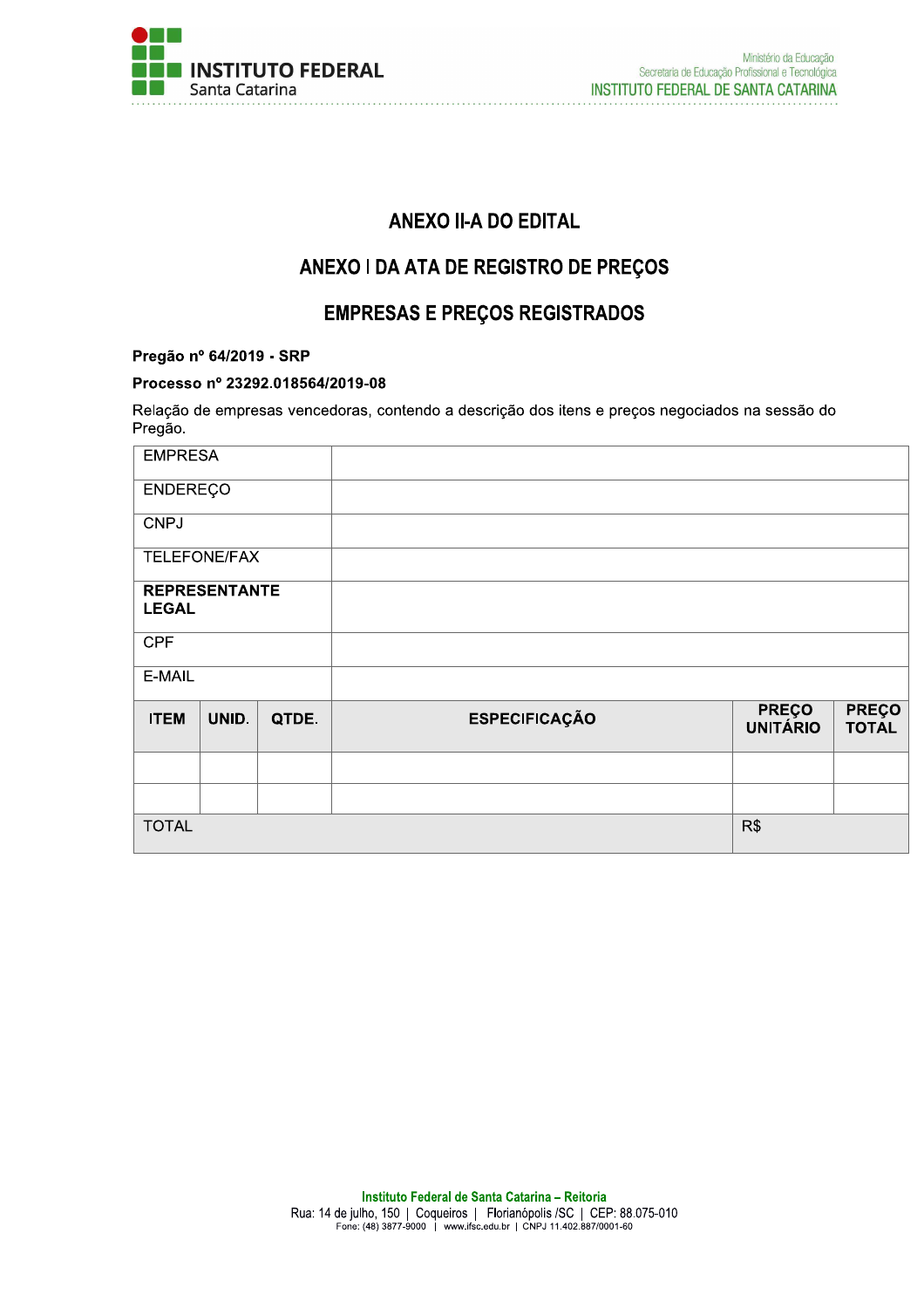# ANEXO II-A DO EDITAL

## ANEXO I DA ATA DE REGISTRO DE PREÇOS

## EMPRESAS E PREÇOS REGISTRADOS

**Pregão nº 64/2019 - SRP**

**Processo nº 23292.018564/2019-08**

Relação de empresas vencedoras, contendo a descrição dos itens e preços negociados na sessão do Pregão.

| EMPRESA | | | | | |
|---|---|---|---|---|---|
| ENDEREÇO | | | | | |
| CNPJ | | | | | |
| TELEFONE/FAX | | | | | |
| **REPRESENTANTE LEGAL** | | | | | |
| CPF | | | | | |
| E-MAIL | | | | | |
| **ITEM** | **UNID.** | **QTDE.** | **ESPECIFICAÇÃO** | **PREÇO UNITÁRIO** | **PREÇO TOTAL** |
| | | | | | |
| | | | | | |
| TOTAL | | | | R$ | |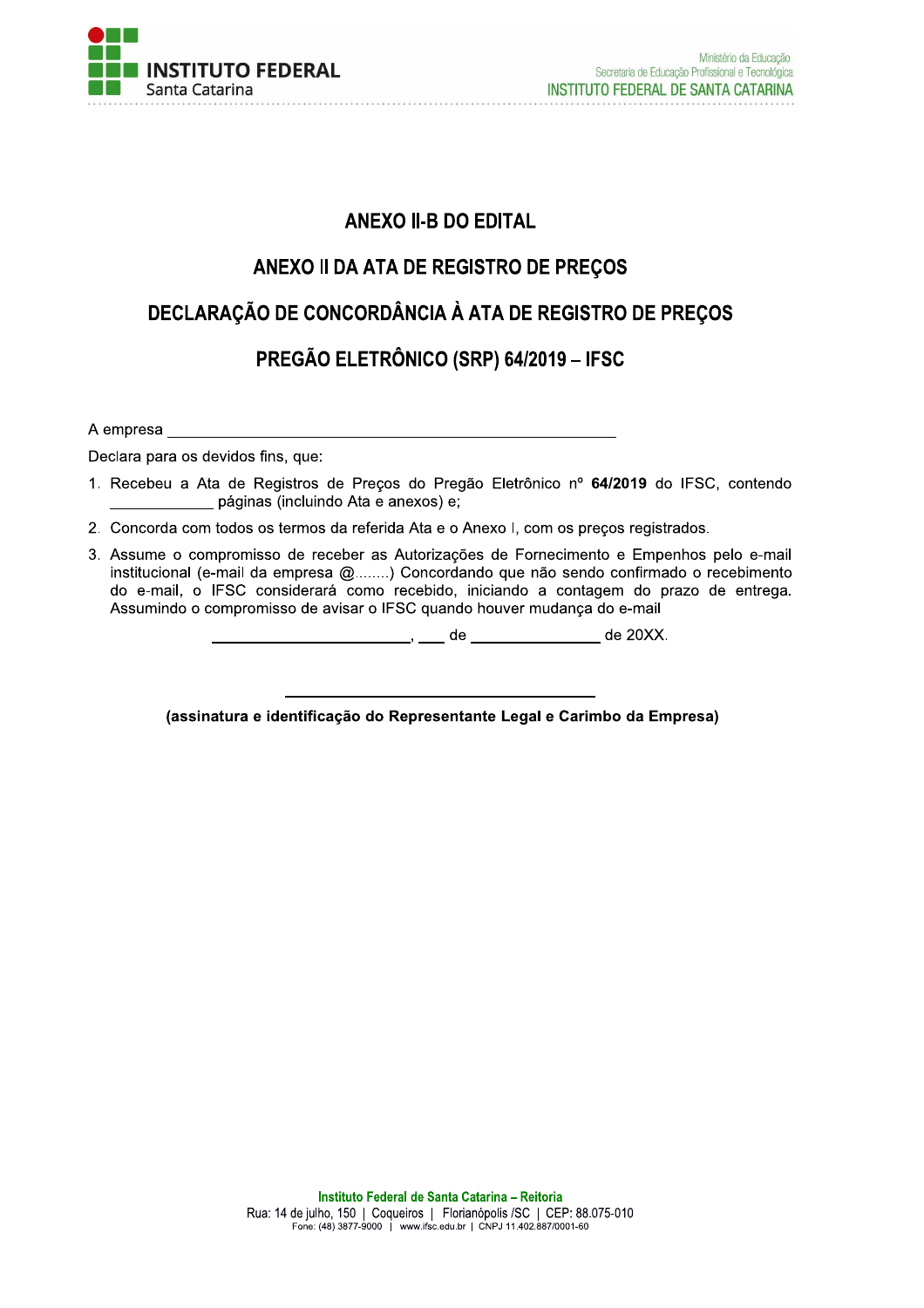# ANEXO II-B DO EDITAL

## ANEXO II DA ATA DE REGISTRO DE PREÇOS

## DECLARAÇÃO DE CONCORDÂNCIA À ATA DE REGISTRO DE PREÇOS

## PREGÃO ELETRÔNICO (SRP) 64/2019 – IFSC

A empresa ______________________________________________________

Declara para os devidos fins, que:

1. Recebeu a Ata de Registros de Preços do Pregão Eletrônico nº **64/2019** do IFSC, contendo ____________ páginas (incluindo Ata e anexos) e;
2. Concorda com todos os termos da referida Ata e o Anexo I, com os preços registrados.
3. Assume o compromisso de receber as Autorizações de Fornecimento e Empenhos pelo e-mail institucional (e-mail da empresa @........) Concordando que não sendo confirmado o recebimento do e-mail, o IFSC considerará como recebido, iniciando a contagem do prazo de entrega. Assumindo o compromisso de avisar o IFSC quando houver mudança do e-mail

________________________, ___ de _______________ de 20XX.

____________________________________

**(assinatura e identificação do Representante Legal e Carimbo da Empresa)**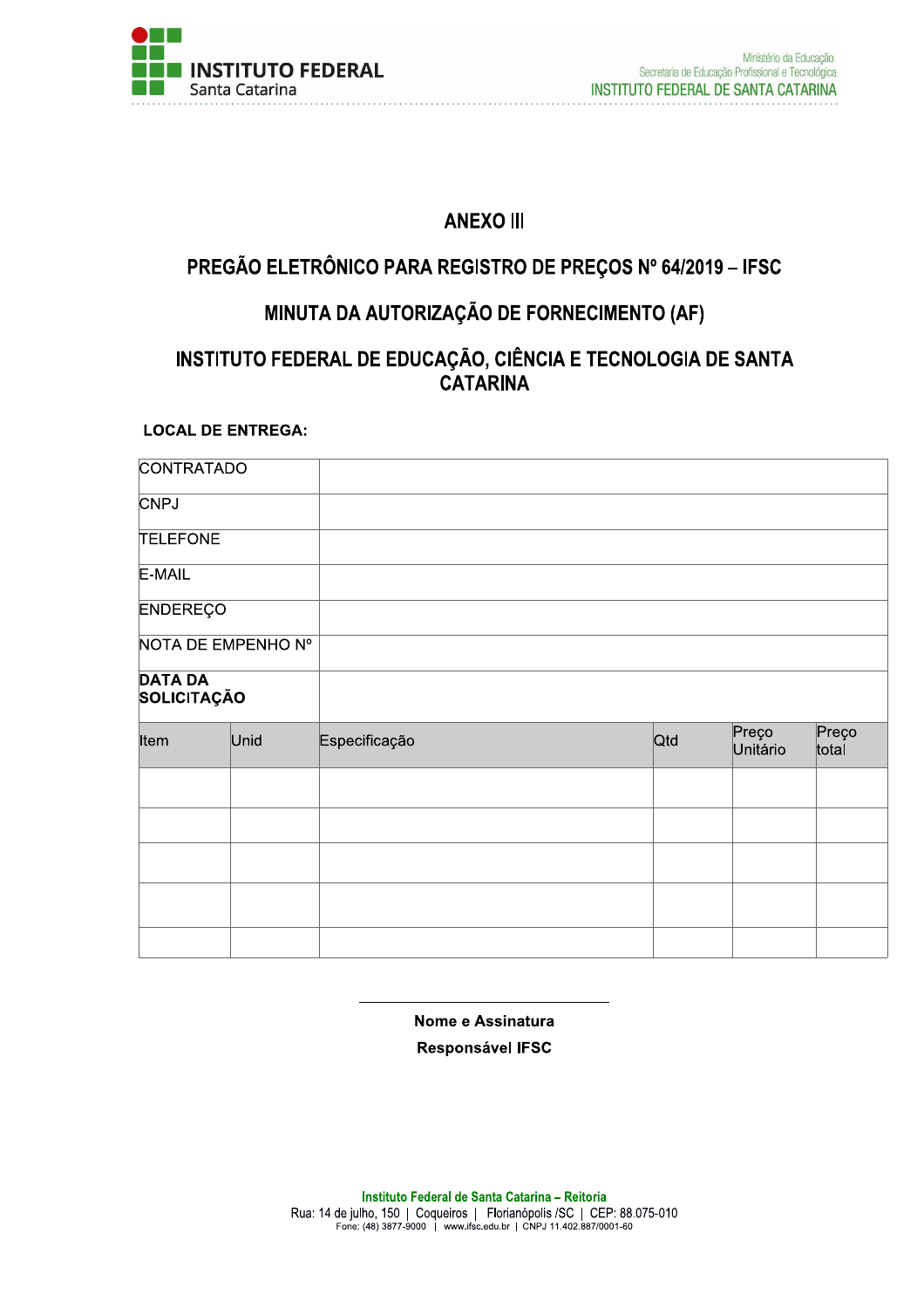# ANEXO III

## PREGÃO ELETRÔNICO PARA REGISTRO DE PREÇOS Nº 64/2019 – IFSC

## MINUTA DA AUTORIZAÇÃO DE FORNECIMENTO (AF)

## INSTITUTO FEDERAL DE EDUCAÇÃO, CIÊNCIA E TECNOLOGIA DE SANTA CATARINA

**LOCAL DE ENTREGA:**

| | |
|---|---|
| CONTRATADO | |
| CNPJ | |
| TELEFONE | |
| E-MAIL | |
| ENDEREÇO | |
| NOTA DE EMPENHO Nº | |
| **DATA DA SOLICITAÇÃO** | |

| Item | Unid | Especificação | Qtd | Preço Unitário | Preço total |
|---|---|---|---|---|---|
| | | | | | |
| | | | | | |
| | | | | | |
| | | | | | |
| | | | | | |

\_\_\_\_\_\_\_\_\_\_\_\_\_\_\_\_\_\_\_\_\_\_\_\_\_\_\_\_\_\_

**Nome e Assinatura**

**Responsável IFSC**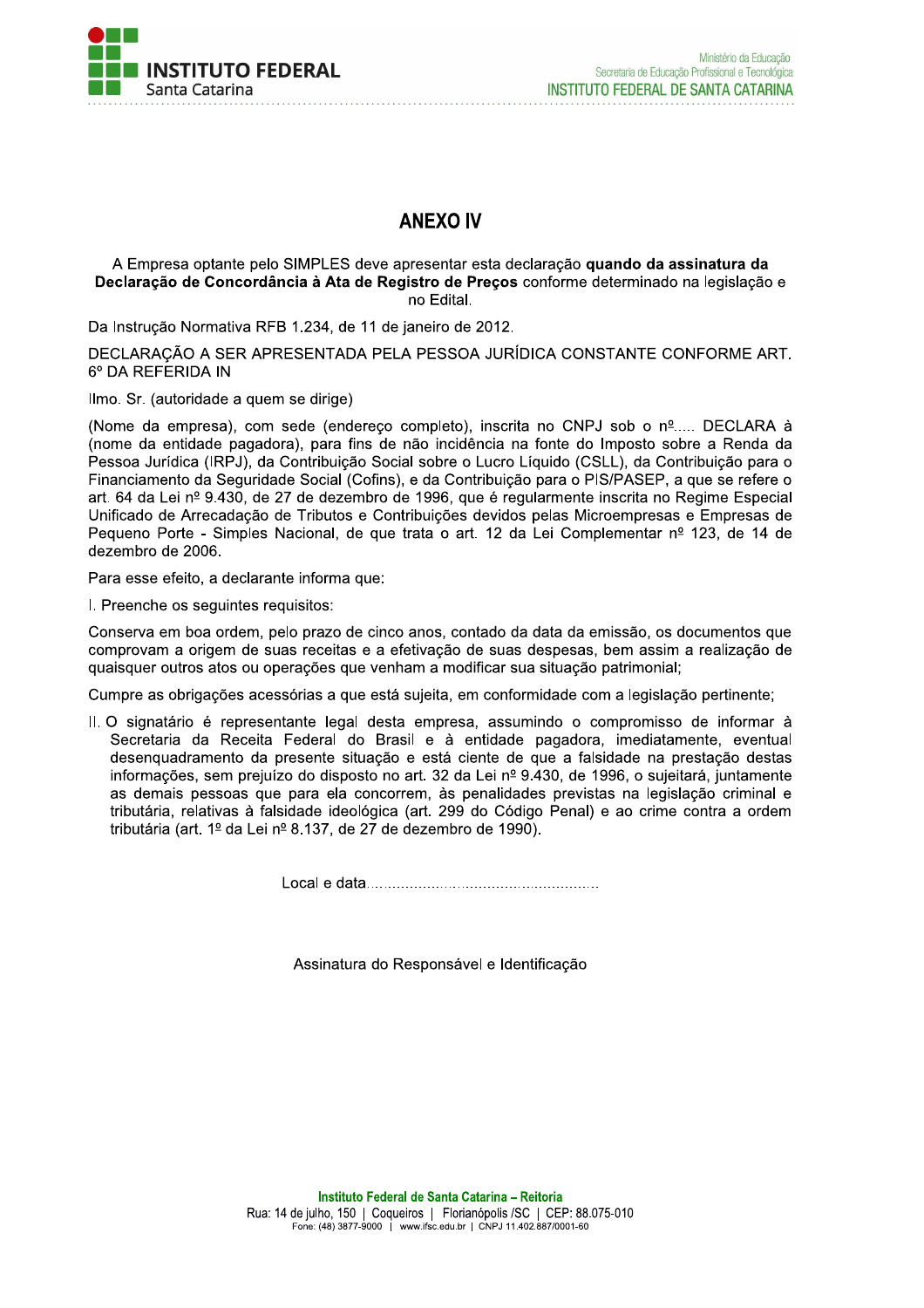# ANEXO IV

A Empresa optante pelo SIMPLES deve apresentar esta declaração **quando da assinatura da Declaração de Concordância à Ata de Registro de Preços** conforme determinado na legislação e no Edital.

Da Instrução Normativa RFB 1.234, de 11 de janeiro de 2012.

DECLARAÇÃO A SER APRESENTADA PELA PESSOA JURÍDICA CONSTANTE CONFORME ART. 6º DA REFERIDA IN

Ilmo. Sr. (autoridade a quem se dirige)

(Nome da empresa), com sede (endereço completo), inscrita no CNPJ sob o nº..... DECLARA à (nome da entidade pagadora), para fins de não incidência na fonte do Imposto sobre a Renda da Pessoa Jurídica (IRPJ), da Contribuição Social sobre o Lucro Líquido (CSLL), da Contribuição para o Financiamento da Seguridade Social (Cofins), e da Contribuição para o PIS/PASEP, a que se refere o art. 64 da Lei nº 9.430, de 27 de dezembro de 1996, que é regularmente inscrita no Regime Especial Unificado de Arrecadação de Tributos e Contribuições devidos pelas Microempresas e Empresas de Pequeno Porte - Simples Nacional, de que trata o art. 12 da Lei Complementar nº 123, de 14 de dezembro de 2006.

Para esse efeito, a declarante informa que:

I. Preenche os seguintes requisitos:

Conserva em boa ordem, pelo prazo de cinco anos, contado da data da emissão, os documentos que comprovam a origem de suas receitas e a efetivação de suas despesas, bem assim a realização de quaisquer outros atos ou operações que venham a modificar sua situação patrimonial;

Cumpre as obrigações acessórias a que está sujeita, em conformidade com a legislação pertinente;

II. O signatário é representante legal desta empresa, assumindo o compromisso de informar à Secretaria da Receita Federal do Brasil e à entidade pagadora, imediatamente, eventual desenquadramento da presente situação e está ciente de que a falsidade na prestação destas informações, sem prejuízo do disposto no art. 32 da Lei nº 9.430, de 1996, o sujeitará, juntamente as demais pessoas que para ela concorrem, às penalidades previstas na legislação criminal e tributária, relativas à falsidade ideológica (art. 299 do Código Penal) e ao crime contra a ordem tributária (art. 1º da Lei nº 8.137, de 27 de dezembro de 1990).

Local e data.......................................................

Assinatura do Responsável e Identificação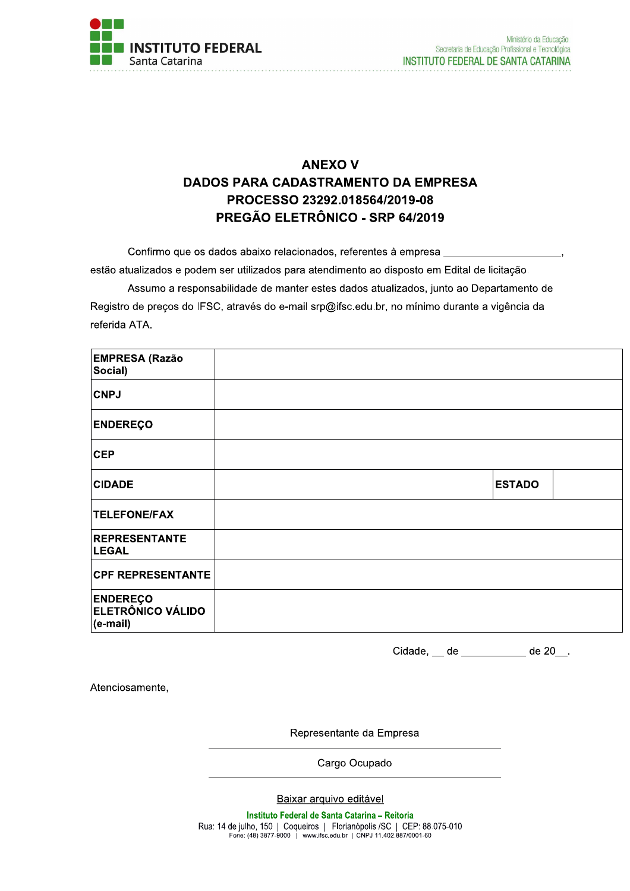# ANEXO V
# DADOS PARA CADASTRAMENTO DA EMPRESA
# PROCESSO 23292.018564/2019-08
# PREGÃO ELETRÔNICO - SRP 64/2019

Confirmo que os dados abaixo relacionados, referentes à empresa ____________________, estão atualizados e podem ser utilizados para atendimento ao disposto em Edital de licitação.

Assumo a responsabilidade de manter estes dados atualizados, junto ao Departamento de Registro de preços do IFSC, através do e-mail srp@ifsc.edu.br, no mínimo durante a vigência da referida ATA.

| | | | |
|---|---|---|---|
| **EMPRESA (Razão Social)** | | | |
| **CNPJ** | | | |
| **ENDEREÇO** | | | |
| **CEP** | | | |
| **CIDADE** | | **ESTADO** | |
| **TELEFONE/FAX** | | | |
| **REPRESENTANTE LEGAL** | | | |
| **CPF REPRESENTANTE** | | | |
| **ENDEREÇO ELETRÔNICO VÁLIDO (e-mail)** | | | |

Cidade, __ de ___________ de 20__.

Atenciosamente,

Representante da Empresa

______________________________

Cargo Ocupado

______________________________

Baixar arquivo editável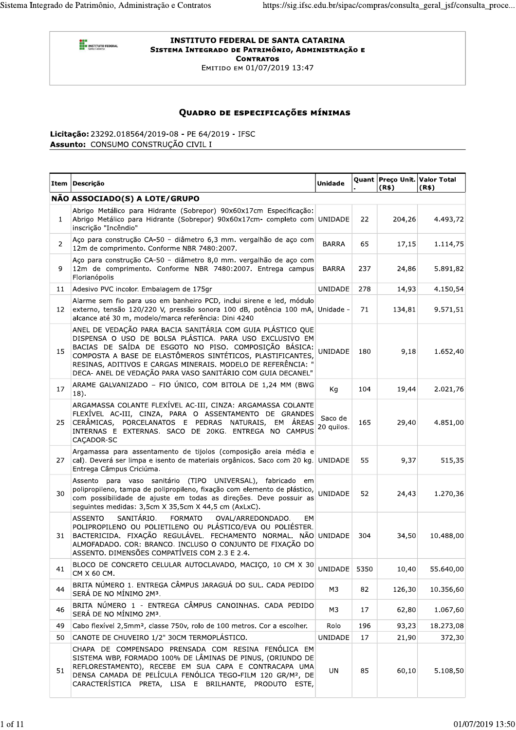**INSTITUTO FEDERAL DE SANTA CATARINA**
**Sistema Integrado de Patrimônio, Administração e Contratos**
Emitido em 01/07/2019 13:47

## Quadro de especificações mínimas

**Licitação:** 23292.018564/2019-08 - PE 64/2019 - IFSC
**Assunto:** CONSUMO CONSTRUÇÃO CIVIL I

| Item | Descrição | Unidade | Quant. | Preço Unit. (R$) | Valor Total (R$) |
|---|---|---|---|---|---|
| **NÃO ASSOCIADO(S) A LOTE/GRUPO** | | | | | |
| 1 | Abrigo Metálico para Hidrante (Sobrepor) 90x60x17cm Especificação: Abrigo Metálico para Hidrante (Sobrepor) 90x60x17cm- completo com inscrição "Incêndio" | UNIDADE | 22 | 204,26 | 4.493,72 |
| 2 | Aço para construção CA-50 – diâmetro 6,3 mm. vergalhão de aço com 12m de comprimento. Conforme NBR 7480:2007. | BARRA | 65 | 17,15 | 1.114,75 |
| 9 | Aço para construção CA-50 – diâmetro 8,0 mm. vergalhão de aço com 12m de comprimento. Conforme NBR 7480:2007. Entrega campus Florianópolis | BARRA | 237 | 24,86 | 5.891,82 |
| 11 | Adesivo PVC incolor. Embalagem de 175gr | UNIDADE | 278 | 14,93 | 4.150,54 |
| 12 | Alarme sem fio para uso em banheiro PCD, inclui sirene e led, módulo externo, tensão 120/220 V, pressão sonora 100 dB, potência 100 mA, alcance até 30 m, modelo/marca referência: Dini 4240 | Unidade - | 71 | 134,81 | 9.571,51 |
| 15 | ANEL DE VEDAÇÃO PARA BACIA SANITÁRIA COM GUIA PLÁSTICO QUE DISPENSA O USO DE BOLSA PLÁSTICA. PARA USO EXCLUSIVO EM BACIAS DE SAÍDA DE ESGOTO NO PISO. COMPOSIÇÃO BÁSICA: COMPOSTA A BASE DE ELASTÔMEROS SINTÉTICOS, PLASTIFICANTES, RESINAS, ADITIVOS E CARGAS MINERAIS. MODELO DE REFERÊNCIA: " DECA- ANEL DE VEDAÇÃO PARA VASO SANITÁRIO COM GUIA DECANEL" | UNIDADE | 180 | 9,18 | 1.652,40 |
| 17 | ARAME GALVANIZADO – FIO ÚNICO, COM BITOLA DE 1,24 MM (BWG 18). | Kg | 104 | 19,44 | 2.021,76 |
| 25 | ARGAMASSA COLANTE FLEXÍVEL AC-III, CINZA: ARGAMASSA COLANTE FLEXÍVEL AC-III, CINZA, PARA O ASSENTAMENTO DE GRANDES CERÂMICAS, PORCELANATOS E PEDRAS NATURAIS, EM ÁREAS INTERNAS E EXTERNAS. SACO DE 20KG. ENTREGA NO CAMPUS CAÇADOR-SC | Saco de 20 quilos. | 165 | 29,40 | 4.851,00 |
| 27 | Argamassa para assentamento de tijolos (composição areia média e cal). Deverá ser limpa e isento de materiais orgânicos. Saco com 20 kg. Entrega Câmpus Criciúma. | UNIDADE | 55 | 9,37 | 515,35 |
| 30 | Assento para vaso sanitário (TIPO UNIVERSAL), fabricado em polipropileno, tampa de polipropileno, fixação com elemento de plástico, com possibilidade de ajuste em todas as direções. Deve possuir as seguintes medidas: 3,5cm X 35,5cm X 44,5 cm (AxLxC). | UNIDADE | 52 | 24,43 | 1.270,36 |
| 31 | ASSENTO SANITÁRIO. FORMATO OVAL/ARREDONDADO. EM POLIPROPILENO OU POLIETILENO OU PLÁSTICO/EVA OU POLIÉSTER. BACTERICIDA. FIXAÇÃO REGULÁVEL. FECHAMENTO NORMAL. NÃO ALMOFADADO. COR: BRANCO. INCLUSO O CONJUNTO DE FIXAÇÃO DO ASSENTO. DIMENSÕES COMPATÍVEIS COM 2.3 E 2.4. | UNIDADE | 304 | 34,50 | 10.488,00 |
| 41 | BLOCO DE CONCRETO CELULAR AUTOCLAVADO, MACIÇO, 10 CM X 30 CM X 60 CM. | UNIDADE | 5350 | 10,40 | 55.640,00 |
| 44 | BRITA NÚMERO 1. ENTREGA CÂMPUS JARAGUÁ DO SUL. CADA PEDIDO SERÁ DE NO MÍNIMO 2M³. | M3 | 82 | 126,30 | 10.356,60 |
| 46 | BRITA NÚMERO 1 - ENTREGA CÂMPUS CANOINHAS. CADA PEDIDO SERÁ DE NO MÍNIMO 2M³. | M3 | 17 | 62,80 | 1.067,60 |
| 49 | Cabo flexível 2,5mm², classe 750v, rolo de 100 metros. Cor a escolher. | Rolo | 196 | 93,23 | 18.273,08 |
| 50 | CANOTE DE CHUVEIRO 1/2" 30CM TERMOPLÁSTICO. | UNIDADE | 17 | 21,90 | 372,30 |
| 51 | CHAPA DE COMPENSADO PRENSADA COM RESINA FENÓLICA EM SISTEMA WBP, FORMADO 100% DE LÂMINAS DE PINUS, (ORIUNDO DE REFLORESTAMENTO), RECEBE EM SUA CAPA E CONTRACAPA UMA DENSA CAMADA DE PELÍCULA FENÓLICA TEGO-FILM 120 GR/M², DE CARACTERÍSTICA PRETA, LISA E BRILHANTE, PRODUTO ESTE, | UN | 85 | 60,10 | 5.108,50 |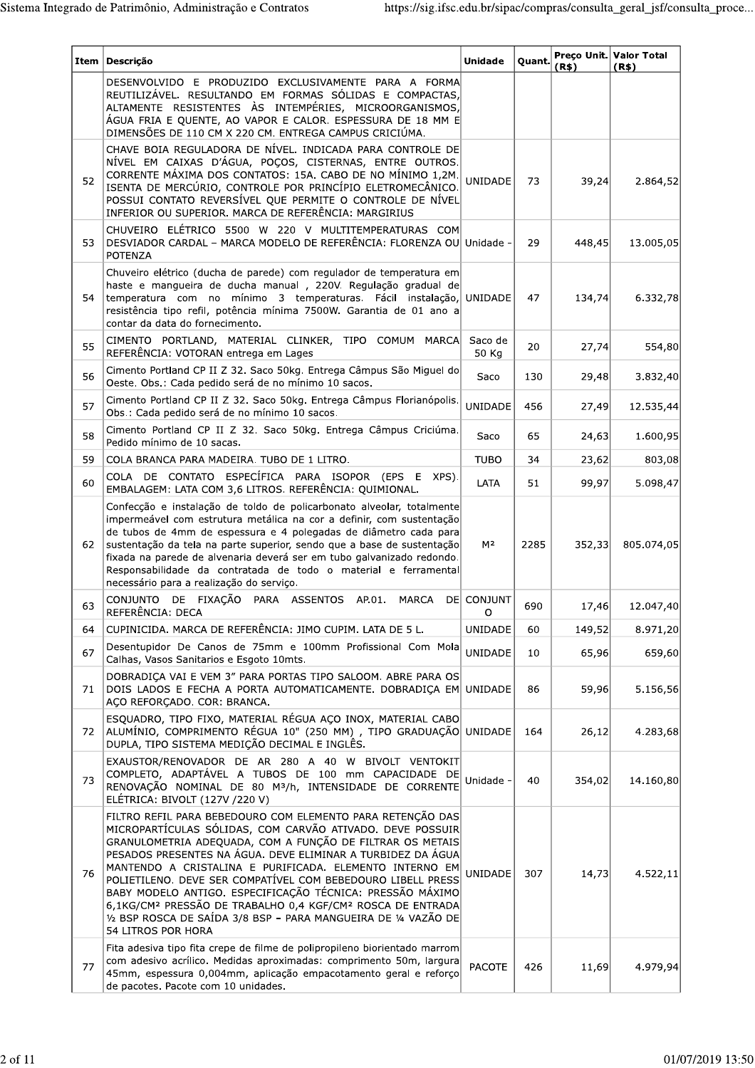| Item | Descrição | Unidade | Quant. | Preço Unit. (R$) | Valor Total (R$) |
|---|---|---|---|---|---|
| | DESENVOLVIDO E PRODUZIDO EXCLUSIVAMENTE PARA A FORMA REUTILIZÁVEL. RESULTANDO EM FORMAS SÓLIDAS E COMPACTAS, ALTAMENTE RESISTENTES ÀS INTEMPÉRIES, MICROORGANISMOS, ÁGUA FRIA E QUENTE, AO VAPOR E CALOR. ESPESSURA DE 18 MM E DIMENSÕES DE 110 CM X 220 CM. ENTREGA CAMPUS CRICIÚMA. | | | | |
| 52 | CHAVE BOIA REGULADORA DE NÍVEL. INDICADA PARA CONTROLE DE NÍVEL EM CAIXAS D'ÁGUA, POÇOS, CISTERNAS, ENTRE OUTROS. CORRENTE MÁXIMA DOS CONTATOS: 15A. CABO DE NO MÍNIMO 1,2M. ISENTA DE MERCÚRIO, CONTROLE POR PRINCÍPIO ELETROMECÂNICO. POSSUI CONTATO REVERSÍVEL QUE PERMITE O CONTROLE DE NÍVEL INFERIOR OU SUPERIOR. MARCA DE REFERÊNCIA: MARGIRIUS | UNIDADE | 73 | 39,24 | 2.864,52 |
| 53 | CHUVEIRO ELÉTRICO 5500 W 220 V MULTITEMPERATURAS COM DESVIADOR CARDAL – MARCA MODELO DE REFERÊNCIA: FLORENZA OU POTENZA | Unidade - | 29 | 448,45 | 13.005,05 |
| 54 | Chuveiro elétrico (ducha de parede) com regulador de temperatura em haste e mangueira de ducha manual , 220V. Regulação gradual de temperatura com no mínimo 3 temperaturas. Fácil instalação, resistência tipo refil, potência mínima 7500W. Garantia de 01 ano a contar da data do fornecimento. | UNIDADE | 47 | 134,74 | 6.332,78 |
| 55 | CIMENTO PORTLAND, MATERIAL CLINKER, TIPO COMUM MARCA REFERÊNCIA: VOTORAN entrega em Lages | Saco de 50 Kg | 20 | 27,74 | 554,80 |
| 56 | Cimento Portland CP II Z 32. Saco 50kg. Entrega Câmpus São Miguel do Oeste. Obs.: Cada pedido será de no mínimo 10 sacos. | Saco | 130 | 29,48 | 3.832,40 |
| 57 | Cimento Portland CP II Z 32. Saco 50kg. Entrega Câmpus Florianópolis. Obs.: Cada pedido será de no mínimo 10 sacos. | UNIDADE | 456 | 27,49 | 12.535,44 |
| 58 | Cimento Portland CP II Z 32. Saco 50kg. Entrega Câmpus Criciúma. Pedido mínimo de 10 sacas. | Saco | 65 | 24,63 | 1.600,95 |
| 59 | COLA BRANCA PARA MADEIRA. TUBO DE 1 LITRO. | TUBO | 34 | 23,62 | 803,08 |
| 60 | COLA DE CONTATO ESPECÍFICA PARA ISOPOR (EPS E XPS). EMBALAGEM: LATA COM 3,6 LITROS. REFERÊNCIA: QUIMIONAL. | LATA | 51 | 99,97 | 5.098,47 |
| 62 | Confecção e instalação de toldo de policarbonato alveolar, totalmente impermeável com estrutura metálica na cor a definir, com sustentação de tubos de 4mm de espessura e 4 polegadas de diâmetro cada para sustentação da tela na parte superior, sendo que a base de sustentação fixada na parede de alvenaria deverá ser em tubo galvanizado redondo. Responsabilidade da contratada de todo o material e ferramental necessário para a realização do serviço. | M² | 2285 | 352,33 | 805.074,05 |
| 63 | CONJUNTO DE FIXAÇÃO PARA ASSENTOS AP.01. MARCA DE REFERÊNCIA: DECA | CONJUNTO | 690 | 17,46 | 12.047,40 |
| 64 | CUPINICIDA. MARCA DE REFERÊNCIA: JIMO CUPIM. LATA DE 5 L. | UNIDADE | 60 | 149,52 | 8.971,20 |
| 67 | Desentupidor De Canos de 75mm e 100mm Profissional Com Mola Calhas, Vasos Sanitarios e Esgoto 10mts. | UNIDADE | 10 | 65,96 | 659,60 |
| 71 | DOBRADIÇA VAI E VEM 3" PARA PORTAS TIPO SALOOM. ABRE PARA OS DOIS LADOS E FECHA A PORTA AUTOMATICAMENTE. DOBRADIÇA EM AÇO REFORÇADO. COR: BRANCA. | UNIDADE | 86 | 59,96 | 5.156,56 |
| 72 | ESQUADRO, TIPO FIXO, MATERIAL RÉGUA AÇO INOX, MATERIAL CABO ALUMÍNIO, COMPRIMENTO RÉGUA 10" (250 MM) , TIPO GRADUAÇÃO DUPLA, TIPO SISTEMA MEDIÇÃO DECIMAL E INGLÊS. | UNIDADE | 164 | 26,12 | 4.283,68 |
| 73 | EXAUSTOR/RENOVADOR DE AR 280 A 40 W BIVOLT VENTOKIT COMPLETO, ADAPTÁVEL A TUBOS DE 100 mm CAPACIDADE DE RENOVAÇÃO NOMINAL DE 80 M³/h, INTENSIDADE DE CORRENTE ELÉTRICA: BIVOLT (127V /220 V) | Unidade - | 40 | 354,02 | 14.160,80 |
| 76 | FILTRO REFIL PARA BEBEDOURO COM ELEMENTO PARA RETENÇÃO DAS MICROPARTÍCULAS SÓLIDAS, COM CARVÃO ATIVADO. DEVE POSSUIR GRANULOMETRIA ADEQUADA, COM A FUNÇÃO DE FILTRAR OS METAIS PESADOS PRESENTES NA ÁGUA. DEVE ELIMINAR A TURBIDEZ DA ÁGUA MANTENDO A CRISTALINA E PURIFICADA. ELEMENTO INTERNO EM POLIETILENO. DEVE SER COMPATÍVEL COM BEBEDOURO LIBELL PRESS BABY MODELO ANTIGO. ESPECIFICAÇÃO TÉCNICA: PRESSÃO MÁXIMO 6,1KG/CM² PRESSÃO DE TRABALHO 0,4 KGF/CM² ROSCA DE ENTRADA ½ BSP ROSCA DE SAÍDA 3/8 BSP - PARA MANGUEIRA DE ¼ VAZÃO DE 54 LITROS POR HORA | UNIDADE | 307 | 14,73 | 4.522,11 |
| 77 | Fita adesiva tipo fita crepe de filme de polipropileno biorientado marrom com adesivo acrílico. Medidas aproximadas: comprimento 50m, largura 45mm, espessura 0,004mm, aplicação empacotamento geral e reforço de pacotes. Pacote com 10 unidades. | PACOTE | 426 | 11,69 | 4.979,94 |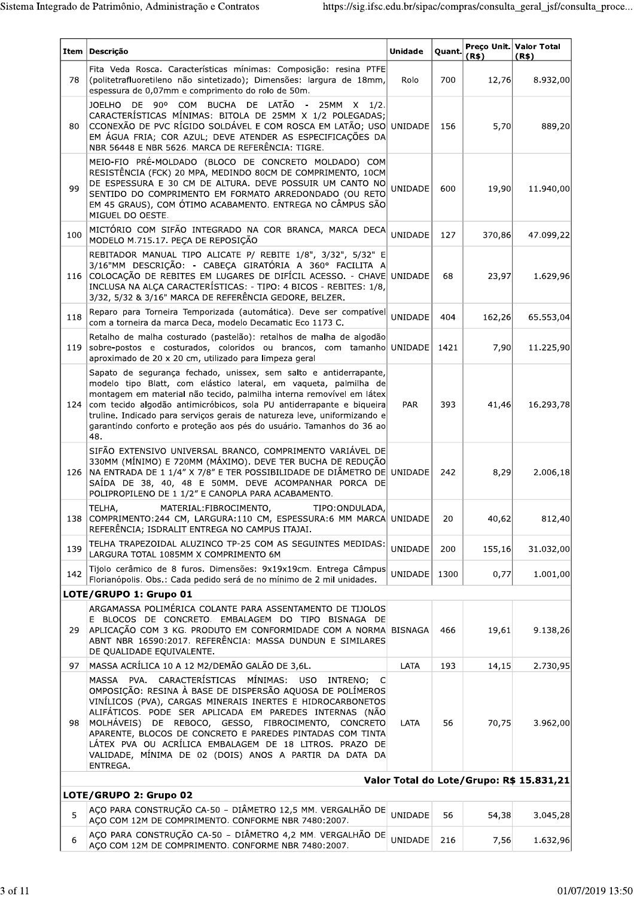| Item | Descrição | Unidade | Quant. | Preço Unit. (R$) | Valor Total (R$) |
|---|---|---|---|---|---|
| 78 | Fita Veda Rosca. Características mínimas: Composição: resina PTFE (politetrafluoretileno não sintetizado); Dimensões: largura de 18mm, espessura de 0,07mm e comprimento do rolo de 50m. | Rolo | 700 | 12,76 | 8.932,00 |
| 80 | JOELHO DE 90º COM BUCHA DE LATÃO - 25MM X 1/2. CARACTERÍSTICAS MÍNIMAS: BITOLA DE 25MM X 1/2 POLEGADAS; CCONEXÃO DE PVC RÍGIDO SOLDÁVEL E COM ROSCA EM LATÃO; USO EM ÁGUA FRIA; COR AZUL; DEVE ATENDER AS ESPECIFICAÇÕES DA NBR 56448 E NBR 5626. MARCA DE REFERÊNCIA: TIGRE. | UNIDADE | 156 | 5,70 | 889,20 |
| 99 | MEIO-FIO PRÉ-MOLDADO (BLOCO DE CONCRETO MOLDADO) COM RESISTÊNCIA (FCK) 20 MPA, MEDINDO 80CM DE COMPRIMENTO, 10CM DE ESPESSURA E 30 CM DE ALTURA. DEVE POSSUIR UM CANTO NO SENTIDO DO COMPRIMENTO EM FORMATO ARREDONDADO (OU RETO EM 45 GRAUS), COM ÓTIMO ACABAMENTO. ENTREGA NO CÂMPUS SÃO MIGUEL DO OESTE. | UNIDADE | 600 | 19,90 | 11.940,00 |
| 100 | MICTÓRIO COM SIFÃO INTEGRADO NA COR BRANCA, MARCA DECA MODELO M.715.17. PEÇA DE REPOSIÇÃO | UNIDADE | 127 | 370,86 | 47.099,22 |
| 116 | REBITADOR MANUAL TIPO ALICATE P/ REBITE 1/8", 3/32", 5/32" E 3/16"MM DESCRIÇÃO: - CABEÇA GIRATÓRIA A 360° FACILITA A COLOCAÇÃO DE REBITES EM LUGARES DE DIFÍCIL ACESSO. - CHAVE INCLUSA NA ALÇA CARACTERÍSTICAS: - TIPO: 4 BICOS - REBITES: 1/8, 3/32, 5/32 & 3/16" MARCA DE REFERÊNCIA GEDORE, BELZER. | UNIDADE | 68 | 23,97 | 1.629,96 |
| 118 | Reparo para Torneira Temporizada (automática). Deve ser compatível com a torneira da marca Deca, modelo Decamatic Eco 1173 C. | UNIDADE | 404 | 162,26 | 65.553,04 |
| 119 | Retalho de malha costurado (pastelão): retalhos de malha de algodão sobre-postos e costurados, coloridos ou brancos, com tamanho aproximado de 20 x 20 cm, utilizado para limpeza geral | UNIDADE | 1421 | 7,90 | 11.225,90 |
| 124 | Sapato de segurança fechado, unissex, sem salto e antiderrapante, modelo tipo Blatt, com elástico lateral, em vaqueta, palmilha de montagem em material não tecido, palmilha interna removível em látex com tecido algodão antimicróbicos, sola PU antiderrapante e biqueira truline. Indicado para serviços gerais de natureza leve, uniformizando e garantindo conforto e proteção aos pés do usuário. Tamanhos do 36 ao 48. | PAR | 393 | 41,46 | 16.293,78 |
| 126 | SIFÃO EXTENSIVO UNIVERSAL BRANCO, COMPRIMENTO VARIÁVEL DE 330MM (MÍNIMO) E 720MM (MÁXIMO). DEVE TER BUCHA DE REDUÇÃO NA ENTRADA DE 1 1/4" X 7/8" E TER POSSIBILIDADE DE DIÂMETRO DE SAÍDA DE 38, 40, 48 E 50MM. DEVE ACOMPANHAR PORCA DE POLIPROPILENO DE 1 1/2" E CANOPLA PARA ACABAMENTO. | UNIDADE | 242 | 8,29 | 2.006,18 |
| 138 | TELHA, MATERIAL:FIBROCIMENTO, TIPO:ONDULADA, COMPRIMENTO:244 CM, LARGURA:110 CM, ESPESSURA:6 MM MARCA REFERÊNCIA; ISDRALIT ENTREGA NO CAMPUS ITAJAI. | UNIDADE | 20 | 40,62 | 812,40 |
| 139 | TELHA TRAPEZOIDAL ALUZINCO TP-25 COM AS SEGUINTES MEDIDAS: LARGURA TOTAL 1085MM X COMPRIMENTO 6M | UNIDADE | 200 | 155,16 | 31.032,00 |
| 142 | Tijolo cerâmico de 8 furos. Dimensões: 9x19x19cm. Entrega Câmpus Florianópolis. Obs.: Cada pedido será de no mínimo de 2 mil unidades. | UNIDADE | 1300 | 0,77 | 1.001,00 |
| **LOTE/GRUPO 1: Grupo 01** | | | | | |
| 29 | ARGAMASSA POLIMÉRICA COLANTE PARA ASSENTAMENTO DE TIJOLOS E BLOCOS DE CONCRETO. EMBALAGEM DO TIPO BISNAGA DE APLICAÇÃO COM 3 KG. PRODUTO EM CONFORMIDADE COM A NORMA ABNT NBR 16590:2017. REFERÊNCIA: MASSA DUNDUN E SIMILARES DE QUALIDADE EQUIVALENTE. | BISNAGA | 466 | 19,61 | 9.138,26 |
| 97 | MASSA ACRÍLICA 10 A 12 M2/DEMÃO GALÃO DE 3,6L. | LATA | 193 | 14,15 | 2.730,95 |
| 98 | MASSA PVA. CARACTERÍSTICAS MÍNIMAS: USO INTRENO; C OMPOSIÇÃO: RESINA À BASE DE DISPERSÃO AQUOSA DE POLÍMEROS VINÍLICOS (PVA), CARGAS MINERAIS INERTES E HIDROCARBONETOS ALIFÁTICOS. PODE SER APLICADA EM PAREDES INTERNAS (NÃO MOLHÁVEIS) DE REBOCO, GESSO, FIBROCIMENTO, CONCRETO APARENTE, BLOCOS DE CONCRETO E PAREDES PINTADAS COM TINTA LÁTEX PVA OU ACRÍLICA EMBALAGEM DE 18 LITROS. PRAZO DE VALIDADE, MÍNIMA DE 02 (DOIS) ANOS A PARTIR DA DATA DA ENTREGA. | LATA | 56 | 70,75 | 3.962,00 |
| | | | | **Valor Total do Lote/Grupo:** | **R$ 15.831,21** |
| **LOTE/GRUPO 2: Grupo 02** | | | | | |
| 5 | AÇO PARA CONSTRUÇÃO CA-50 – DIÂMETRO 12,5 MM. VERGALHÃO DE AÇO COM 12M DE COMPRIMENTO. CONFORME NBR 7480:2007. | UNIDADE | 56 | 54,38 | 3.045,28 |
| 6 | AÇO PARA CONSTRUÇÃO CA-50 – DIÂMETRO 4,2 MM. VERGALHÃO DE AÇO COM 12M DE COMPRIMENTO. CONFORME NBR 7480:2007. | UNIDADE | 216 | 7,56 | 1.632,96 |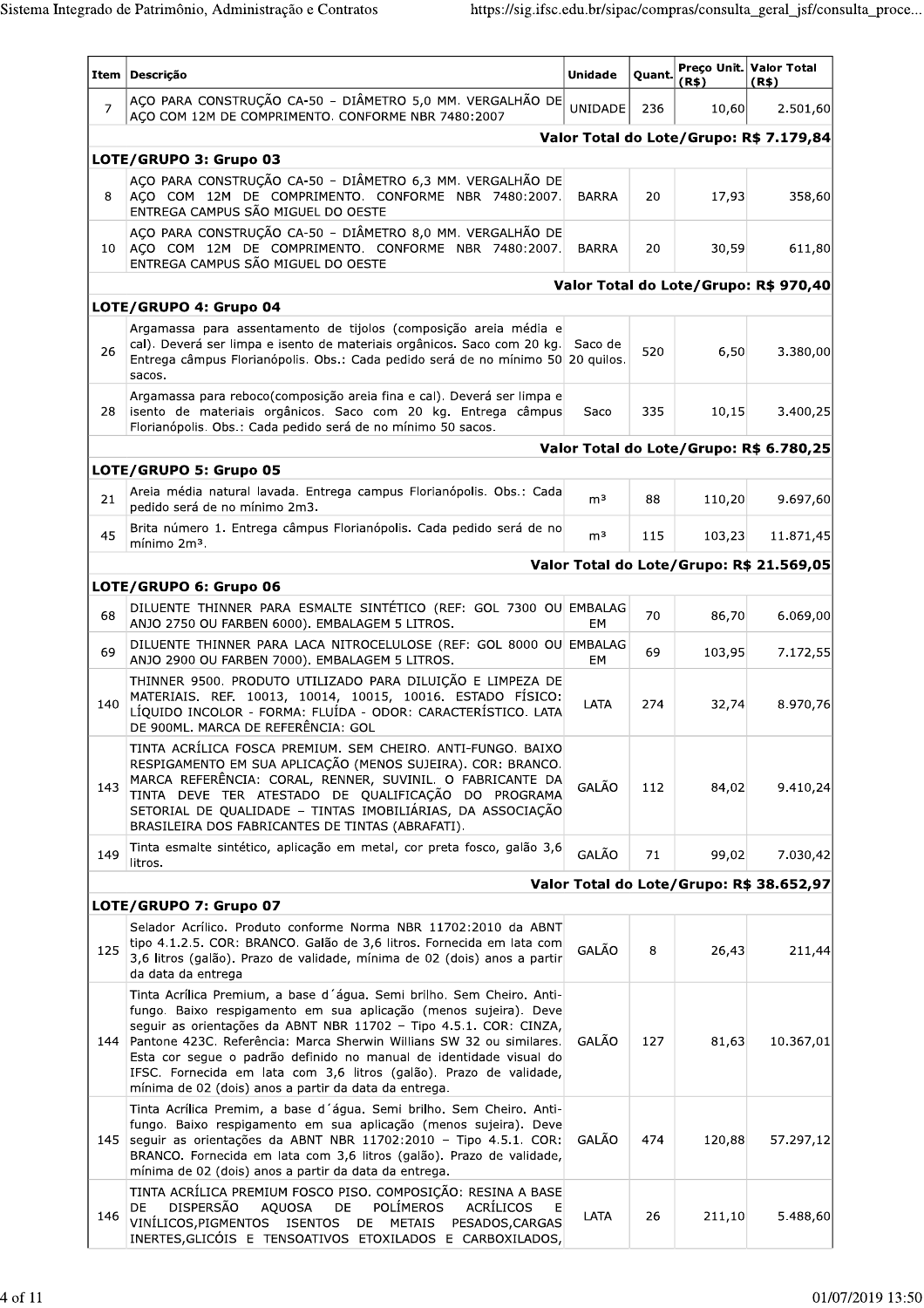| Item | Descrição | Unidade | Quant. | Preço Unit. (R$) | Valor Total (R$) |
|---|---|---|---|---|---|
| 7 | AÇO PARA CONSTRUÇÃO CA-50 - DIÂMETRO 5,0 MM. VERGALHÃO DE AÇO COM 12M DE COMPRIMENTO. CONFORME NBR 7480:2007 | UNIDADE | 236 | 10,60 | 2.501,60 |
| | | | | **Valor Total do Lote/Grupo: R$ 7.179,84** | |
| **LOTE/GRUPO 3: Grupo 03** | | | | | |
| 8 | AÇO PARA CONSTRUÇÃO CA-50 - DIÂMETRO 6,3 MM. VERGALHÃO DE AÇO COM 12M DE COMPRIMENTO. CONFORME NBR 7480:2007. ENTREGA CAMPUS SÃO MIGUEL DO OESTE | BARRA | 20 | 17,93 | 358,60 |
| 10 | AÇO PARA CONSTRUÇÃO CA-50 - DIÂMETRO 8,0 MM. VERGALHÃO DE AÇO COM 12M DE COMPRIMENTO. CONFORME NBR 7480:2007. ENTREGA CAMPUS SÃO MIGUEL DO OESTE | BARRA | 20 | 30,59 | 611,80 |
| | | | | **Valor Total do Lote/Grupo: R$ 970,40** | |
| **LOTE/GRUPO 4: Grupo 04** | | | | | |
| 26 | Argamassa para assentamento de tijolos (composição areia média e cal). Deverá ser limpa e isento de materiais orgânicos. Saco com 20 kg. Entrega câmpus Florianópolis. Obs.: Cada pedido será de no mínimo 50 sacos. | Saco de 20 quilos. | 520 | 6,50 | 3.380,00 |
| 28 | Argamassa para reboco(composição areia fina e cal). Deverá ser limpa e isento de materiais orgânicos. Saco com 20 kg. Entrega câmpus Florianópolis. Obs.: Cada pedido será de no mínimo 50 sacos. | Saco | 335 | 10,15 | 3.400,25 |
| | | | | **Valor Total do Lote/Grupo: R$ 6.780,25** | |
| **LOTE/GRUPO 5: Grupo 05** | | | | | |
| 21 | Areia média natural lavada. Entrega campus Florianópolis. Obs.: Cada pedido será de no mínimo 2m3. | m³ | 88 | 110,20 | 9.697,60 |
| 45 | Brita número 1. Entrega câmpus Florianópolis. Cada pedido será de no mínimo 2m³. | m³ | 115 | 103,23 | 11.871,45 |
| | | | | **Valor Total do Lote/Grupo: R$ 21.569,05** | |
| **LOTE/GRUPO 6: Grupo 06** | | | | | |
| 68 | DILUENTE THINNER PARA ESMALTE SINTÉTICO (REF: GOL 7300 OU ANJO 2750 OU FARBEN 6000). EMBALAGEM 5 LITROS. | EMBALAGEM | 70 | 86,70 | 6.069,00 |
| 69 | DILUENTE THINNER PARA LACA NITROCELULOSE (REF: GOL 8000 OU ANJO 2900 OU FARBEN 7000). EMBALAGEM 5 LITROS. | EMBALAGEM | 69 | 103,95 | 7.172,55 |
| 140 | THINNER 9500. PRODUTO UTILIZADO PARA DILUIÇÃO E LIMPEZA DE MATERIAIS. REF. 10013, 10014, 10015, 10016. ESTADO FÍSICO: LÍQUIDO INCOLOR - FORMA: FLUÍDA - ODOR: CARACTERÍSTICO. LATA DE 900ML. MARCA DE REFERÊNCIA: GOL | LATA | 274 | 32,74 | 8.970,76 |
| 143 | TINTA ACRÍLICA FOSCA PREMIUM. SEM CHEIRO. ANTI-FUNGO. BAIXO RESPIGAMENTO EM SUA APLICAÇÃO (MENOS SUJEIRA). COR: BRANCO. MARCA REFERÊNCIA: CORAL, RENNER, SUVINIL. O FABRICANTE DA TINTA DEVE TER ATESTADO DE QUALIFICAÇÃO DO PROGRAMA SETORIAL DE QUALIDADE – TINTAS IMOBILIÁRIAS, DA ASSOCIAÇÃO BRASILEIRA DOS FABRICANTES DE TINTAS (ABRAFATI). | GALÃO | 112 | 84,02 | 9.410,24 |
| 149 | Tinta esmalte sintético, aplicação em metal, cor preta fosco, galão 3,6 litros. | GALÃO | 71 | 99,02 | 7.030,42 |
| | | | | **Valor Total do Lote/Grupo: R$ 38.652,97** | |
| **LOTE/GRUPO 7: Grupo 07** | | | | | |
| 125 | Selador Acrílico. Produto conforme Norma NBR 11702:2010 da ABNT tipo 4.1.2.5. COR: BRANCO. Galão de 3,6 litros. Fornecida em lata com 3,6 litros (galão). Prazo de validade, mínima de 02 (dois) anos a partir da data da entrega | GALÃO | 8 | 26,43 | 211,44 |
| 144 | Tinta Acrílica Premium, a base d´água. Semi brilho. Sem Cheiro. Anti-fungo. Baixo respigamento em sua aplicação (menos sujeira). Deve seguir as orientações da ABNT NBR 11702 – Tipo 4.5.1. COR: CINZA, Pantone 423C. Referência: Marca Sherwin Willians SW 32 ou similares. Esta cor segue o padrão definido no manual de identidade visual do IFSC. Fornecida em lata com 3,6 litros (galão). Prazo de validade, mínima de 02 (dois) anos a partir da data da entrega. | GALÃO | 127 | 81,63 | 10.367,01 |
| 145 | Tinta Acrílica Premim, a base d´água. Semi brilho. Sem Cheiro. Anti-fungo. Baixo respigamento em sua aplicação (menos sujeira). Deve seguir as orientações da ABNT NBR 11702:2010 – Tipo 4.5.1. COR: BRANCO. Fornecida em lata com 3,6 litros (galão). Prazo de validade, mínima de 02 (dois) anos a partir da data da entrega. | GALÃO | 474 | 120,88 | 57.297,12 |
| 146 | TINTA ACRÍLICA PREMIUM FOSCO PISO. COMPOSIÇÃO: RESINA A BASE DE DISPERSÃO AQUOSA DE POLÍMEROS ACRÍLICOS E VINÍLICOS,PIGMENTOS ISENTOS DE METAIS PESADOS,CARGAS INERTES,GLICÓIS E TENSOATIVOS ETOXILADOS E CARBOXILADOS, | LATA | 26 | 211,10 | 5.488,60 |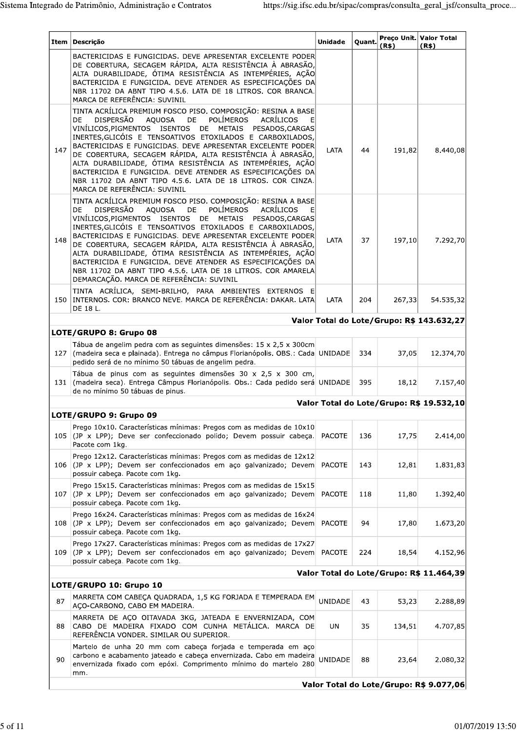| Item | Descrição | Unidade | Quant. | Preço Unit. (R$) | Valor Total (R$) |
|---|---|---|---|---|---|
| | BACTERICIDAS E FUNGICIDAS. DEVE APRESENTAR EXCELENTE PODER DE COBERTURA, SECAGEM RÁPIDA, ALTA RESISTÊNCIA À ABRASÃO, ALTA DURABILIDADE, ÓTIMA RESISTÊNCIA AS INTEMPÉRIES, AÇÃO BACTERICIDA E FUNGICIDA. DEVE ATENDER AS ESPECIFICAÇÕES DA NBR 11702 DA ABNT TIPO 4.5.6. LATA DE 18 LITROS. COR BRANCA. MARCA DE REFERÊNCIA: SUVINIL | | | | |
| 147 | TINTA ACRÍLICA PREMIUM FOSCO PISO. COMPOSIÇÃO: RESINA A BASE DE DISPERSÃO AQUOSA DE POLÍMEROS ACRÍLICOS E VINÍLICOS,PIGMENTOS ISENTOS DE METAIS PESADOS,CARGAS INERTES,GLICÓIS E TENSOATIVOS ETOXILADOS E CARBOXILADOS, BACTERICIDAS E FUNGICIDAS. DEVE APRESENTAR EXCELENTE PODER DE COBERTURA, SECAGEM RÁPIDA, ALTA RESISTÊNCIA À ABRASÃO, ALTA DURABILIDADE, ÓTIMA RESISTÊNCIA AS INTEMPÉRIES, AÇÃO BACTERICIDA E FUNGICIDA. DEVE ATENDER AS ESPECIFICAÇÕES DA NBR 11702 DA ABNT TIPO 4.5.6. LATA DE 18 LITROS. COR CINZA. MARCA DE REFERÊNCIA: SUVINIL | LATA | 44 | 191,82 | 8.440,08 |
| 148 | TINTA ACRÍLICA PREMIUM FOSCO PISO. COMPOSIÇÃO: RESINA A BASE DE DISPERSÃO AQUOSA DE POLÍMEROS ACRÍLICOS E VINÍLICOS,PIGMENTOS ISENTOS DE METAIS PESADOS,CARGAS INERTES,GLICÓIS E TENSOATIVOS ETOXILADOS E CARBOXILADOS, BACTERICIDAS E FUNGICIDAS. DEVE APRESENTAR EXCELENTE PODER DE COBERTURA, SECAGEM RÁPIDA, ALTA RESISTÊNCIA À ABRASÃO, ALTA DURABILIDADE, ÓTIMA RESISTÊNCIA AS INTEMPÉRIES, AÇÃO BACTERICIDA E FUNGICIDA. DEVE ATENDER AS ESPECIFICAÇÕES DA NBR 11702 DA ABNT TIPO 4.5.6. LATA DE 18 LITROS. COR AMARELA DEMARCAÇÃO. MARCA DE REFERÊNCIA: SUVINIL | LATA | 37 | 197,10 | 7.292,70 |
| 150 | TINTA ACRÍLICA, SEMI-BRILHO, PARA AMBIENTES EXTERNOS E INTERNOS. COR: BRANCO NEVE. MARCA DE REFERÊNCIA: DAKAR. LATA DE 18 L. | LATA | 204 | 267,33 | 54.535,32 |
| | | | | **Valor Total do Lote/Grupo: R$ 143.632,27** | |
| | **LOTE/GRUPO 8: Grupo 08** | | | | |
| 127 | Tábua de angelim pedra com as seguintes dimensões: 15 x 2,5 x 300cm (madeira seca e plainada). Entrega no câmpus Florianópolis. OBS.: Cada pedido será de no mínimo 50 tábuas de angelim pedra. | UNIDADE | 334 | 37,05 | 12.374,70 |
| 131 | Tábua de pinus com as seguintes dimensões 30 x 2,5 x 300 cm, (madeira seca). Entrega Câmpus Florianópolis. Obs.: Cada pedido será de no mínimo 50 tábuas de pinus. | UNIDADE | 395 | 18,12 | 7.157,40 |
| | | | | **Valor Total do Lote/Grupo: R$ 19.532,10** | |
| | **LOTE/GRUPO 9: Grupo 09** | | | | |
| 105 | Prego 10x10. Características mínimas: Pregos com as medidas de 10x10 (JP x LPP); Deve ser confeccionado polido; Devem possuir cabeça. Pacote com 1kg. | PACOTE | 136 | 17,75 | 2.414,00 |
| 106 | Prego 12x12. Características mínimas: Pregos com as medidas de 12x12 (JP x LPP); Devem ser confeccionados em aço galvanizado; Devem possuir cabeça. Pacote com 1kg. | PACOTE | 143 | 12,81 | 1.831,83 |
| 107 | Prego 15x15. Características mínimas: Pregos com as medidas de 15x15 (JP x LPP); Devem ser confeccionados em aço galvanizado; Devem possuir cabeça. Pacote com 1kg. | PACOTE | 118 | 11,80 | 1.392,40 |
| 108 | Prego 16x24. Características mínimas: Pregos com as medidas de 16x24 (JP x LPP); Devem ser confeccionados em aço galvanizado; Devem possuir cabeça. Pacote com 1kg. | PACOTE | 94 | 17,80 | 1.673,20 |
| 109 | Prego 17x27. Características mínimas: Pregos com as medidas de 17x27 (JP x LPP); Devem ser confeccionados em aço galvanizado; Devem possuir cabeça. Pacote com 1kg. | PACOTE | 224 | 18,54 | 4.152,96 |
| | | | | **Valor Total do Lote/Grupo: R$ 11.464,39** | |
| | **LOTE/GRUPO 10: Grupo 10** | | | | |
| 87 | MARRETA COM CABEÇA QUADRADA, 1,5 KG FORJADA E TEMPERADA EM AÇO-CARBONO, CABO EM MADEIRA. | UNIDADE | 43 | 53,23 | 2.288,89 |
| 88 | MARRETA DE AÇO OITAVADA 3KG, JATEADA E ENVERNIZADA, COM CABO DE MADEIRA FIXADO COM CUNHA METÁLICA. MARCA DE REFERÊNCIA VONDER. SIMILAR OU SUPERIOR. | UN | 35 | 134,51 | 4.707,85 |
| 90 | Martelo de unha 20 mm com cabeça forjada e temperada em aço carbono e acabamento jateado e cabeça envernizada. Cabo em madeira envernizada fixado com epóxi. Comprimento mínimo do martelo 280 mm. | UNIDADE | 88 | 23,64 | 2.080,32 |
| | | | | **Valor Total do Lote/Grupo: R$ 9.077,06** | |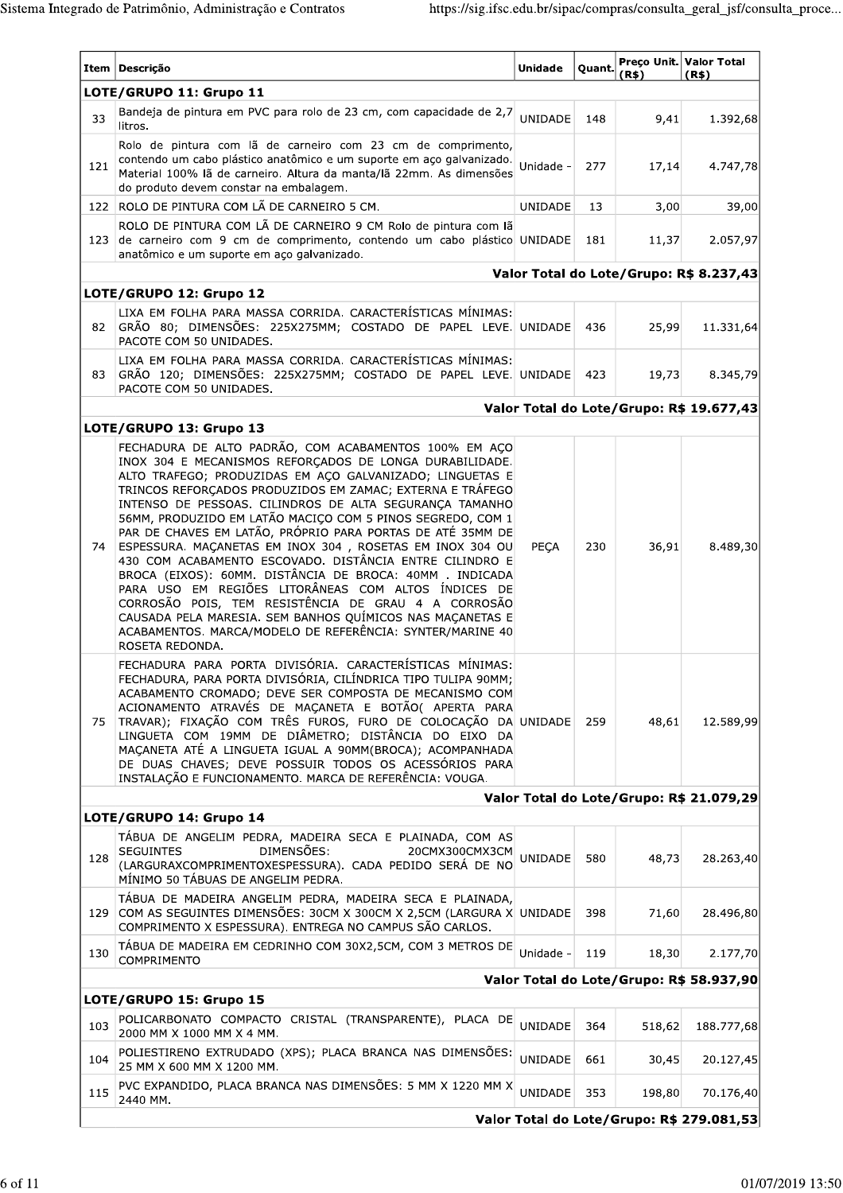| Item | Descrição | Unidade | Quant. | Preço Unit. (R$) | Valor Total (R$) |
|---|---|---|---|---|---|
| **LOTE/GRUPO 11: Grupo 11** | | | | | |
| 33 | Bandeja de pintura em PVC para rolo de 23 cm, com capacidade de 2,7 litros. | UNIDADE | 148 | 9,41 | 1.392,68 |
| 121 | Rolo de pintura com lã de carneiro com 23 cm de comprimento, contendo um cabo plástico anatômico e um suporte em aço galvanizado. Material 100% lã de carneiro. Altura da manta/lã 22mm. As dimensões do produto devem constar na embalagem. | Unidade - | 277 | 17,14 | 4.747,78 |
| 122 | ROLO DE PINTURA COM LÃ DE CARNEIRO 5 CM. | UNIDADE | 13 | 3,00 | 39,00 |
| 123 | ROLO DE PINTURA COM LÃ DE CARNEIRO 9 CM Rolo de pintura com lã de carneiro com 9 cm de comprimento, contendo um cabo plástico anatômico e um suporte em aço galvanizado. | UNIDADE | 181 | 11,37 | 2.057,97 |
| | | | | **Valor Total do Lote/Grupo:** | **R$ 8.237,43** |
| **LOTE/GRUPO 12: Grupo 12** | | | | | |
| 82 | LIXA EM FOLHA PARA MASSA CORRIDA. CARACTERÍSTICAS MÍNIMAS: GRÃO 80; DIMENSÕES: 225X275MM; COSTADO DE PAPEL LEVE. PACOTE COM 50 UNIDADES. | UNIDADE | 436 | 25,99 | 11.331,64 |
| 83 | LIXA EM FOLHA PARA MASSA CORRIDA. CARACTERÍSTICAS MÍNIMAS: GRÃO 120; DIMENSÕES: 225X275MM; COSTADO DE PAPEL LEVE. PACOTE COM 50 UNIDADES. | UNIDADE | 423 | 19,73 | 8.345,79 |
| | | | | **Valor Total do Lote/Grupo:** | **R$ 19.677,43** |
| **LOTE/GRUPO 13: Grupo 13** | | | | | |
| 74 | FECHADURA DE ALTO PADRÃO, COM ACABAMENTOS 100% EM AÇO INOX 304 E MECANISMOS REFORÇADOS DE LONGA DURABILIDADE. ALTO TRAFEGO; PRODUZIDAS EM AÇO GALVANIZADO; LINGUETAS E TRINCOS REFORÇADOS PRODUZIDOS EM ZAMAC; EXTERNA E TRÁFEGO INTENSO DE PESSOAS. CILINDROS DE ALTA SEGURANÇA TAMANHO 56MM, PRODUZIDO EM LATÃO MACIÇO COM 5 PINOS SEGREDO, COM 1 PAR DE CHAVES EM LATÃO, PRÓPRIO PARA PORTAS DE ATÉ 35MM DE ESPESSURA. MAÇANETAS EM INOX 304 , ROSETAS EM INOX 304 OU 430 COM ACABAMENTO ESCOVADO. DISTÂNCIA ENTRE CILINDRO E BROCA (EIXOS): 60MM. DISTÂNCIA DE BROCA: 40MM . INDICADA PARA USO EM REGIÕES LITORÂNEAS COM ALTOS ÍNDICES DE CORROSÃO POIS, TEM RESISTÊNCIA DE GRAU 4 A CORROSÃO CAUSADA PELA MARESIA. SEM BANHOS QUÍMICOS NAS MAÇANETAS E ACABAMENTOS. MARCA/MODELO DE REFERÊNCIA: SYNTER/MARINE 40 ROSETA REDONDA. | PEÇA | 230 | 36,91 | 8.489,30 |
| 75 | FECHADURA PARA PORTA DIVISÓRIA. CARACTERÍSTICAS MÍNIMAS: FECHADURA, PARA PORTA DIVISÓRIA, CILÍNDRICA TIPO TULIPA 90MM; ACABAMENTO CROMADO; DEVE SER COMPOSTA DE MECANISMO COM ACIONAMENTO ATRAVÉS DE MAÇANETA E BOTÃO( APERTA PARA TRAVAR); FIXAÇÃO COM TRÊS FUROS, FURO DE COLOCAÇÃO DA LINGUETA COM 19MM DE DIÂMETRO; DISTÂNCIA DO EIXO DA MAÇANETA ATÉ A LINGUETA IGUAL A 90MM(BROCA); ACOMPANHADA DE DUAS CHAVES; DEVE POSSUIR TODOS OS ACESSÓRIOS PARA INSTALAÇÃO E FUNCIONAMENTO. MARCA DE REFERÊNCIA: VOUGA. | UNIDADE | 259 | 48,61 | 12.589,99 |
| | | | | **Valor Total do Lote/Grupo:** | **R$ 21.079,29** |
| **LOTE/GRUPO 14: Grupo 14** | | | | | |
| 128 | TÁBUA DE ANGELIM PEDRA, MADEIRA SECA E PLAINADA, COM AS SEGUINTES DIMENSÕES: 20CMX300CMX3CM (LARGURAXCOMPRIMENTOXESPESSURA). CADA PEDIDO SERÁ DE NO MÍNIMO 50 TÁBUAS DE ANGELIM PEDRA. | UNIDADE | 580 | 48,73 | 28.263,40 |
| 129 | TÁBUA DE MADEIRA ANGELIM PEDRA, MADEIRA SECA E PLAINADA, COM AS SEGUINTES DIMENSÕES: 30CM X 300CM X 2,5CM (LARGURA X COMPRIMENTO X ESPESSURA). ENTREGA NO CAMPUS SÃO CARLOS. | UNIDADE | 398 | 71,60 | 28.496,80 |
| 130 | TÁBUA DE MADEIRA EM CEDRINHO COM 30X2,5CM, COM 3 METROS DE COMPRIMENTO | Unidade - | 119 | 18,30 | 2.177,70 |
| | | | | **Valor Total do Lote/Grupo:** | **R$ 58.937,90** |
| **LOTE/GRUPO 15: Grupo 15** | | | | | |
| 103 | POLICARBONATO COMPACTO CRISTAL (TRANSPARENTE), PLACA DE 2000 MM X 1000 MM X 4 MM. | UNIDADE | 364 | 518,62 | 188.777,68 |
| 104 | POLIESTIRENO EXTRUDADO (XPS); PLACA BRANCA NAS DIMENSÕES: 25 MM X 600 MM X 1200 MM. | UNIDADE | 661 | 30,45 | 20.127,45 |
| 115 | PVC EXPANDIDO, PLACA BRANCA NAS DIMENSÕES: 5 MM X 1220 MM X 2440 MM. | UNIDADE | 353 | 198,80 | 70.176,40 |
| | | | | **Valor Total do Lote/Grupo:** | **R$ 279.081,53** |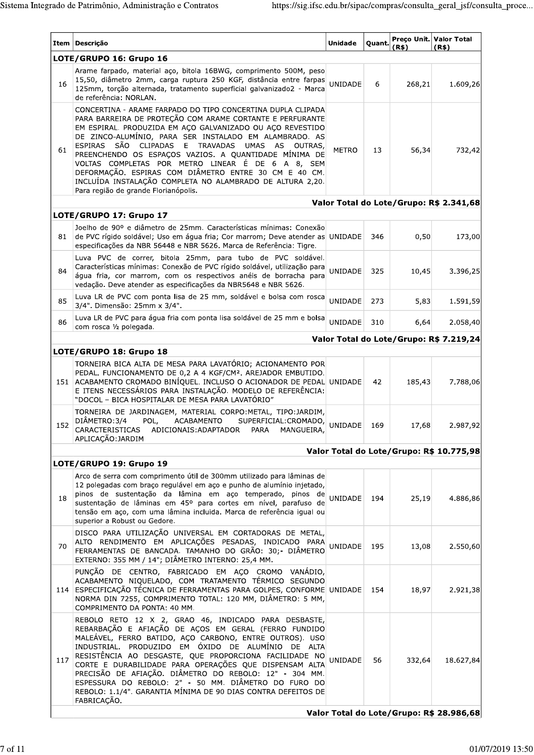| Item | Descrição | Unidade | Quant. | Preço Unit. (R$) | Valor Total (R$) |
|---|---|---|---|---|---|
| **LOTE/GRUPO 16: Grupo 16** | | | | | |
| 16 | Arame farpado, material aço, bitola 16BWG, comprimento 500M, peso 15,50, diâmetro 2mm, carga ruptura 250 KGF, distância entre farpas 125mm, torção alternada, tratamento superficial galvanizado2 - Marca de referência: NORLAN. | UNIDADE | 6 | 268,21 | 1.609,26 |
| 61 | CONCERTINA - ARAME FARPADO DO TIPO CONCERTINA DUPLA CLIPADA PARA BARREIRA DE PROTEÇÃO COM ARAME CORTANTE E PERFURANTE EM ESPIRAL. PRODUZIDA EM AÇO GALVANIZADO OU AÇO REVESTIDO DE ZINCO-ALUMÍNIO, PARA SER INSTALADO EM ALAMBRADO. AS ESPIRAS SÃO CLIPADAS E TRAVADAS UMAS AS OUTRAS, PREENCHENDO OS ESPAÇOS VAZIOS. A QUANTIDADE MÍNIMA DE VOLTAS COMPLETAS POR METRO LINEAR É DE 6 A 8, SEM DEFORMAÇÃO. ESPIRAS COM DIÂMETRO ENTRE 30 CM E 40 CM. INCLUÍDA INSTALAÇÃO COMPLETA NO ALAMBRADO DE ALTURA 2,20. Para região de grande Florianópolis. | METRO | 13 | 56,34 | 732,42 |
| | **Valor Total do Lote/Grupo: R$ 2.341,68** | | | | |
| **LOTE/GRUPO 17: Grupo 17** | | | | | |
| 81 | Joelho de 90º e diâmetro de 25mm. Características mínimas: Conexão de PVC rígido soldável; Uso em água fria; Cor marrom; Deve atender as especificações da NBR 56448 e NBR 5626. Marca de Referência: Tigre. | UNIDADE | 346 | 0,50 | 173,00 |
| 84 | Luva PVC de correr, bitola 25mm, para tubo de PVC soldável. Características mínimas: Conexão de PVC rígido soldável, utilização para água fria, cor marrom, com os respectivos anéis de borracha para vedação. Deve atender as especificações da NBR5648 e NBR 5626. | UNIDADE | 325 | 10,45 | 3.396,25 |
| 85 | Luva LR de PVC com ponta lisa de 25 mm, soldável e bolsa com rosca 3/4". Dimensão: 25mm x 3/4". | UNIDADE | 273 | 5,83 | 1.591,59 |
| 86 | Luva LR de PVC para água fria com ponta lisa soldável de 25 mm e bolsa com rosca ½ polegada. | UNIDADE | 310 | 6,64 | 2.058,40 |
| | **Valor Total do Lote/Grupo: R$ 7.219,24** | | | | |
| **LOTE/GRUPO 18: Grupo 18** | | | | | |
| 151 | TORNEIRA BICA ALTA DE MESA PARA LAVATÓRIO; ACIONAMENTO POR PEDAL. FUNCIONAMENTO DE 0,2 A 4 KGF/CM². AREJADOR EMBUTIDO. ACABAMENTO CROMADO BINÍQUEL. INCLUSO O ACIONADOR DE PEDAL E ITENS NECESSÁRIOS PARA INSTALAÇÃO. MODELO DE REFERÊNCIA: "DOCOL – BICA HOSPITALAR DE MESA PARA LAVATÓRIO" | UNIDADE | 42 | 185,43 | 7.788,06 |
| 152 | TORNEIRA DE JARDINAGEM, MATERIAL CORPO:METAL, TIPO:JARDIM, DIÂMETRO:3/4 POL, ACABAMENTO SUPERFICIAL:CROMADO, CARACTERISTICAS ADICIONAIS:ADAPTADOR PARA MANGUEIRA, APLICAÇÃO:JARDIM | UNIDADE | 169 | 17,68 | 2.987,92 |
| | **Valor Total do Lote/Grupo: R$ 10.775,98** | | | | |
| **LOTE/GRUPO 19: Grupo 19** | | | | | |
| 18 | Arco de serra com comprimento útil de 300mm utilizado para lâminas de 12 polegadas com braço regulável em aço e punho de alumínio injetado, pinos de sustentação da lâmina em aço temperado, pinos de sustentação de lâminas em 45º para cortes em nível, parafuso de tensão em aço, com uma lâmina incluída. Marca de referência igual ou superior a Robust ou Gedore. | UNIDADE | 194 | 25,19 | 4.886,86 |
| 70 | DISCO PARA UTILIZAÇÃO UNIVERSAL EM CORTADORAS DE METAL, ALTO RENDIMENTO EM APLICAÇÕES PESADAS, INDICADO PARA FERRAMENTAS DE BANCADA. TAMANHO DO GRÃO: 30;- DIÂMETRO EXTERNO: 355 MM / 14"; DIÂMETRO INTERNO: 25,4 MM. | UNIDADE | 195 | 13,08 | 2.550,60 |
| 114 | PUNÇÃO DE CENTRO, FABRICADO EM AÇO CROMO VANÁDIO, ACABAMENTO NIQUELADO, COM TRATAMENTO TÉRMICO SEGUNDO ESPECIFICAÇÃO TÉCNICA DE FERRAMENTAS PARA GOLPES, CONFORME NORMA DIN 7255, COMPRIMENTO TOTAL: 120 MM, DIÂMETRO: 5 MM, COMPRIMENTO DA PONTA: 40 MM. | UNIDADE | 154 | 18,97 | 2.921,38 |
| 117 | REBOLO RETO 12 X 2, GRAO 46, INDICADO PARA DESBASTE, REBARBAÇÃO E AFIAÇÃO DE AÇOS EM GERAL (FERRO FUNDIDO MALEÁVEL, FERRO BATIDO, AÇO CARBONO, ENTRE OUTROS). USO INDUSTRIAL. PRODUZIDO EM ÓXIDO DE ALUMÍNIO DE ALTA RESISTÊNCIA AO DESGASTE, QUE PROPORCIONA FACILIDADE NO CORTE E DURABILIDADE PARA OPERAÇÕES QUE DISPENSAM ALTA PRECISÃO DE AFIAÇÃO. DIÂMETRO DO REBOLO: 12" - 304 MM. ESPESSURA DO REBOLO: 2" - 50 MM. DIÂMETRO DO FURO DO REBOLO: 1.1/4". GARANTIA MÍNIMA DE 90 DIAS CONTRA DEFEITOS DE FABRICAÇÃO. | UNIDADE | 56 | 332,64 | 18.627,84 |
| | **Valor Total do Lote/Grupo: R$ 28.986,68** | | | | |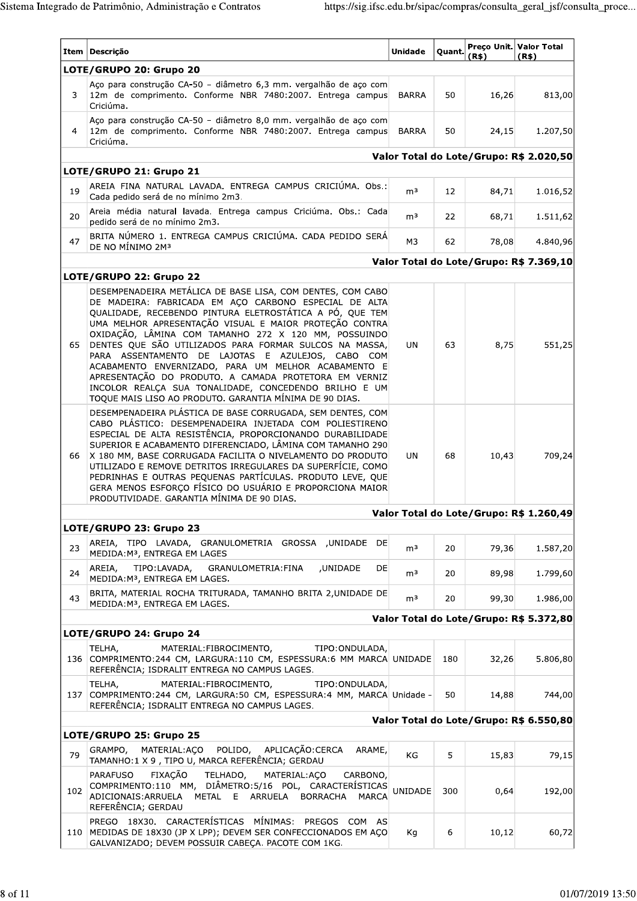| Item | Descrição | Unidade | Quant. | Preço Unit. (R$) | Valor Total (R$) |
|---|---|---|---|---|---|
| **LOTE/GRUPO 20: Grupo 20** | | | | | |
| 3 | Aço para construção CA-50 – diâmetro 6,3 mm. vergalhão de aço com 12m de comprimento. Conforme NBR 7480:2007. Entrega campus Criciúma. | BARRA | 50 | 16,26 | 813,00 |
| 4 | Aço para construção CA-50 – diâmetro 8,0 mm. vergalhão de aço com 12m de comprimento. Conforme NBR 7480:2007. Entrega campus Criciúma. | BARRA | 50 | 24,15 | 1.207,50 |
| | **Valor Total do Lote/Grupo: R$ 2.020,50** | | | | |
| **LOTE/GRUPO 21: Grupo 21** | | | | | |
| 19 | AREIA FINA NATURAL LAVADA. ENTREGA CAMPUS CRICIÚMA. Obs.: Cada pedido será de no mínimo 2m3. | m³ | 12 | 84,71 | 1.016,52 |
| 20 | Areia média natural lavada. Entrega campus Criciúma. Obs.: Cada pedido será de no mínimo 2m3. | m³ | 22 | 68,71 | 1.511,62 |
| 47 | BRITA NÚMERO 1. ENTREGA CAMPUS CRICIÚMA. CADA PEDIDO SERÁ DE NO MÍNIMO 2M³ | M3 | 62 | 78,08 | 4.840,96 |
| | **Valor Total do Lote/Grupo: R$ 7.369,10** | | | | |
| **LOTE/GRUPO 22: Grupo 22** | | | | | |
| 65 | DESEMPENADEIRA METÁLICA DE BASE LISA, COM DENTES, COM CABO DE MADEIRA: FABRICADA EM AÇO CARBONO ESPECIAL DE ALTA QUALIDADE, RECEBENDO PINTURA ELETROSTÁTICA A PÓ, QUE TEM UMA MELHOR APRESENTAÇÃO VISUAL E MAIOR PROTEÇÃO CONTRA OXIDAÇÃO, LÂMINA COM TAMANHO 272 X 120 MM, POSSUINDO DENTES QUE SÃO UTILIZADOS PARA FORMAR SULCOS NA MASSA, PARA ASSENTAMENTO DE LAJOTAS E AZULEJOS, CABO COM ACABAMENTO ENVERNIZADO, PARA UM MELHOR ACABAMENTO E APRESENTAÇÃO DO PRODUTO. A CAMADA PROTETORA EM VERNIZ INCOLOR REALÇA SUA TONALIDADE, CONCEDENDO BRILHO E UM TOQUE MAIS LISO AO PRODUTO. GARANTIA MÍNIMA DE 90 DIAS. | UN | 63 | 8,75 | 551,25 |
| 66 | DESEMPENADEIRA PLÁSTICA DE BASE CORRUGADA, SEM DENTES, COM CABO PLÁSTICO: DESEMPENADEIRA INJETADA COM POLIESTIRENO ESPECIAL DE ALTA RESISTÊNCIA, PROPORCIONANDO DURABILIDADE SUPERIOR E ACABAMENTO DIFERENCIADO, LÂMINA COM TAMANHO 290 X 180 MM, BASE CORRUGADA FACILITA O NIVELAMENTO DO PRODUTO UTILIZADO E REMOVE DETRITOS IRREGULARES DA SUPERFÍCIE, COMO PEDRINHAS E OUTRAS PEQUENAS PARTÍCULAS. PRODUTO LEVE, QUE GERA MENOS ESFORÇO FÍSICO DO USUÁRIO E PROPORCIONA MAIOR PRODUTIVIDADE. GARANTIA MÍNIMA DE 90 DIAS. | UN | 68 | 10,43 | 709,24 |
| | **Valor Total do Lote/Grupo: R$ 1.260,49** | | | | |
| **LOTE/GRUPO 23: Grupo 23** | | | | | |
| 23 | AREIA, TIPO LAVADA, GRANULOMETRIA GROSSA ,UNIDADE DE MEDIDA:M³, ENTREGA EM LAGES | m³ | 20 | 79,36 | 1.587,20 |
| 24 | AREIA, TIPO:LAVADA, GRANULOMETRIA:FINA ,UNIDADE DE MEDIDA:M³, ENTREGA EM LAGES. | m³ | 20 | 89,98 | 1.799,60 |
| 43 | BRITA, MATERIAL ROCHA TRITURADA, TAMANHO BRITA 2,UNIDADE DE MEDIDA:M³, ENTREGA EM LAGES. | m³ | 20 | 99,30 | 1.986,00 |
| | **Valor Total do Lote/Grupo: R$ 5.372,80** | | | | |
| **LOTE/GRUPO 24: Grupo 24** | | | | | |
| 136 | TELHA, MATERIAL:FIBROCIMENTO, TIPO:ONDULADA, COMPRIMENTO:244 CM, LARGURA:110 CM, ESPESSURA:6 MM MARCA REFERÊNCIA; ISDRALIT ENTREGA NO CAMPUS LAGES. | UNIDADE | 180 | 32,26 | 5.806,80 |
| 137 | TELHA, MATERIAL:FIBROCIMENTO, TIPO:ONDULADA, COMPRIMENTO:244 CM, LARGURA:50 CM, ESPESSURA:4 MM, MARCA REFERÊNCIA; ISDRALIT ENTREGA NO CAMPUS LAGES. | Unidade - | 50 | 14,88 | 744,00 |
| | **Valor Total do Lote/Grupo: R$ 6.550,80** | | | | |
| **LOTE/GRUPO 25: Grupo 25** | | | | | |
| 79 | GRAMPO, MATERIAL:AÇO POLIDO, APLICAÇÃO:CERCA ARAME, TAMANHO:1 X 9 , TIPO U, MARCA REFERÊNCIA; GERDAU | KG | 5 | 15,83 | 79,15 |
| 102 | PARAFUSO FIXAÇÃO TELHADO, MATERIAL:AÇO CARBONO, COMPRIMENTO:110 MM, DIÂMETRO:5/16 POL, CARACTERÍSTICAS ADICIONAIS:ARRUELA METAL E ARRUELA BORRACHA MARCA REFERÊNCIA; GERDAU | UNIDADE | 300 | 0,64 | 192,00 |
| 110 | PREGO 18X30. CARACTERÍSTICAS MÍNIMAS: PREGOS COM AS MEDIDAS DE 18X30 (JP X LPP); DEVEM SER CONFECCIONADOS EM AÇO GALVANIZADO; DEVEM POSSUIR CABEÇA. PACOTE COM 1KG. | Kg | 6 | 10,12 | 60,72 |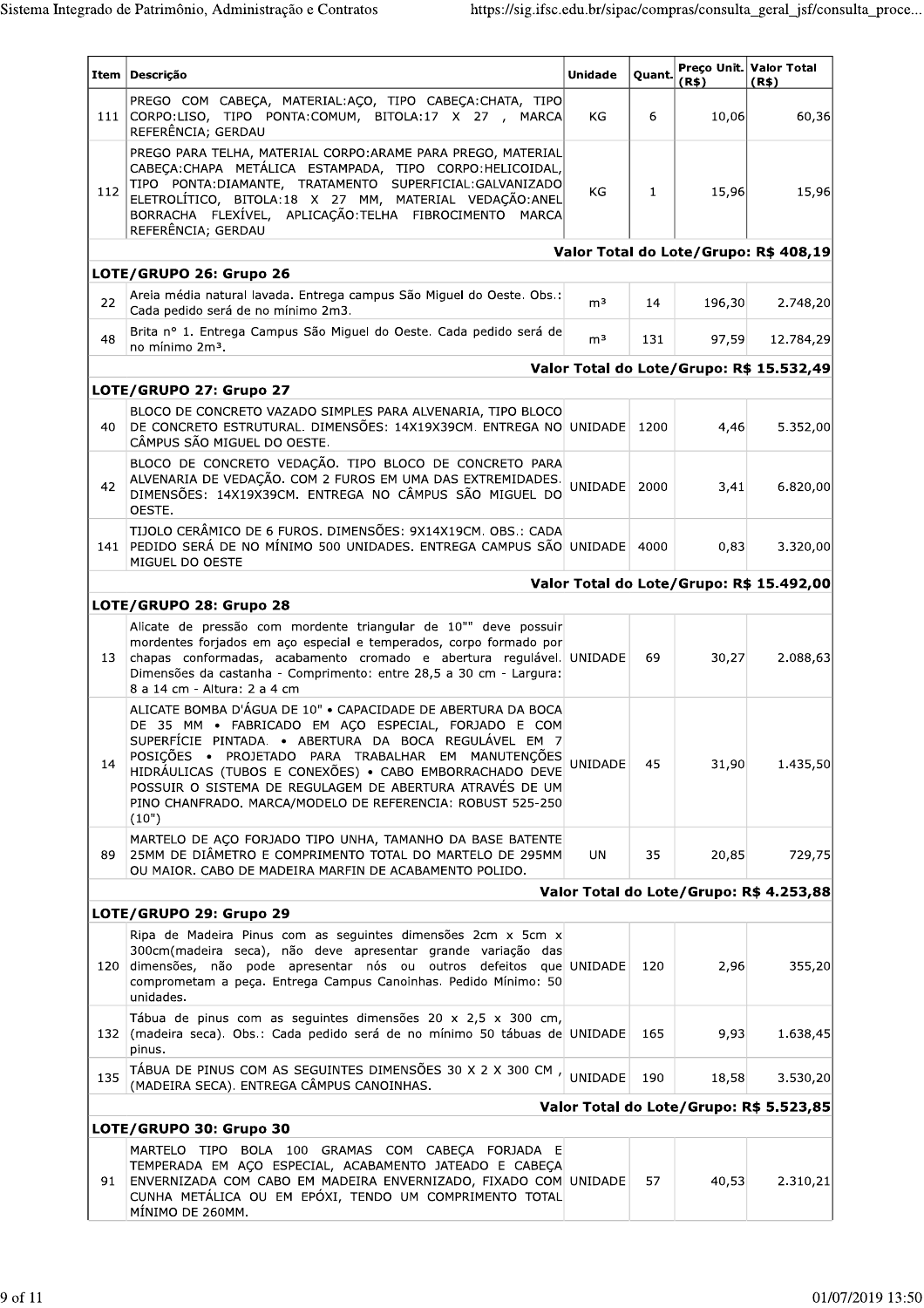| Item | Descrição | Unidade | Quant. | Preço Unit. (R$) | Valor Total (R$) |
|---|---|---|---|---|---|
| 111 | PREGO COM CABEÇA, MATERIAL:AÇO, TIPO CABEÇA:CHATA, TIPO CORPO:LISO, TIPO PONTA:COMUM, BITOLA:17 X 27 , MARCA REFERÊNCIA; GERDAU | KG | 6 | 10,06 | 60,36 |
| 112 | PREGO PARA TELHA, MATERIAL CORPO:ARAME PARA PREGO, MATERIAL CABEÇA:CHAPA METÁLICA ESTAMPADA, TIPO CORPO:HELICOIDAL, TIPO PONTA:DIAMANTE, TRATAMENTO SUPERFICIAL:GALVANIZADO ELETROLÍTICO, BITOLA:18 X 27 MM, MATERIAL VEDAÇÃO:ANEL BORRACHA FLEXÍVEL, APLICAÇÃO:TELHA FIBROCIMENTO MARCA REFERÊNCIA; GERDAU | KG | 1 | 15,96 | 15,96 |
| | | | | **Valor Total do Lote/Grupo:** | **R$ 408,19** |
| | **LOTE/GRUPO 26: Grupo 26** | | | | |
| 22 | Areia média natural lavada. Entrega campus São Miguel do Oeste. Obs.: Cada pedido será de no mínimo 2m3. | m³ | 14 | 196,30 | 2.748,20 |
| 48 | Brita n° 1. Entrega Campus São Miguel do Oeste. Cada pedido será de no mínimo 2m³. | m³ | 131 | 97,59 | 12.784,29 |
| | | | | **Valor Total do Lote/Grupo:** | **R$ 15.532,49** |
| | **LOTE/GRUPO 27: Grupo 27** | | | | |
| 40 | BLOCO DE CONCRETO VAZADO SIMPLES PARA ALVENARIA, TIPO BLOCO DE CONCRETO ESTRUTURAL. DIMENSÕES: 14X19X39CM. ENTREGA NO CÂMPUS SÃO MIGUEL DO OESTE. | UNIDADE | 1200 | 4,46 | 5.352,00 |
| 42 | BLOCO DE CONCRETO VEDAÇÃO. TIPO BLOCO DE CONCRETO PARA ALVENARIA DE VEDAÇÃO. COM 2 FUROS EM UMA DAS EXTREMIDADES. DIMENSÕES: 14X19X39CM. ENTREGA NO CÂMPUS SÃO MIGUEL DO OESTE. | UNIDADE | 2000 | 3,41 | 6.820,00 |
| 141 | TIJOLO CERÂMICO DE 6 FUROS. DIMENSÕES: 9X14X19CM. OBS.: CADA PEDIDO SERÁ DE NO MÍNIMO 500 UNIDADES. ENTREGA CAMPUS SÃO MIGUEL DO OESTE | UNIDADE | 4000 | 0,83 | 3.320,00 |
| | | | | **Valor Total do Lote/Grupo:** | **R$ 15.492,00** |
| | **LOTE/GRUPO 28: Grupo 28** | | | | |
| 13 | Alicate de pressão com mordente triangular de 10"" deve possuir mordentes forjados em aço especial e temperados, corpo formado por chapas conformadas, acabamento cromado e abertura regulável. Dimensões da castanha - Comprimento: entre 28,5 a 30 cm - Largura: 8 a 14 cm - Altura: 2 a 4 cm | UNIDADE | 69 | 30,27 | 2.088,63 |
| 14 | ALICATE BOMBA D'ÁGUA DE 10" • CAPACIDADE DE ABERTURA DA BOCA DE 35 MM • FABRICADO EM AÇO ESPECIAL, FORJADO E COM SUPERFÍCIE PINTADA. • ABERTURA DA BOCA REGULÁVEL EM 7 POSIÇÕES • PROJETADO PARA TRABALHAR EM MANUTENÇÕES HIDRÁULICAS (TUBOS E CONEXÕES) • CABO EMBORRACHADO DEVE POSSUIR O SISTEMA DE REGULAGEM DE ABERTURA ATRAVÉS DE UM PINO CHANFRADO. MARCA/MODELO DE REFERENCIA: ROBUST 525-250 (10") | UNIDADE | 45 | 31,90 | 1.435,50 |
| 89 | MARTELO DE AÇO FORJADO TIPO UNHA, TAMANHO DA BASE BATENTE 25MM DE DIÂMETRO E COMPRIMENTO TOTAL DO MARTELO DE 295MM OU MAIOR. CABO DE MADEIRA MARFIN DE ACABAMENTO POLIDO. | UN | 35 | 20,85 | 729,75 |
| | | | | **Valor Total do Lote/Grupo:** | **R$ 4.253,88** |
| | **LOTE/GRUPO 29: Grupo 29** | | | | |
| 120 | Ripa de Madeira Pinus com as seguintes dimensões 2cm x 5cm x 300cm(madeira seca), não deve apresentar grande variação das dimensões, não pode apresentar nós ou outros defeitos que comprometam a peça. Entrega Campus Canoinhas. Pedido Mínimo: 50 unidades. | UNIDADE | 120 | 2,96 | 355,20 |
| 132 | Tábua de pinus com as seguintes dimensões 20 x 2,5 x 300 cm, (madeira seca). Obs.: Cada pedido será de no mínimo 50 tábuas de pinus. | UNIDADE | 165 | 9,93 | 1.638,45 |
| 135 | TÁBUA DE PINUS COM AS SEGUINTES DIMENSÕES 30 X 2 X 300 CM , (MADEIRA SECA). ENTREGA CÂMPUS CANOINHAS. | UNIDADE | 190 | 18,58 | 3.530,20 |
| | | | | **Valor Total do Lote/Grupo:** | **R$ 5.523,85** |
| | **LOTE/GRUPO 30: Grupo 30** | | | | |
| 91 | MARTELO TIPO BOLA 100 GRAMAS COM CABEÇA FORJADA E TEMPERADA EM AÇO ESPECIAL, ACABAMENTO JATEADO E CABEÇA ENVERNIZADA COM CABO EM MADEIRA ENVERNIZADO, FIXADO COM CUNHA METÁLICA OU EM EPÓXI, TENDO UM COMPRIMENTO TOTAL MÍNIMO DE 260MM. | UNIDADE | 57 | 40,53 | 2.310,21 |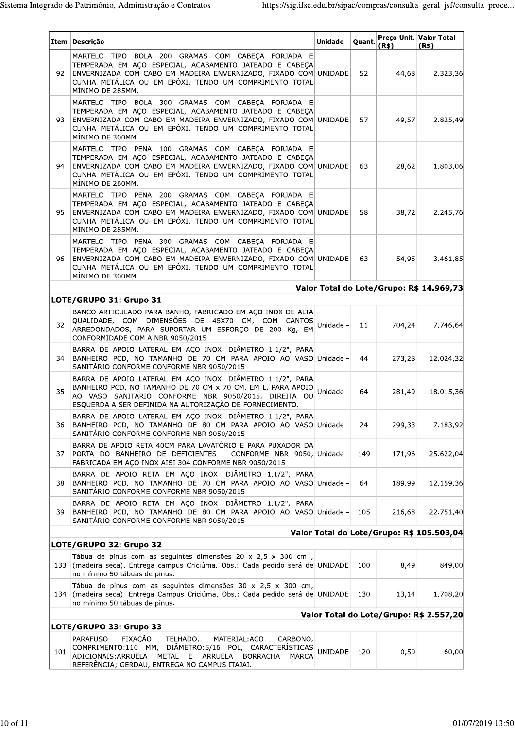| Item | Descrição | Unidade | Quant. | Preço Unit. (R$) | Valor Total (R$) |
|---|---|---|---|---|---|
| 92 | MARTELO TIPO BOLA 200 GRAMAS COM CABEÇA FORJADA E TEMPERADA EM AÇO ESPECIAL, ACABAMENTO JATEADO E CABEÇA ENVERNIZADA COM CABO EM MADEIRA ENVERNIZADO, FIXADO COM CUNHA METÁLICA OU EM EPÓXI, TENDO UM COMPRIMENTO TOTAL MÍNIMO DE 285MM. | UNIDADE | 52 | 44,68 | 2.323,36 |
| 93 | MARTELO TIPO BOLA 300 GRAMAS COM CABEÇA FORJADA E TEMPERADA EM AÇO ESPECIAL, ACABAMENTO JATEADO E CABEÇA ENVERNIZADA COM CABO EM MADEIRA ENVERNIZADO, FIXADO COM CUNHA METÁLICA OU EM EPÓXI, TENDO UM COMPRIMENTO TOTAL MÍNIMO DE 300MM. | UNIDADE | 57 | 49,57 | 2.825,49 |
| 94 | MARTELO TIPO PENA 100 GRAMAS COM CABEÇA FORJADA E TEMPERADA EM AÇO ESPECIAL, ACABAMENTO JATEADO E CABEÇA ENVERNIZADA COM CABO EM MADEIRA ENVERNIZADO, FIXADO COM CUNHA METÁLICA OU EM EPÓXI, TENDO UM COMPRIMENTO TOTAL MÍNIMO DE 260MM. | UNIDADE | 63 | 28,62 | 1.803,06 |
| 95 | MARTELO TIPO PENA 200 GRAMAS COM CABEÇA FORJADA E TEMPERADA EM AÇO ESPECIAL, ACABAMENTO JATEADO E CABEÇA ENVERNIZADA COM CABO EM MADEIRA ENVERNIZADO, FIXADO COM CUNHA METÁLICA OU EM EPÓXI, TENDO UM COMPRIMENTO TOTAL MÍNIMO DE 285MM. | UNIDADE | 58 | 38,72 | 2.245,76 |
| 96 | MARTELO TIPO PENA 300 GRAMAS COM CABEÇA FORJADA E TEMPERADA EM AÇO ESPECIAL, ACABAMENTO JATEADO E CABEÇA ENVERNIZADA COM CABO EM MADEIRA ENVERNIZADO, FIXADO COM CUNHA METÁLICA OU EM EPÓXI, TENDO UM COMPRIMENTO TOTAL MÍNIMO DE 300MM. | UNIDADE | 63 | 54,95 | 3.461,85 |
| | **Valor Total do Lote/Grupo: R$ 14.969,73** | | | | |
| | **LOTE/GRUPO 31: Grupo 31** | | | | |
| 32 | BANCO ARTICULADO PARA BANHO, FABRICADO EM AÇO INOX DE ALTA QUALIDADE, COM DIMENSÕES DE 45X70 CM, COM CANTOS ARREDONDADOS, PARA SUPORTAR UM ESFORÇO DE 200 Kg, EM CONFORMIDADE COM A NBR 9050/2015 | Unidade - | 11 | 704,24 | 7.746,64 |
| 34 | BARRA DE APOIO LATERAL EM AÇO INOX. DIÂMETRO 1.1/2", PARA BANHEIRO PCD, NO TAMANHO DE 70 CM PARA APOIO AO VASO SANITÁRIO CONFORME CONFORME NBR 9050/2015 | Unidade - | 44 | 273,28 | 12.024,32 |
| 35 | BARRA DE APOIO LATERAL EM AÇO INOX. DIÂMETRO 1.1/2", PARA BANHEIRO PCD, NO TAMANHO DE 70 CM x 70 CM. EM L, PARA APOIO AO VASO SANITÁRIO CONFORME NBR 9050/2015, DIREITA OU ESQUERDA A SER DEFINIDA NA AUTORIZAÇÃO DE FORNECIMENTO. | Unidade - | 64 | 281,49 | 18.015,36 |
| 36 | BARRA DE APOIO LATERAL EM AÇO INOX. DIÂMETRO 1.1/2", PARA BANHEIRO PCD, NO TAMANHO DE 80 CM PARA APOIO AO VASO SANITÁRIO CONFORME CONFORME NBR 9050/2015 | Unidade - | 24 | 299,33 | 7.183,92 |
| 37 | BARRA DE APOIO RETA 40CM PARA LAVATÓRIO E PARA PUXADOR DA PORTA DO BANHEIRO DE DEFICIENTES - CONFORME NBR 9050, FABRICADA EM AÇO INOX AISI 304 CONFORME NBR 9050/2015 | Unidade - | 149 | 171,96 | 25.622,04 |
| 38 | BARRA DE APOIO RETA EM AÇO INOX. DIÂMETRO 1.1/2", PARA BANHEIRO PCD, NO TAMANHO DE 70 CM PARA APOIO AO VASO SANITÁRIO CONFORME CONFORME NBR 9050/2015 | Unidade - | 64 | 189,99 | 12.159,36 |
| 39 | BARRA DE APOIO RETA EM AÇO INOX. DIÂMETRO 1.1/2", PARA BANHEIRO PCD, NO TAMANHO DE 80 CM PARA APOIO AO VASO SANITÁRIO CONFORME CONFORME NBR 9050/2015 | Unidade - | 105 | 216,68 | 22.751,40 |
| | **Valor Total do Lote/Grupo: R$ 105.503,04** | | | | |
| | **LOTE/GRUPO 32: Grupo 32** | | | | |
| 133 | Tábua de pinus com as seguintes dimensões 20 x 2,5 x 300 cm , (madeira seca). Entrega campus Criciúma. Obs.: Cada pedido será de no mínimo 50 tábuas de pinus. | UNIDADE | 100 | 8,49 | 849,00 |
| 134 | Tábua de pinus com as seguintes dimensões 30 x 2,5 x 300 cm, (madeira seca). Entrega Campus Criciúma. Obs.: Cada pedido será de no mínimo 50 tábuas de pinus. | UNIDADE | 130 | 13,14 | 1.708,20 |
| | **Valor Total do Lote/Grupo: R$ 2.557,20** | | | | |
| | **LOTE/GRUPO 33: Grupo 33** | | | | |
| 101 | PARAFUSO FIXAÇÃO TELHADO, MATERIAL:AÇO CARBONO, COMPRIMENTO:110 MM, DIÂMETRO:5/16 POL, CARACTERÍSTICAS ADICIONAIS:ARRUELA METAL E ARRUELA BORRACHA MARCA REFERÊNCIA; GERDAU, ENTREGA NO CAMPUS ITAJAI. | UNIDADE | 120 | 0,50 | 60,00 |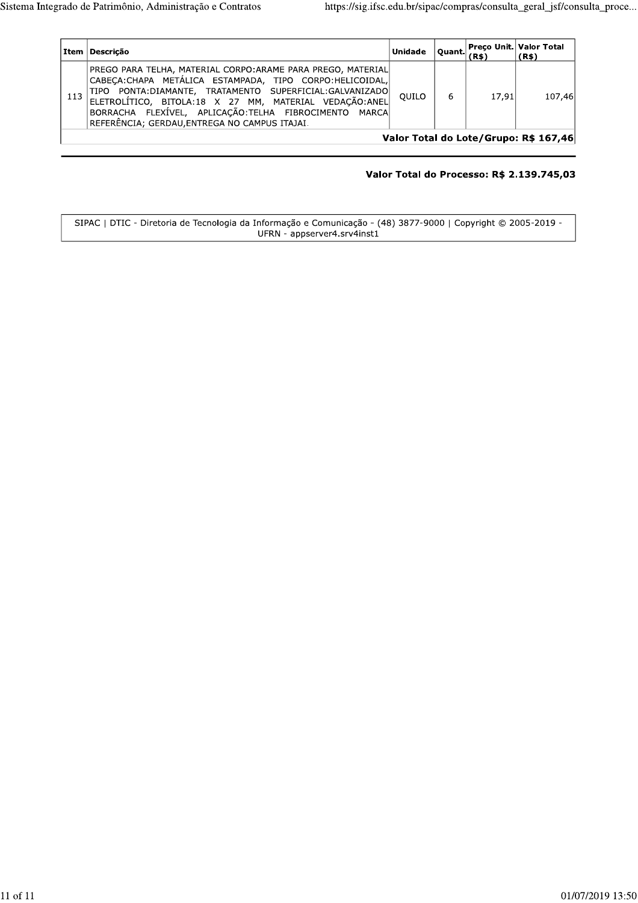| Item | Descrição | Unidade | Quant. | Preço Unit. (R$) | Valor Total (R$) |
|---|---|---|---|---|---|
| 113 | PREGO PARA TELHA, MATERIAL CORPO:ARAME PARA PREGO, MATERIAL CABEÇA:CHAPA METÁLICA ESTAMPADA, TIPO CORPO:HELICOIDAL, TIPO PONTA:DIAMANTE, TRATAMENTO SUPERFICIAL:GALVANIZADO ELETROLÍTICO, BITOLA:18 X 27 MM, MATERIAL VEDAÇÃO:ANEL BORRACHA FLEXÍVEL, APLICAÇÃO:TELHA FIBROCIMENTO MARCA REFERÊNCIA; GERDAU,ENTREGA NO CAMPUS ITAJAI. | QUILO | 6 | 17,91 | 107,46 |
| | | | | **Valor Total do Lote/Grupo:** | **R$ 167,46** |

**Valor Total do Processo: R$ 2.139.745,03**

SIPAC | DTIC - Diretoria de Tecnologia da Informação e Comunicação - (48) 3877-9000 | Copyright © 2005-2019 - UFRN - appserver4.srv4inst1